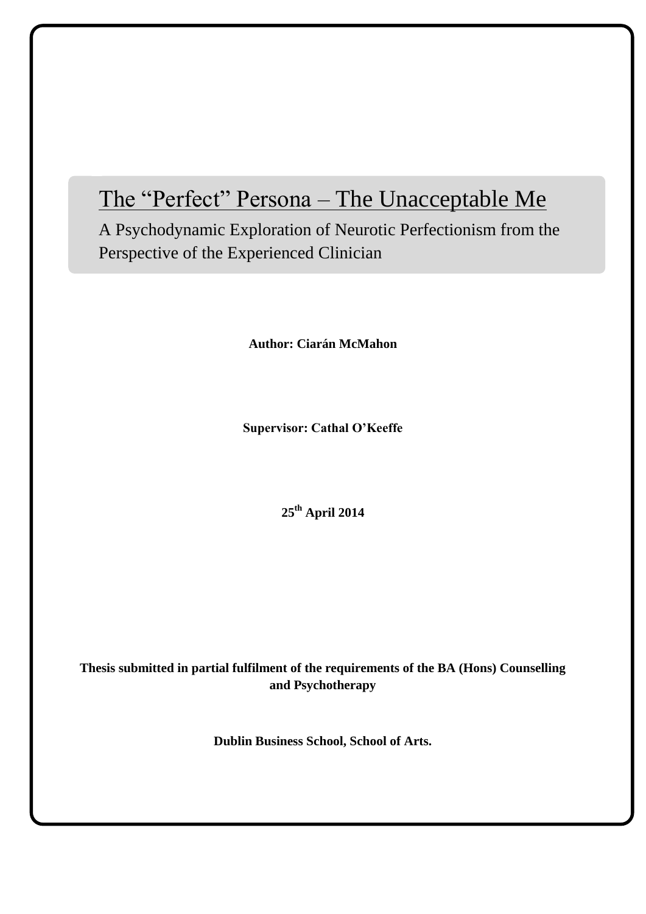# The “Perfect” Persona – The Unacceptable Me

## A Psychodynamic Exploration of Neurotic Perfectionism from the Perspective of the Experienced Clinician

**Author: Ciarán McMahon**

**Supervisor: Cathal O’Keeffe**

**25th April 2014**

**Thesis submitted in partial fulfilment of the requirements of the BA (Hons) Counselling and Psychotherapy**

**Dublin Business School, School of Arts.**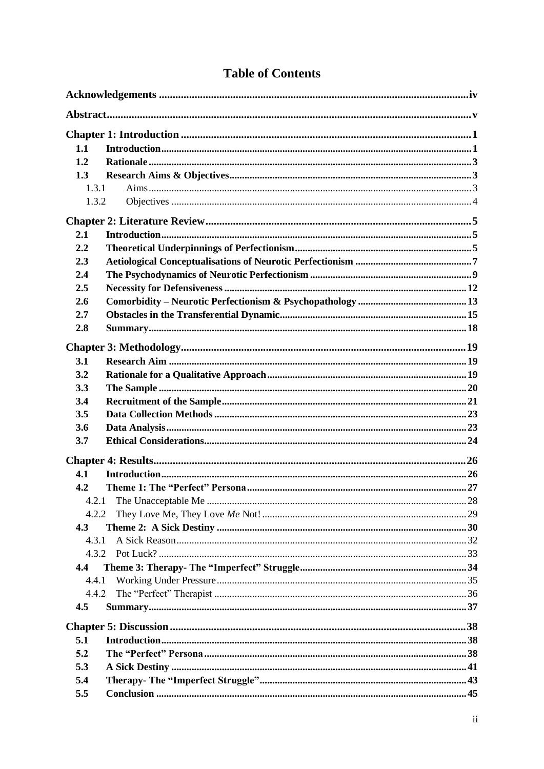# Table of Contents

**Acknowledgements** ..... **iv**

**Abstract** ..... **v**

**Chapter 1: Introduction** ..... **1**

- **1.1 Introduction** ..... **1**
- **1.2 Rationale** ..... **3**
- **1.3 Research Aims & Objectives** ..... **3**
  - 1.3.1 Aims ..... 3
  - 1.3.2 Objectives ..... 4

**Chapter 2: Literature Review** ..... **5**

- **2.1 Introduction** ..... **5**
- **2.2 Theoretical Underpinnings of Perfectionism** ..... **5**
- **2.3 Aetiological Conceptualisations of Neurotic Perfectionism** ..... **7**
- **2.4 The Psychodynamics of Neurotic Perfectionism** ..... **9**
- **2.5 Necessity for Defensiveness** ..... **12**
- **2.6 Comorbidity – Neurotic Perfectionism & Psychopathology** ..... **13**
- **2.7 Obstacles in the Transferential Dynamic** ..... **15**
- **2.8 Summary** ..... **18**

**Chapter 3: Methodology** ..... **19**

- **3.1 Research Aim** ..... **19**
- **3.2 Rationale for a Qualitative Approach** ..... **19**
- **3.3 The Sample** ..... **20**
- **3.4 Recruitment of the Sample** ..... **21**
- **3.5 Data Collection Methods** ..... **23**
- **3.6 Data Analysis** ..... **23**
- **3.7 Ethical Considerations** ..... **24**

**Chapter 4: Results** ..... **26**

- **4.1 Introduction** ..... **26**
- **4.2 Theme 1: The "Perfect" Persona** ..... **27**
  - 4.2.1 The Unacceptable Me ..... 28
  - 4.2.2 They Love Me, They Love *Me* Not! ..... 29
- **4.3 Theme 2: A Sick Destiny** ..... **30**
  - 4.3.1 A Sick Reason ..... 32
  - 4.3.2 Pot Luck? ..... 33
- **4.4 Theme 3: Therapy- The "Imperfect" Struggle** ..... **34**
  - 4.4.1 Working Under Pressure ..... 35
  - 4.4.2 The "Perfect" Therapist ..... 36
- **4.5 Summary** ..... **37**

**Chapter 5: Discussion** ..... **38**

- **5.1 Introduction** ..... **38**
- **5.2 The "Perfect" Persona** ..... **38**
- **5.3 A Sick Destiny** ..... **41**
- **5.4 Therapy- The "Imperfect Struggle"** ..... **43**
- **5.5 Conclusion** ..... **45**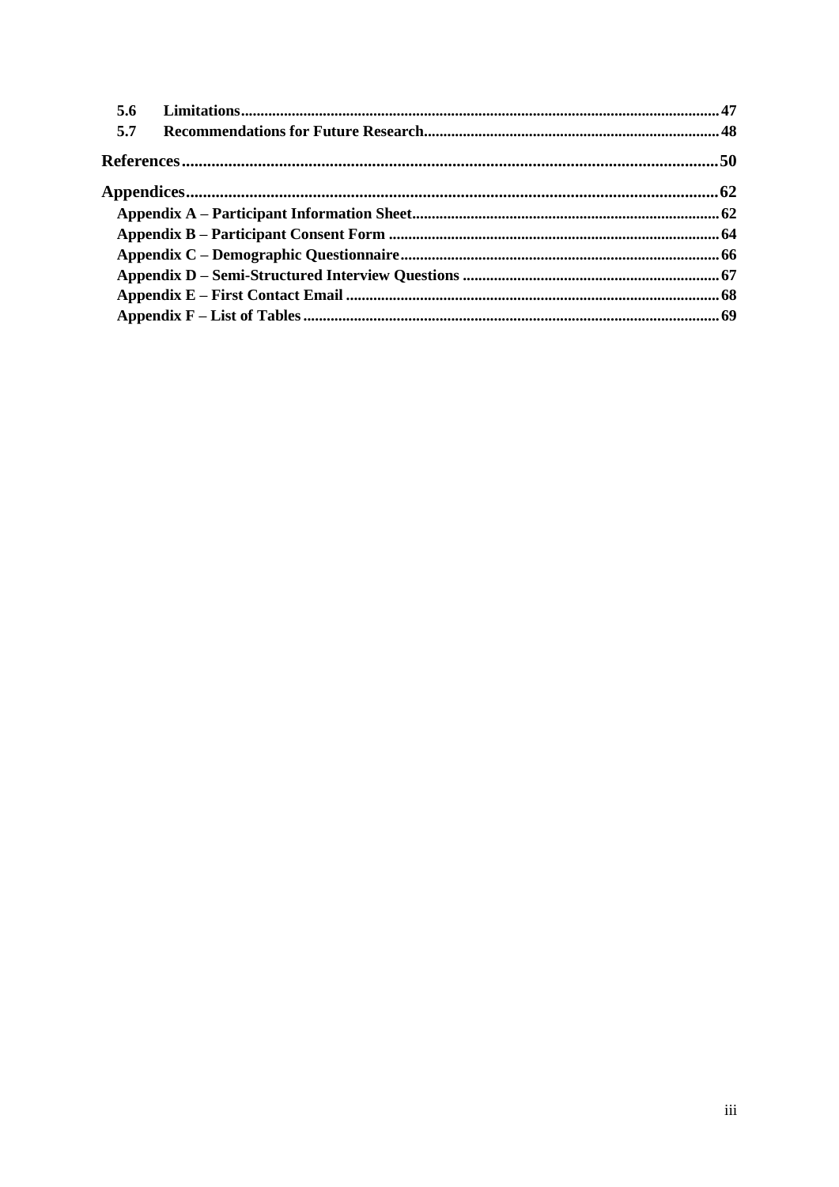5.6 Limitations ... 47

5.7 Recommendations for Future Research ... 48

**References** ... 50

**Appendices** ... 62

Appendix A – Participant Information Sheet ... 62

Appendix B – Participant Consent Form ... 64

Appendix C – Demographic Questionnaire ... 66

Appendix D – Semi-Structured Interview Questions ... 67

Appendix E – First Contact Email ... 68

Appendix F – List of Tables ... 69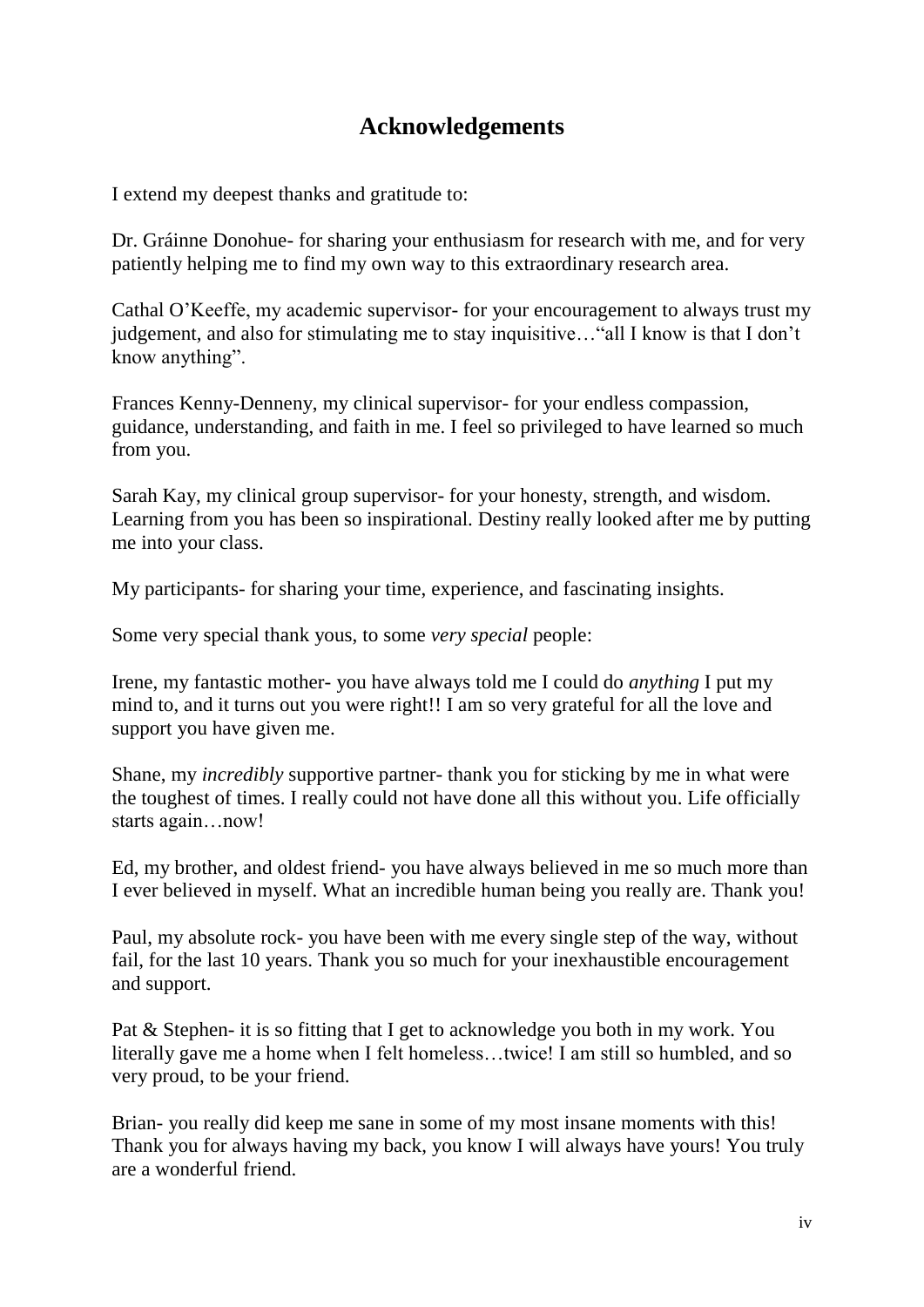## Acknowledgements

I extend my deepest thanks and gratitude to:

Dr. Gráinne Donohue- for sharing your enthusiasm for research with me, and for very patiently helping me to find my own way to this extraordinary research area.

Cathal O'Keeffe, my academic supervisor- for your encouragement to always trust my judgement, and also for stimulating me to stay inquisitive…"all I know is that I don't know anything".

Frances Kenny-Denneny, my clinical supervisor- for your endless compassion, guidance, understanding, and faith in me. I feel so privileged to have learned so much from you.

Sarah Kay, my clinical group supervisor- for your honesty, strength, and wisdom. Learning from you has been so inspirational. Destiny really looked after me by putting me into your class.

My participants- for sharing your time, experience, and fascinating insights.

Some very special thank yous, to some *very special* people:

Irene, my fantastic mother- you have always told me I could do *anything* I put my mind to, and it turns out you were right!! I am so very grateful for all the love and support you have given me.

Shane, my *incredibly* supportive partner- thank you for sticking by me in what were the toughest of times. I really could not have done all this without you. Life officially starts again…now!

Ed, my brother, and oldest friend- you have always believed in me so much more than I ever believed in myself. What an incredible human being you really are. Thank you!

Paul, my absolute rock- you have been with me every single step of the way, without fail, for the last 10 years. Thank you so much for your inexhaustible encouragement and support.

Pat & Stephen- it is so fitting that I get to acknowledge you both in my work. You literally gave me a home when I felt homeless…twice! I am still so humbled, and so very proud, to be your friend.

Brian- you really did keep me sane in some of my most insane moments with this! Thank you for always having my back, you know I will always have yours! You truly are a wonderful friend.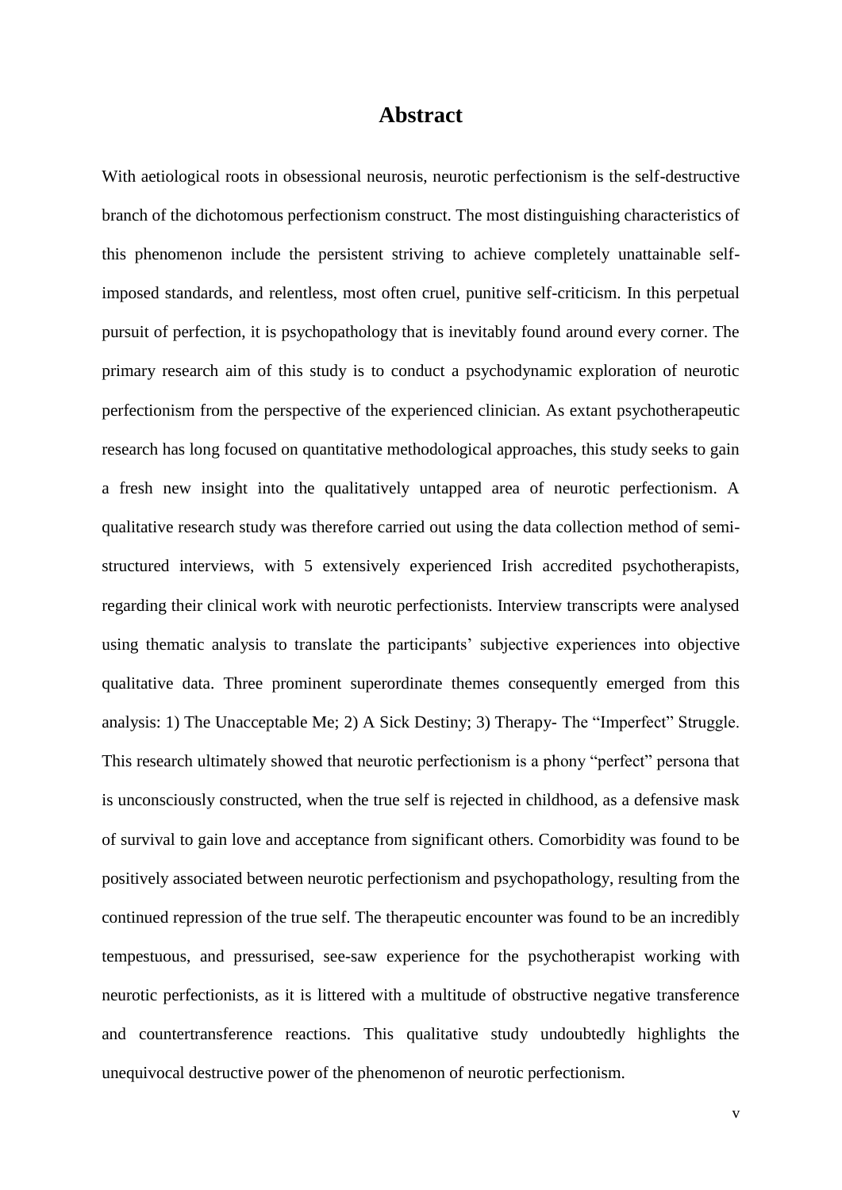# Abstract

With aetiological roots in obsessional neurosis, neurotic perfectionism is the self-destructive branch of the dichotomous perfectionism construct. The most distinguishing characteristics of this phenomenon include the persistent striving to achieve completely unattainable self-imposed standards, and relentless, most often cruel, punitive self-criticism. In this perpetual pursuit of perfection, it is psychopathology that is inevitably found around every corner. The primary research aim of this study is to conduct a psychodynamic exploration of neurotic perfectionism from the perspective of the experienced clinician. As extant psychotherapeutic research has long focused on quantitative methodological approaches, this study seeks to gain a fresh new insight into the qualitatively untapped area of neurotic perfectionism. A qualitative research study was therefore carried out using the data collection method of semi-structured interviews, with 5 extensively experienced Irish accredited psychotherapists, regarding their clinical work with neurotic perfectionists. Interview transcripts were analysed using thematic analysis to translate the participants' subjective experiences into objective qualitative data. Three prominent superordinate themes consequently emerged from this analysis: 1) The Unacceptable Me; 2) A Sick Destiny; 3) Therapy- The "Imperfect" Struggle. This research ultimately showed that neurotic perfectionism is a phony "perfect" persona that is unconsciously constructed, when the true self is rejected in childhood, as a defensive mask of survival to gain love and acceptance from significant others. Comorbidity was found to be positively associated between neurotic perfectionism and psychopathology, resulting from the continued repression of the true self. The therapeutic encounter was found to be an incredibly tempestuous, and pressurised, see-saw experience for the psychotherapist working with neurotic perfectionists, as it is littered with a multitude of obstructive negative transference and countertransference reactions. This qualitative study undoubtedly highlights the unequivocal destructive power of the phenomenon of neurotic perfectionism.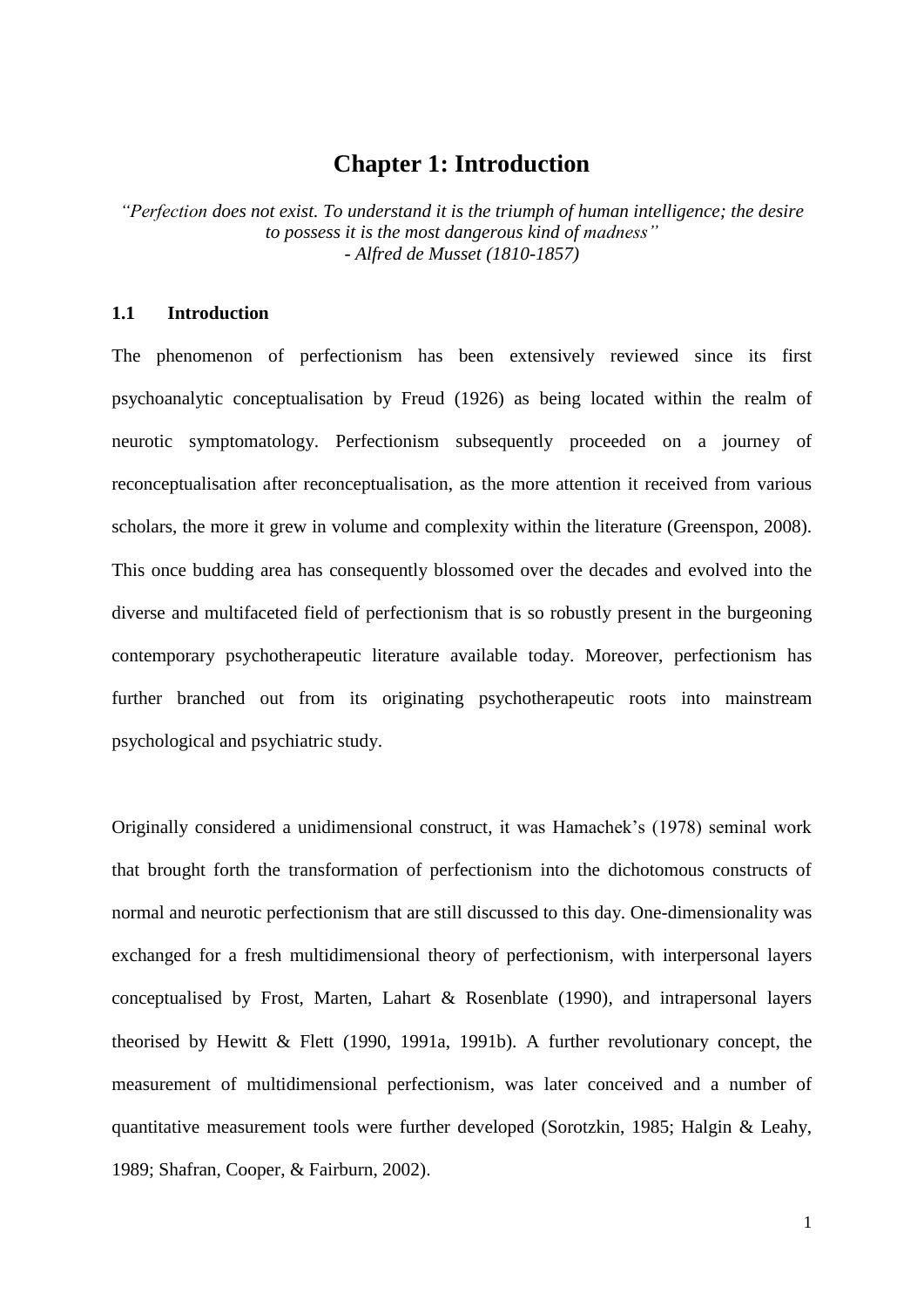# Chapter 1: Introduction

*"Perfection does not exist. To understand it is the triumph of human intelligence; the desire to possess it is the most dangerous kind of madness"*
*- Alfred de Musset (1810-1857)*

## 1.1 Introduction

The phenomenon of perfectionism has been extensively reviewed since its first psychoanalytic conceptualisation by Freud (1926) as being located within the realm of neurotic symptomatology. Perfectionism subsequently proceeded on a journey of reconceptualisation after reconceptualisation, as the more attention it received from various scholars, the more it grew in volume and complexity within the literature (Greenspon, 2008). This once budding area has consequently blossomed over the decades and evolved into the diverse and multifaceted field of perfectionism that is so robustly present in the burgeoning contemporary psychotherapeutic literature available today. Moreover, perfectionism has further branched out from its originating psychotherapeutic roots into mainstream psychological and psychiatric study.

Originally considered a unidimensional construct, it was Hamachek's (1978) seminal work that brought forth the transformation of perfectionism into the dichotomous constructs of normal and neurotic perfectionism that are still discussed to this day. One-dimensionality was exchanged for a fresh multidimensional theory of perfectionism, with interpersonal layers conceptualised by Frost, Marten, Lahart & Rosenblate (1990), and intrapersonal layers theorised by Hewitt & Flett (1990, 1991a, 1991b). A further revolutionary concept, the measurement of multidimensional perfectionism, was later conceived and a number of quantitative measurement tools were further developed (Sorotzkin, 1985; Halgin & Leahy, 1989; Shafran, Cooper, & Fairburn, 2002).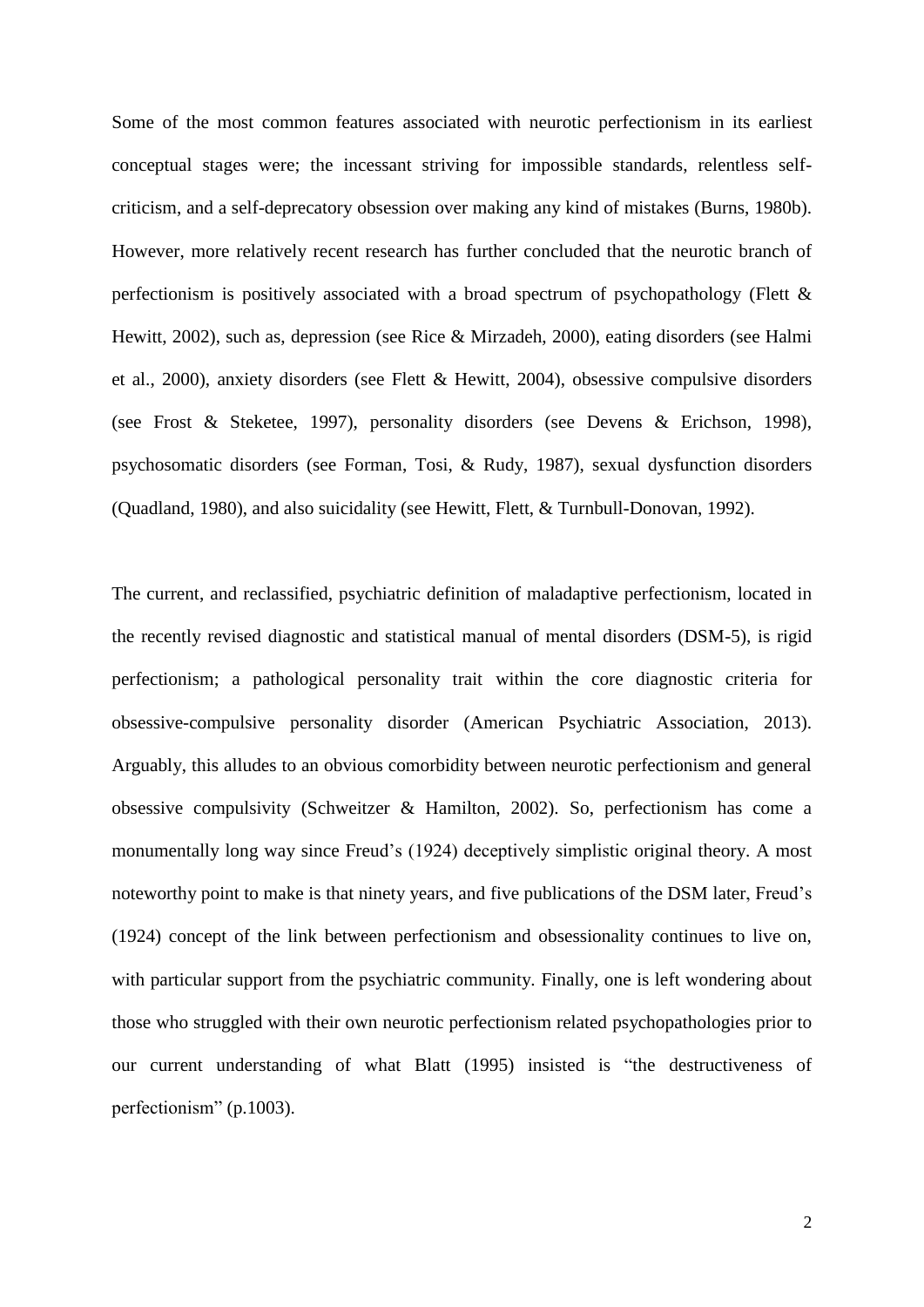Some of the most common features associated with neurotic perfectionism in its earliest conceptual stages were; the incessant striving for impossible standards, relentless self-criticism, and a self-deprecatory obsession over making any kind of mistakes (Burns, 1980b). However, more relatively recent research has further concluded that the neurotic branch of perfectionism is positively associated with a broad spectrum of psychopathology (Flett & Hewitt, 2002), such as, depression (see Rice & Mirzadeh, 2000), eating disorders (see Halmi et al., 2000), anxiety disorders (see Flett & Hewitt, 2004), obsessive compulsive disorders (see Frost & Steketee, 1997), personality disorders (see Devens & Erichson, 1998), psychosomatic disorders (see Forman, Tosi, & Rudy, 1987), sexual dysfunction disorders (Quadland, 1980), and also suicidality (see Hewitt, Flett, & Turnbull-Donovan, 1992).

The current, and reclassified, psychiatric definition of maladaptive perfectionism, located in the recently revised diagnostic and statistical manual of mental disorders (DSM-5), is rigid perfectionism; a pathological personality trait within the core diagnostic criteria for obsessive-compulsive personality disorder (American Psychiatric Association, 2013). Arguably, this alludes to an obvious comorbidity between neurotic perfectionism and general obsessive compulsivity (Schweitzer & Hamilton, 2002). So, perfectionism has come a monumentally long way since Freud's (1924) deceptively simplistic original theory. A most noteworthy point to make is that ninety years, and five publications of the DSM later, Freud's (1924) concept of the link between perfectionism and obsessionality continues to live on, with particular support from the psychiatric community. Finally, one is left wondering about those who struggled with their own neurotic perfectionism related psychopathologies prior to our current understanding of what Blatt (1995) insisted is "the destructiveness of perfectionism" (p.1003).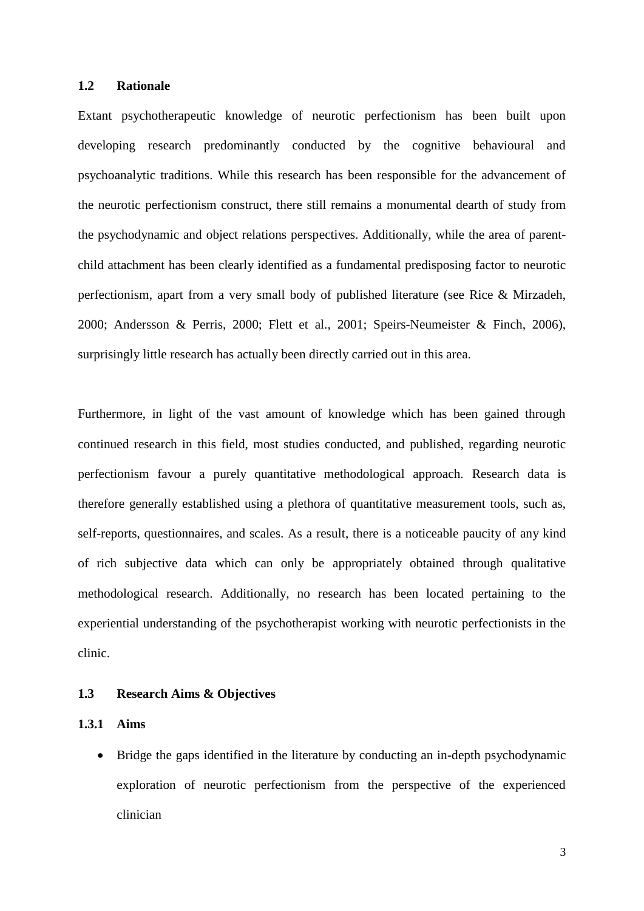## 1.2 Rationale

Extant psychotherapeutic knowledge of neurotic perfectionism has been built upon developing research predominantly conducted by the cognitive behavioural and psychoanalytic traditions. While this research has been responsible for the advancement of the neurotic perfectionism construct, there still remains a monumental dearth of study from the psychodynamic and object relations perspectives. Additionally, while the area of parent-child attachment has been clearly identified as a fundamental predisposing factor to neurotic perfectionism, apart from a very small body of published literature (see Rice & Mirzadeh, 2000; Andersson & Perris, 2000; Flett et al., 2001; Speirs-Neumeister & Finch, 2006), surprisingly little research has actually been directly carried out in this area.

Furthermore, in light of the vast amount of knowledge which has been gained through continued research in this field, most studies conducted, and published, regarding neurotic perfectionism favour a purely quantitative methodological approach. Research data is therefore generally established using a plethora of quantitative measurement tools, such as, self-reports, questionnaires, and scales. As a result, there is a noticeable paucity of any kind of rich subjective data which can only be appropriately obtained through qualitative methodological research. Additionally, no research has been located pertaining to the experiential understanding of the psychotherapist working with neurotic perfectionists in the clinic.

## 1.3 Research Aims & Objectives

### 1.3.1 Aims

- Bridge the gaps identified in the literature by conducting an in-depth psychodynamic exploration of neurotic perfectionism from the perspective of the experienced clinician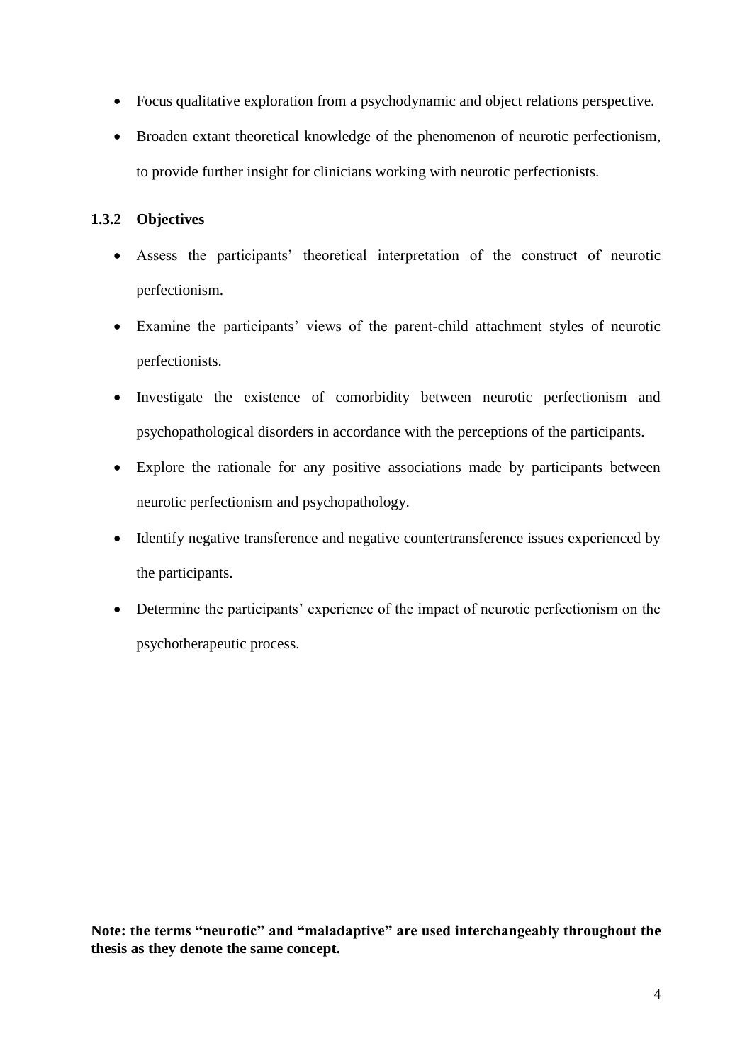- Focus qualitative exploration from a psychodynamic and object relations perspective.
- Broaden extant theoretical knowledge of the phenomenon of neurotic perfectionism, to provide further insight for clinicians working with neurotic perfectionists.

### 1.3.2 Objectives

- Assess the participants' theoretical interpretation of the construct of neurotic perfectionism.
- Examine the participants' views of the parent-child attachment styles of neurotic perfectionists.
- Investigate the existence of comorbidity between neurotic perfectionism and psychopathological disorders in accordance with the perceptions of the participants.
- Explore the rationale for any positive associations made by participants between neurotic perfectionism and psychopathology.
- Identify negative transference and negative countertransference issues experienced by the participants.
- Determine the participants' experience of the impact of neurotic perfectionism on the psychotherapeutic process.

**Note: the terms "neurotic" and "maladaptive" are used interchangeably throughout the thesis as they denote the same concept.**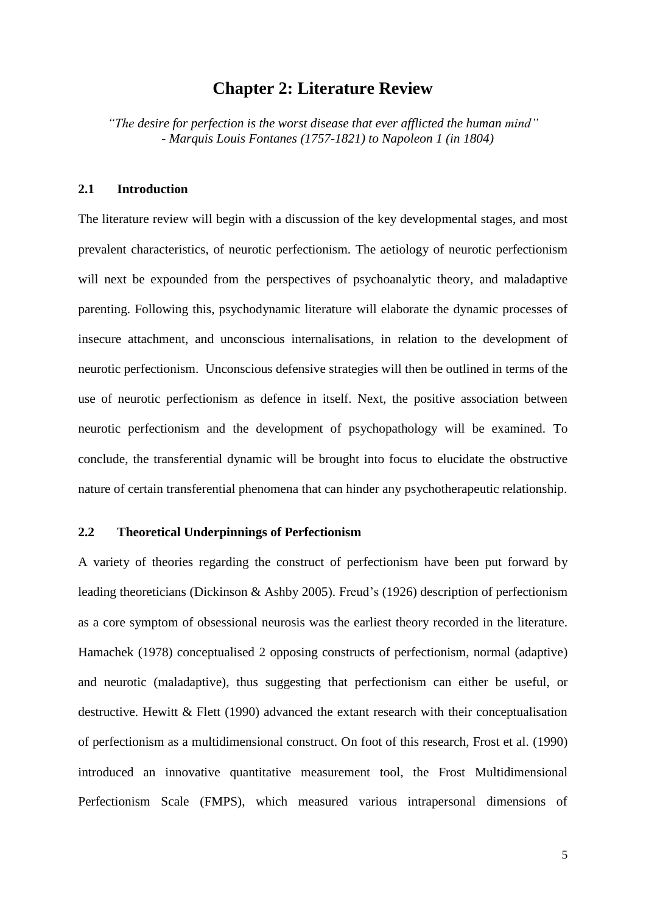# Chapter 2: Literature Review

*"The desire for perfection is the worst disease that ever afflicted the human mind"*
*- Marquis Louis Fontanes (1757-1821) to Napoleon 1 (in 1804)*

## 2.1 Introduction

The literature review will begin with a discussion of the key developmental stages, and most prevalent characteristics, of neurotic perfectionism. The aetiology of neurotic perfectionism will next be expounded from the perspectives of psychoanalytic theory, and maladaptive parenting. Following this, psychodynamic literature will elaborate the dynamic processes of insecure attachment, and unconscious internalisations, in relation to the development of neurotic perfectionism. Unconscious defensive strategies will then be outlined in terms of the use of neurotic perfectionism as defence in itself. Next, the positive association between neurotic perfectionism and the development of psychopathology will be examined. To conclude, the transferential dynamic will be brought into focus to elucidate the obstructive nature of certain transferential phenomena that can hinder any psychotherapeutic relationship.

## 2.2 Theoretical Underpinnings of Perfectionism

A variety of theories regarding the construct of perfectionism have been put forward by leading theoreticians (Dickinson & Ashby 2005). Freud's (1926) description of perfectionism as a core symptom of obsessional neurosis was the earliest theory recorded in the literature. Hamachek (1978) conceptualised 2 opposing constructs of perfectionism, normal (adaptive) and neurotic (maladaptive), thus suggesting that perfectionism can either be useful, or destructive. Hewitt & Flett (1990) advanced the extant research with their conceptualisation of perfectionism as a multidimensional construct. On foot of this research, Frost et al. (1990) introduced an innovative quantitative measurement tool, the Frost Multidimensional Perfectionism Scale (FMPS), which measured various intrapersonal dimensions of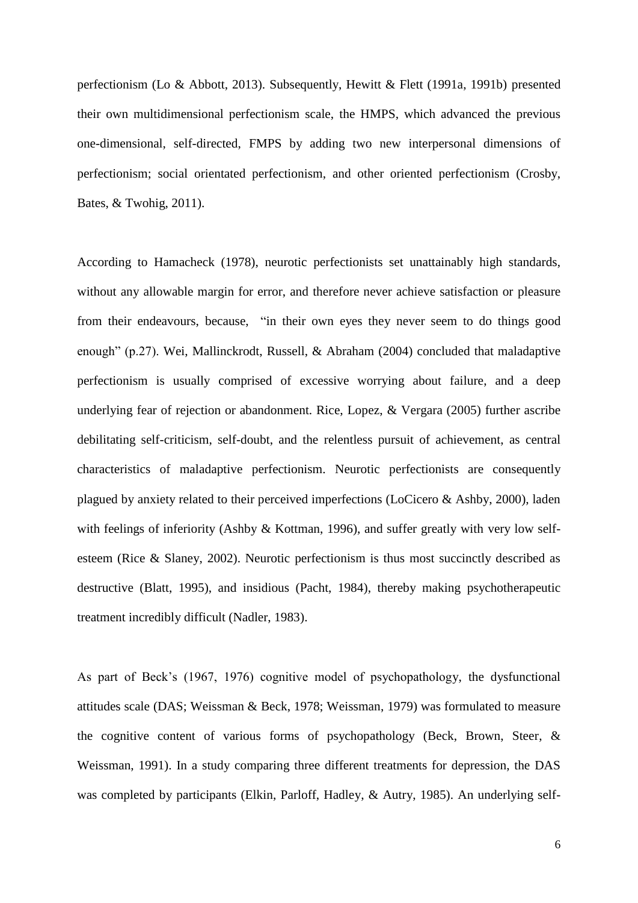perfectionism (Lo & Abbott, 2013). Subsequently, Hewitt & Flett (1991a, 1991b) presented their own multidimensional perfectionism scale, the HMPS, which advanced the previous one-dimensional, self-directed, FMPS by adding two new interpersonal dimensions of perfectionism; social orientated perfectionism, and other oriented perfectionism (Crosby, Bates, & Twohig, 2011).

According to Hamacheck (1978), neurotic perfectionists set unattainably high standards, without any allowable margin for error, and therefore never achieve satisfaction or pleasure from their endeavours, because, "in their own eyes they never seem to do things good enough" (p.27). Wei, Mallinckrodt, Russell, & Abraham (2004) concluded that maladaptive perfectionism is usually comprised of excessive worrying about failure, and a deep underlying fear of rejection or abandonment. Rice, Lopez, & Vergara (2005) further ascribe debilitating self-criticism, self-doubt, and the relentless pursuit of achievement, as central characteristics of maladaptive perfectionism. Neurotic perfectionists are consequently plagued by anxiety related to their perceived imperfections (LoCicero & Ashby, 2000), laden with feelings of inferiority (Ashby & Kottman, 1996), and suffer greatly with very low self-esteem (Rice & Slaney, 2002). Neurotic perfectionism is thus most succinctly described as destructive (Blatt, 1995), and insidious (Pacht, 1984), thereby making psychotherapeutic treatment incredibly difficult (Nadler, 1983).

As part of Beck's (1967, 1976) cognitive model of psychopathology, the dysfunctional attitudes scale (DAS; Weissman & Beck, 1978; Weissman, 1979) was formulated to measure the cognitive content of various forms of psychopathology (Beck, Brown, Steer, & Weissman, 1991). In a study comparing three different treatments for depression, the DAS was completed by participants (Elkin, Parloff, Hadley, & Autry, 1985). An underlying self-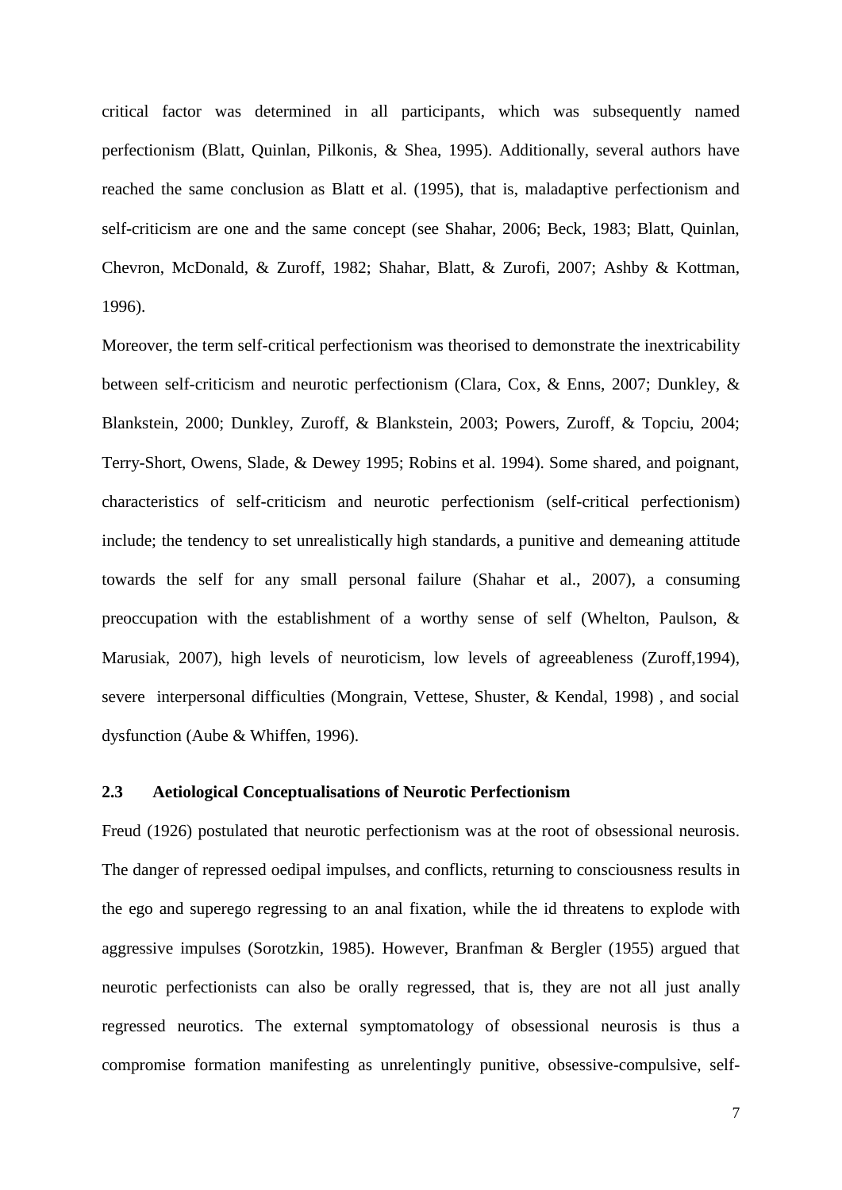critical factor was determined in all participants, which was subsequently named perfectionism (Blatt, Quinlan, Pilkonis, & Shea, 1995). Additionally, several authors have reached the same conclusion as Blatt et al. (1995), that is, maladaptive perfectionism and self-criticism are one and the same concept (see Shahar, 2006; Beck, 1983; Blatt, Quinlan, Chevron, McDonald, & Zuroff, 1982; Shahar, Blatt, & Zurofi, 2007; Ashby & Kottman, 1996).

Moreover, the term self-critical perfectionism was theorised to demonstrate the inextricability between self-criticism and neurotic perfectionism (Clara, Cox, & Enns, 2007; Dunkley, & Blankstein, 2000; Dunkley, Zuroff, & Blankstein, 2003; Powers, Zuroff, & Topciu, 2004; Terry-Short, Owens, Slade, & Dewey 1995; Robins et al. 1994). Some shared, and poignant, characteristics of self-criticism and neurotic perfectionism (self-critical perfectionism) include; the tendency to set unrealistically high standards, a punitive and demeaning attitude towards the self for any small personal failure (Shahar et al., 2007), a consuming preoccupation with the establishment of a worthy sense of self (Whelton, Paulson, & Marusiak, 2007), high levels of neuroticism, low levels of agreeableness (Zuroff,1994), severe interpersonal difficulties (Mongrain, Vettese, Shuster, & Kendal, 1998) , and social dysfunction (Aube & Whiffen, 1996).

## 2.3 Aetiological Conceptualisations of Neurotic Perfectionism

Freud (1926) postulated that neurotic perfectionism was at the root of obsessional neurosis. The danger of repressed oedipal impulses, and conflicts, returning to consciousness results in the ego and superego regressing to an anal fixation, while the id threatens to explode with aggressive impulses (Sorotzkin, 1985). However, Branfman & Bergler (1955) argued that neurotic perfectionists can also be orally regressed, that is, they are not all just anally regressed neurotics. The external symptomatology of obsessional neurosis is thus a compromise formation manifesting as unrelentingly punitive, obsessive-compulsive, self-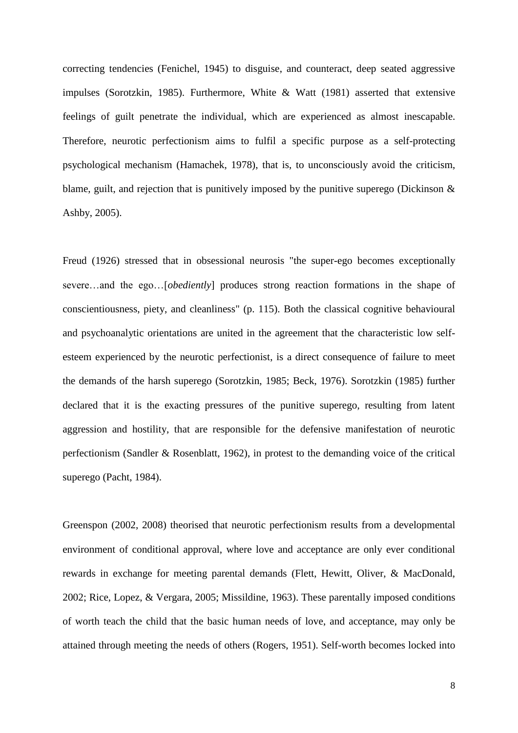correcting tendencies (Fenichel, 1945) to disguise, and counteract, deep seated aggressive impulses (Sorotzkin, 1985). Furthermore, White & Watt (1981) asserted that extensive feelings of guilt penetrate the individual, which are experienced as almost inescapable. Therefore, neurotic perfectionism aims to fulfil a specific purpose as a self-protecting psychological mechanism (Hamachek, 1978), that is, to unconsciously avoid the criticism, blame, guilt, and rejection that is punitively imposed by the punitive superego (Dickinson & Ashby, 2005).

Freud (1926) stressed that in obsessional neurosis "the super-ego becomes exceptionally severe…and the ego…[*obediently*] produces strong reaction formations in the shape of conscientiousness, piety, and cleanliness" (p. 115). Both the classical cognitive behavioural and psychoanalytic orientations are united in the agreement that the characteristic low self-esteem experienced by the neurotic perfectionist, is a direct consequence of failure to meet the demands of the harsh superego (Sorotzkin, 1985; Beck, 1976). Sorotzkin (1985) further declared that it is the exacting pressures of the punitive superego, resulting from latent aggression and hostility, that are responsible for the defensive manifestation of neurotic perfectionism (Sandler & Rosenblatt, 1962), in protest to the demanding voice of the critical superego (Pacht, 1984).

Greenspon (2002, 2008) theorised that neurotic perfectionism results from a developmental environment of conditional approval, where love and acceptance are only ever conditional rewards in exchange for meeting parental demands (Flett, Hewitt, Oliver, & MacDonald, 2002; Rice, Lopez, & Vergara, 2005; Missildine, 1963). These parentally imposed conditions of worth teach the child that the basic human needs of love, and acceptance, may only be attained through meeting the needs of others (Rogers, 1951). Self-worth becomes locked into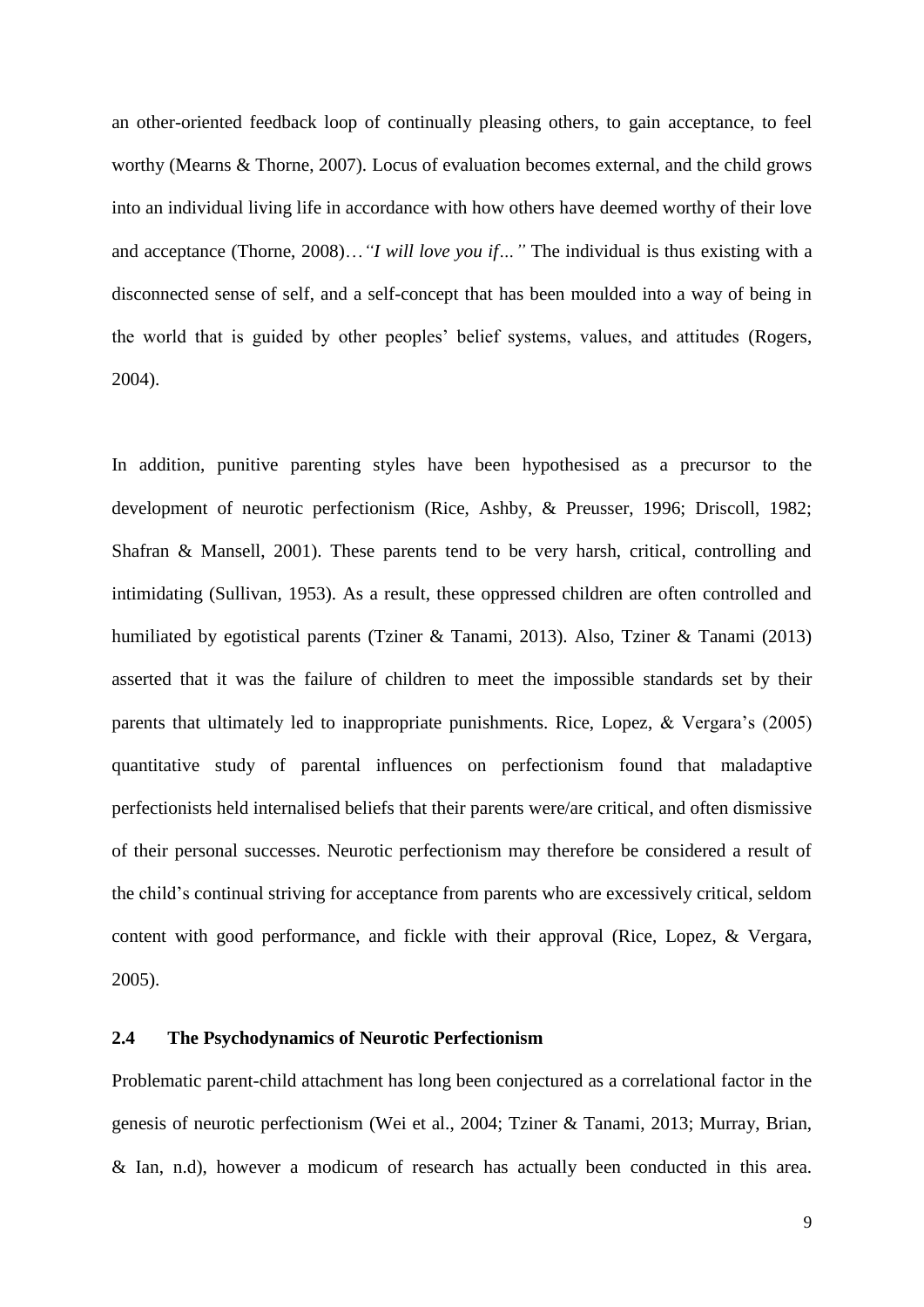an other-oriented feedback loop of continually pleasing others, to gain acceptance, to feel worthy (Mearns & Thorne, 2007). Locus of evaluation becomes external, and the child grows into an individual living life in accordance with how others have deemed worthy of their love and acceptance (Thorne, 2008)…*"I will love you if…"* The individual is thus existing with a disconnected sense of self, and a self-concept that has been moulded into a way of being in the world that is guided by other peoples' belief systems, values, and attitudes (Rogers, 2004).

In addition, punitive parenting styles have been hypothesised as a precursor to the development of neurotic perfectionism (Rice, Ashby, & Preusser, 1996; Driscoll, 1982; Shafran & Mansell, 2001). These parents tend to be very harsh, critical, controlling and intimidating (Sullivan, 1953). As a result, these oppressed children are often controlled and humiliated by egotistical parents (Tziner & Tanami, 2013). Also, Tziner & Tanami (2013) asserted that it was the failure of children to meet the impossible standards set by their parents that ultimately led to inappropriate punishments. Rice, Lopez, & Vergara's (2005) quantitative study of parental influences on perfectionism found that maladaptive perfectionists held internalised beliefs that their parents were/are critical, and often dismissive of their personal successes. Neurotic perfectionism may therefore be considered a result of the child's continual striving for acceptance from parents who are excessively critical, seldom content with good performance, and fickle with their approval (Rice, Lopez, & Vergara, 2005).

## 2.4 The Psychodynamics of Neurotic Perfectionism

Problematic parent-child attachment has long been conjectured as a correlational factor in the genesis of neurotic perfectionism (Wei et al., 2004; Tziner & Tanami, 2013; Murray, Brian, & Ian, n.d), however a modicum of research has actually been conducted in this area.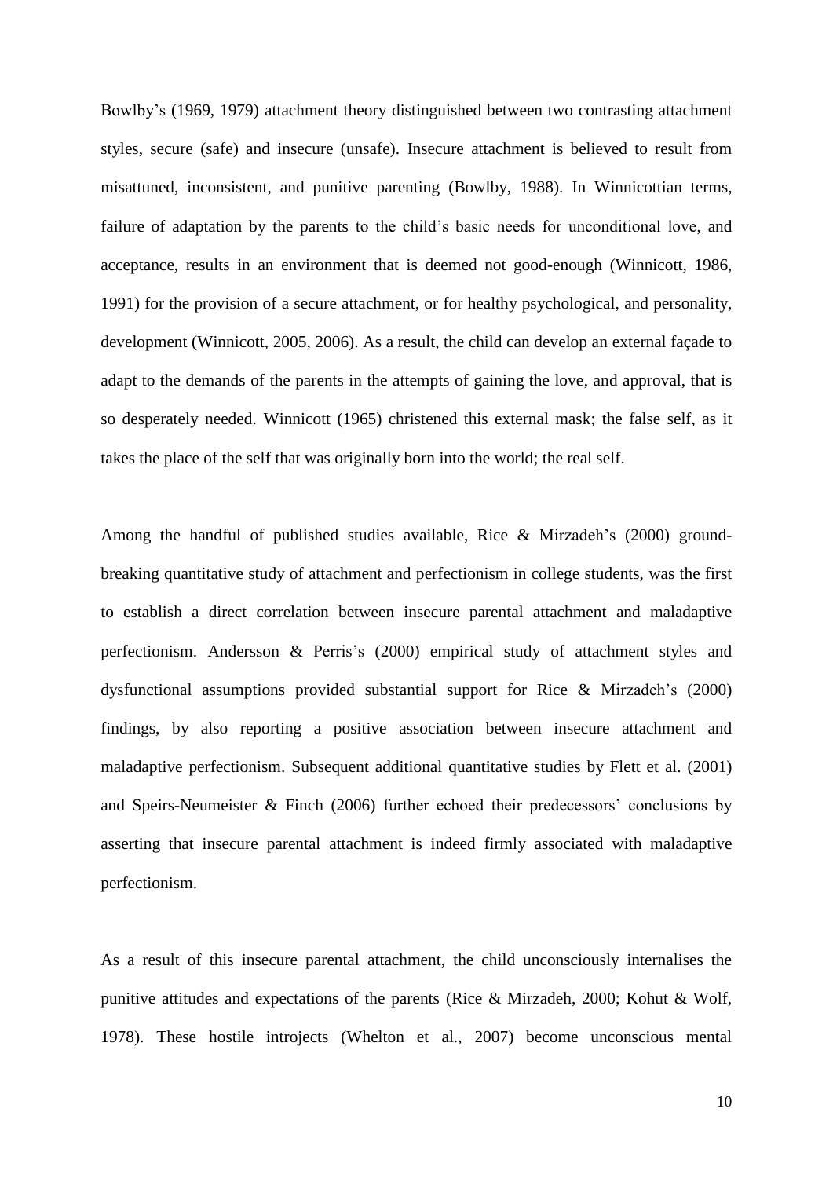Bowlby's (1969, 1979) attachment theory distinguished between two contrasting attachment styles, secure (safe) and insecure (unsafe). Insecure attachment is believed to result from misattuned, inconsistent, and punitive parenting (Bowlby, 1988). In Winnicottian terms, failure of adaptation by the parents to the child's basic needs for unconditional love, and acceptance, results in an environment that is deemed not good-enough (Winnicott, 1986, 1991) for the provision of a secure attachment, or for healthy psychological, and personality, development (Winnicott, 2005, 2006). As a result, the child can develop an external façade to adapt to the demands of the parents in the attempts of gaining the love, and approval, that is so desperately needed. Winnicott (1965) christened this external mask; the false self, as it takes the place of the self that was originally born into the world; the real self.

Among the handful of published studies available, Rice & Mirzadeh's (2000) ground-breaking quantitative study of attachment and perfectionism in college students, was the first to establish a direct correlation between insecure parental attachment and maladaptive perfectionism. Andersson & Perris's (2000) empirical study of attachment styles and dysfunctional assumptions provided substantial support for Rice & Mirzadeh's (2000) findings, by also reporting a positive association between insecure attachment and maladaptive perfectionism. Subsequent additional quantitative studies by Flett et al. (2001) and Speirs-Neumeister & Finch (2006) further echoed their predecessors' conclusions by asserting that insecure parental attachment is indeed firmly associated with maladaptive perfectionism.

As a result of this insecure parental attachment, the child unconsciously internalises the punitive attitudes and expectations of the parents (Rice & Mirzadeh, 2000; Kohut & Wolf, 1978). These hostile introjects (Whelton et al., 2007) become unconscious mental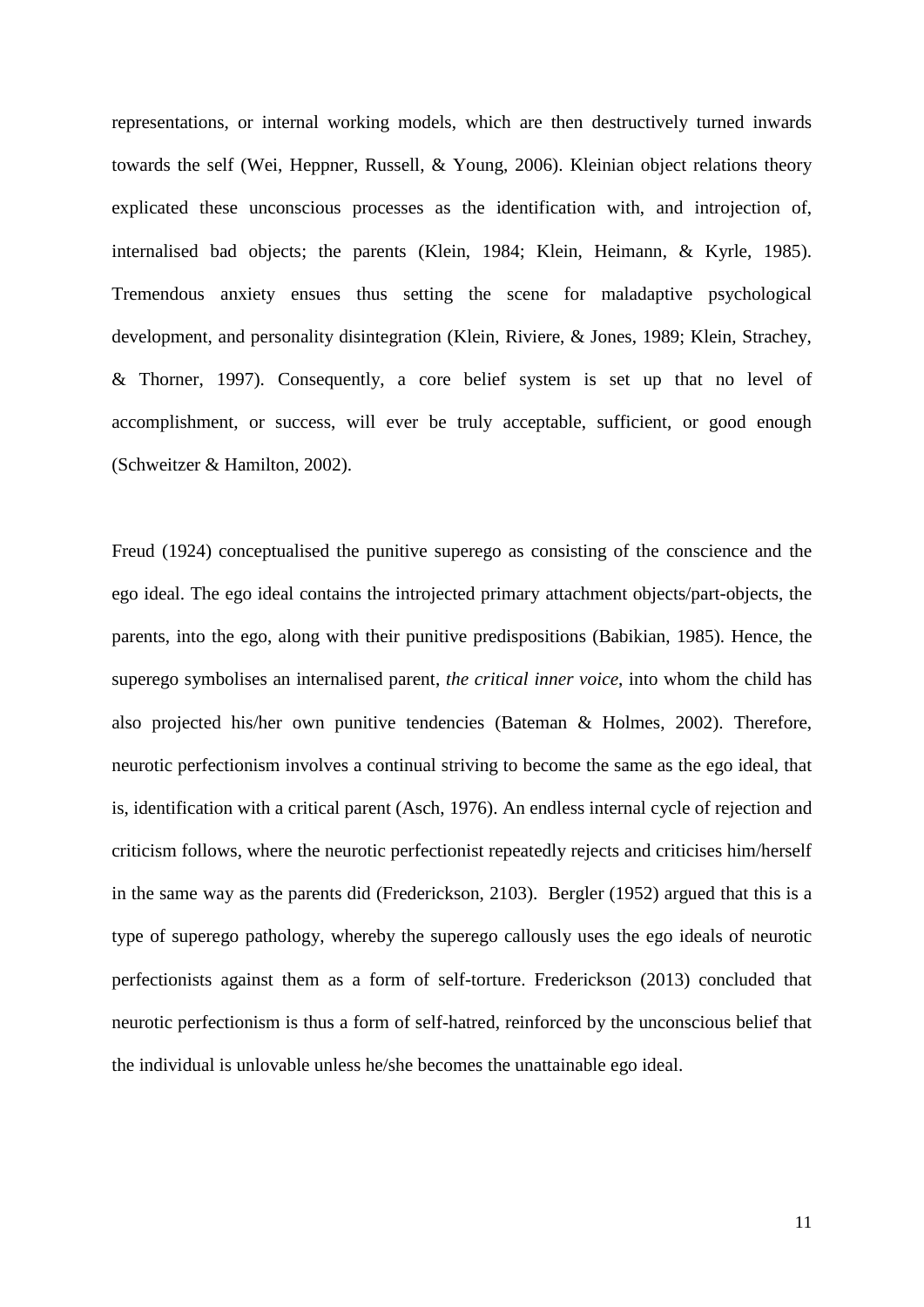representations, or internal working models, which are then destructively turned inwards towards the self (Wei, Heppner, Russell, & Young, 2006). Kleinian object relations theory explicated these unconscious processes as the identification with, and introjection of, internalised bad objects; the parents (Klein, 1984; Klein, Heimann, & Kyrle, 1985). Tremendous anxiety ensues thus setting the scene for maladaptive psychological development, and personality disintegration (Klein, Riviere, & Jones, 1989; Klein, Strachey, & Thorner, 1997). Consequently, a core belief system is set up that no level of accomplishment, or success, will ever be truly acceptable, sufficient, or good enough (Schweitzer & Hamilton, 2002).

Freud (1924) conceptualised the punitive superego as consisting of the conscience and the ego ideal. The ego ideal contains the introjected primary attachment objects/part-objects, the parents, into the ego, along with their punitive predispositions (Babikian, 1985). Hence, the superego symbolises an internalised parent, *the critical inner voice*, into whom the child has also projected his/her own punitive tendencies (Bateman & Holmes, 2002). Therefore, neurotic perfectionism involves a continual striving to become the same as the ego ideal, that is, identification with a critical parent (Asch, 1976). An endless internal cycle of rejection and criticism follows, where the neurotic perfectionist repeatedly rejects and criticises him/herself in the same way as the parents did (Frederickson, 2103). Bergler (1952) argued that this is a type of superego pathology, whereby the superego callously uses the ego ideals of neurotic perfectionists against them as a form of self-torture. Frederickson (2013) concluded that neurotic perfectionism is thus a form of self-hatred, reinforced by the unconscious belief that the individual is unlovable unless he/she becomes the unattainable ego ideal.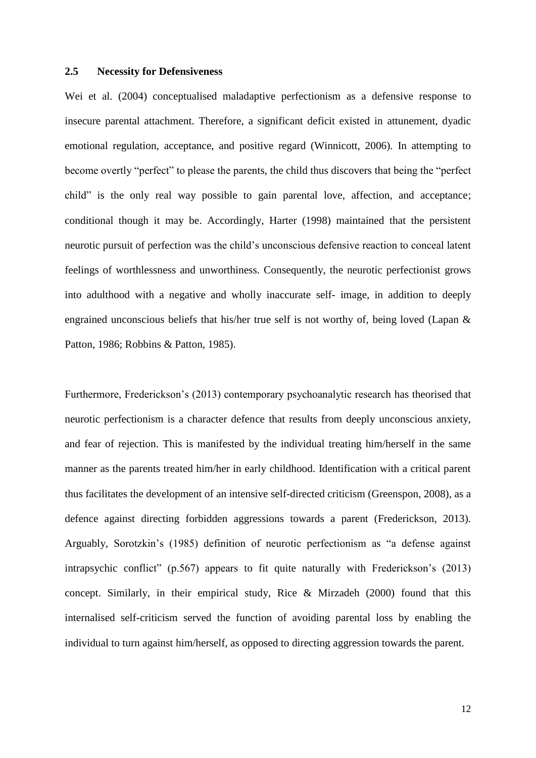## 2.5 Necessity for Defensiveness

Wei et al. (2004) conceptualised maladaptive perfectionism as a defensive response to insecure parental attachment. Therefore, a significant deficit existed in attunement, dyadic emotional regulation, acceptance, and positive regard (Winnicott, 2006). In attempting to become overtly "perfect" to please the parents, the child thus discovers that being the "perfect child" is the only real way possible to gain parental love, affection, and acceptance; conditional though it may be. Accordingly, Harter (1998) maintained that the persistent neurotic pursuit of perfection was the child's unconscious defensive reaction to conceal latent feelings of worthlessness and unworthiness. Consequently, the neurotic perfectionist grows into adulthood with a negative and wholly inaccurate self- image, in addition to deeply engrained unconscious beliefs that his/her true self is not worthy of, being loved (Lapan & Patton, 1986; Robbins & Patton, 1985).

Furthermore, Frederickson's (2013) contemporary psychoanalytic research has theorised that neurotic perfectionism is a character defence that results from deeply unconscious anxiety, and fear of rejection. This is manifested by the individual treating him/herself in the same manner as the parents treated him/her in early childhood. Identification with a critical parent thus facilitates the development of an intensive self-directed criticism (Greenspon, 2008), as a defence against directing forbidden aggressions towards a parent (Frederickson, 2013). Arguably, Sorotzkin's (1985) definition of neurotic perfectionism as "a defense against intrapsychic conflict" (p.567) appears to fit quite naturally with Frederickson's (2013) concept. Similarly, in their empirical study, Rice & Mirzadeh (2000) found that this internalised self-criticism served the function of avoiding parental loss by enabling the individual to turn against him/herself, as opposed to directing aggression towards the parent.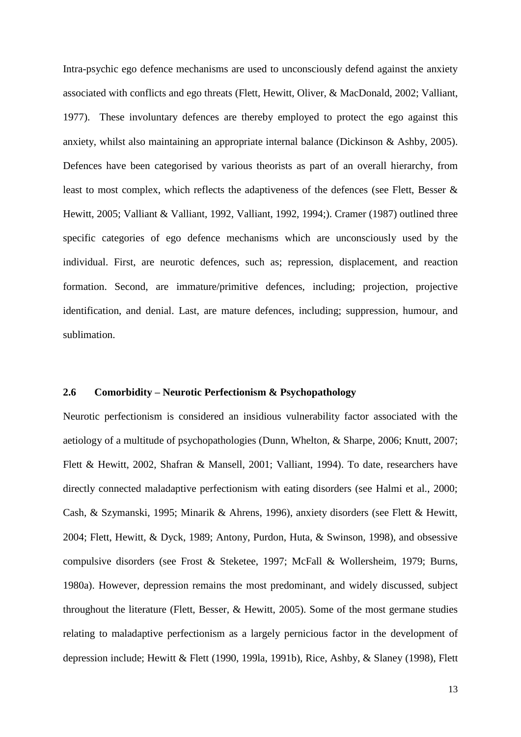Intra-psychic ego defence mechanisms are used to unconsciously defend against the anxiety associated with conflicts and ego threats (Flett, Hewitt, Oliver, & MacDonald, 2002; Valliant, 1977). These involuntary defences are thereby employed to protect the ego against this anxiety, whilst also maintaining an appropriate internal balance (Dickinson & Ashby, 2005). Defences have been categorised by various theorists as part of an overall hierarchy, from least to most complex, which reflects the adaptiveness of the defences (see Flett, Besser & Hewitt, 2005; Valliant & Valliant, 1992, Valliant, 1992, 1994;). Cramer (1987) outlined three specific categories of ego defence mechanisms which are unconsciously used by the individual. First, are neurotic defences, such as; repression, displacement, and reaction formation. Second, are immature/primitive defences, including; projection, projective identification, and denial. Last, are mature defences, including; suppression, humour, and sublimation.

### 2.6 Comorbidity – Neurotic Perfectionism & Psychopathology

Neurotic perfectionism is considered an insidious vulnerability factor associated with the aetiology of a multitude of psychopathologies (Dunn, Whelton, & Sharpe, 2006; Knutt, 2007; Flett & Hewitt, 2002, Shafran & Mansell, 2001; Valliant, 1994). To date, researchers have directly connected maladaptive perfectionism with eating disorders (see Halmi et al., 2000; Cash, & Szymanski, 1995; Minarik & Ahrens, 1996), anxiety disorders (see Flett & Hewitt, 2004; Flett, Hewitt, & Dyck, 1989; Antony, Purdon, Huta, & Swinson, 1998), and obsessive compulsive disorders (see Frost & Steketee, 1997; McFall & Wollersheim, 1979; Burns, 1980a). However, depression remains the most predominant, and widely discussed, subject throughout the literature (Flett, Besser, & Hewitt, 2005). Some of the most germane studies relating to maladaptive perfectionism as a largely pernicious factor in the development of depression include; Hewitt & Flett (1990, 199la, 1991b), Rice, Ashby, & Slaney (1998), Flett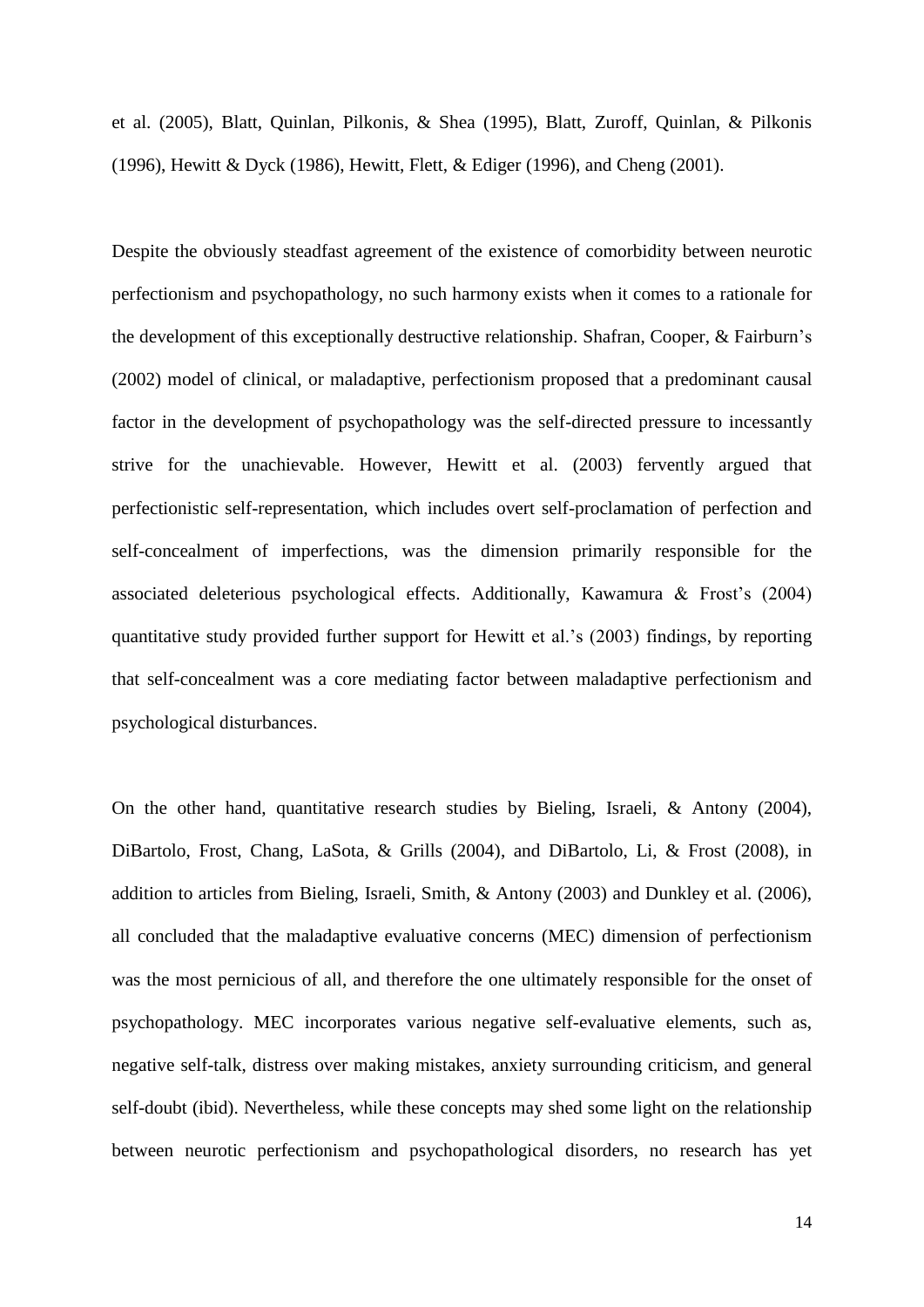et al. (2005), Blatt, Quinlan, Pilkonis, & Shea (1995), Blatt, Zuroff, Quinlan, & Pilkonis (1996), Hewitt & Dyck (1986), Hewitt, Flett, & Ediger (1996), and Cheng (2001).

Despite the obviously steadfast agreement of the existence of comorbidity between neurotic perfectionism and psychopathology, no such harmony exists when it comes to a rationale for the development of this exceptionally destructive relationship. Shafran, Cooper, & Fairburn's (2002) model of clinical, or maladaptive, perfectionism proposed that a predominant causal factor in the development of psychopathology was the self-directed pressure to incessantly strive for the unachievable. However, Hewitt et al. (2003) fervently argued that perfectionistic self-representation, which includes overt self-proclamation of perfection and self-concealment of imperfections, was the dimension primarily responsible for the associated deleterious psychological effects. Additionally, Kawamura & Frost's (2004) quantitative study provided further support for Hewitt et al.'s (2003) findings, by reporting that self-concealment was a core mediating factor between maladaptive perfectionism and psychological disturbances.

On the other hand, quantitative research studies by Bieling, Israeli, & Antony (2004), DiBartolo, Frost, Chang, LaSota, & Grills (2004), and DiBartolo, Li, & Frost (2008), in addition to articles from Bieling, Israeli, Smith, & Antony (2003) and Dunkley et al. (2006), all concluded that the maladaptive evaluative concerns (MEC) dimension of perfectionism was the most pernicious of all, and therefore the one ultimately responsible for the onset of psychopathology. MEC incorporates various negative self-evaluative elements, such as, negative self-talk, distress over making mistakes, anxiety surrounding criticism, and general self-doubt (ibid). Nevertheless, while these concepts may shed some light on the relationship between neurotic perfectionism and psychopathological disorders, no research has yet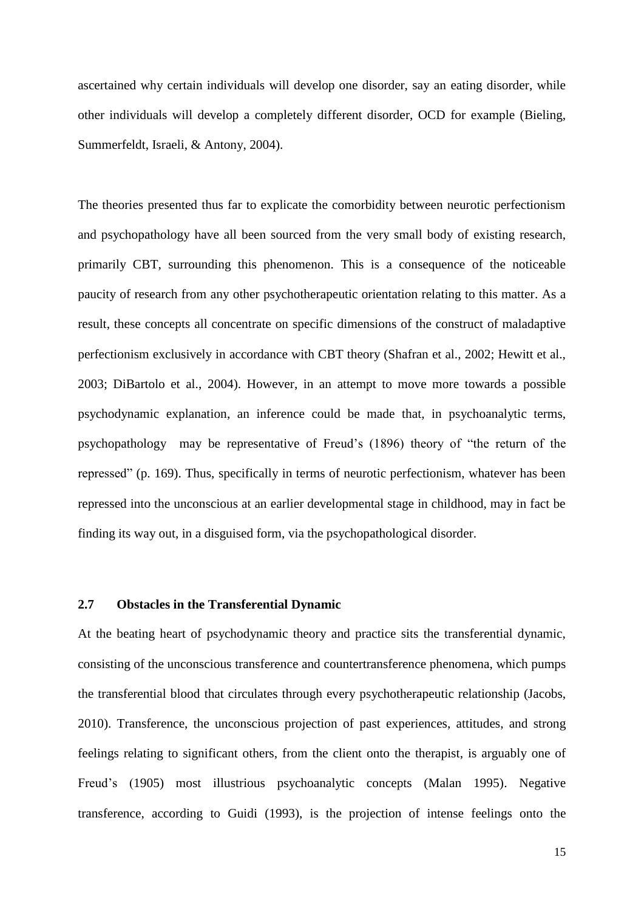ascertained why certain individuals will develop one disorder, say an eating disorder, while other individuals will develop a completely different disorder, OCD for example (Bieling, Summerfeldt, Israeli, & Antony, 2004).

The theories presented thus far to explicate the comorbidity between neurotic perfectionism and psychopathology have all been sourced from the very small body of existing research, primarily CBT, surrounding this phenomenon. This is a consequence of the noticeable paucity of research from any other psychotherapeutic orientation relating to this matter. As a result, these concepts all concentrate on specific dimensions of the construct of maladaptive perfectionism exclusively in accordance with CBT theory (Shafran et al., 2002; Hewitt et al., 2003; DiBartolo et al., 2004). However, in an attempt to move more towards a possible psychodynamic explanation, an inference could be made that, in psychoanalytic terms, psychopathology may be representative of Freud's (1896) theory of "the return of the repressed" (p. 169). Thus, specifically in terms of neurotic perfectionism, whatever has been repressed into the unconscious at an earlier developmental stage in childhood, may in fact be finding its way out, in a disguised form, via the psychopathological disorder.

## 2.7 Obstacles in the Transferential Dynamic

At the beating heart of psychodynamic theory and practice sits the transferential dynamic, consisting of the unconscious transference and countertransference phenomena, which pumps the transferential blood that circulates through every psychotherapeutic relationship (Jacobs, 2010). Transference, the unconscious projection of past experiences, attitudes, and strong feelings relating to significant others, from the client onto the therapist, is arguably one of Freud's (1905) most illustrious psychoanalytic concepts (Malan 1995). Negative transference, according to Guidi (1993), is the projection of intense feelings onto the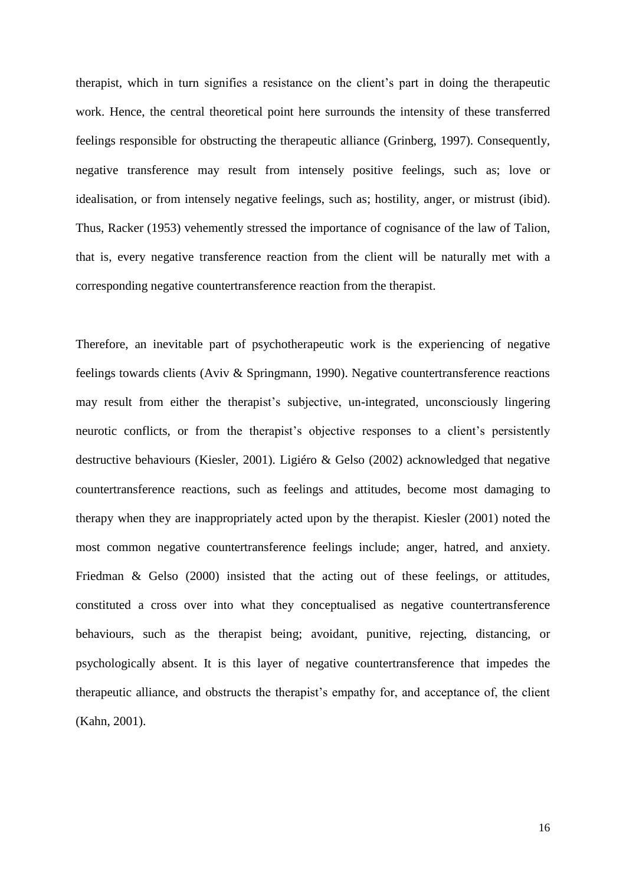therapist, which in turn signifies a resistance on the client's part in doing the therapeutic work. Hence, the central theoretical point here surrounds the intensity of these transferred feelings responsible for obstructing the therapeutic alliance (Grinberg, 1997). Consequently, negative transference may result from intensely positive feelings, such as; love or idealisation, or from intensely negative feelings, such as; hostility, anger, or mistrust (ibid). Thus, Racker (1953) vehemently stressed the importance of cognisance of the law of Talion, that is, every negative transference reaction from the client will be naturally met with a corresponding negative countertransference reaction from the therapist.

Therefore, an inevitable part of psychotherapeutic work is the experiencing of negative feelings towards clients (Aviv & Springmann, 1990). Negative countertransference reactions may result from either the therapist's subjective, un-integrated, unconsciously lingering neurotic conflicts, or from the therapist's objective responses to a client's persistently destructive behaviours (Kiesler, 2001). Ligiéro & Gelso (2002) acknowledged that negative countertransference reactions, such as feelings and attitudes, become most damaging to therapy when they are inappropriately acted upon by the therapist. Kiesler (2001) noted the most common negative countertransference feelings include; anger, hatred, and anxiety. Friedman & Gelso (2000) insisted that the acting out of these feelings, or attitudes, constituted a cross over into what they conceptualised as negative countertransference behaviours, such as the therapist being; avoidant, punitive, rejecting, distancing, or psychologically absent. It is this layer of negative countertransference that impedes the therapeutic alliance, and obstructs the therapist's empathy for, and acceptance of, the client (Kahn, 2001).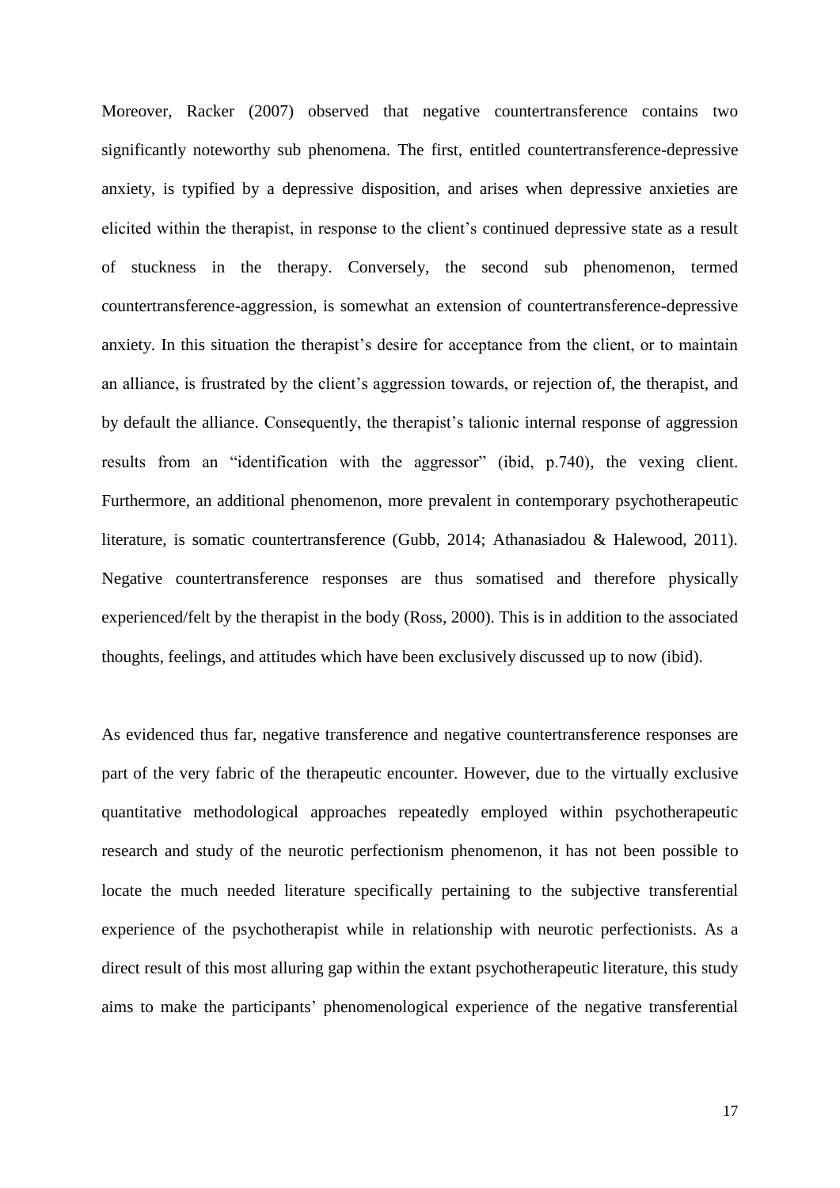Moreover, Racker (2007) observed that negative countertransference contains two significantly noteworthy sub phenomena. The first, entitled countertransference-depressive anxiety, is typified by a depressive disposition, and arises when depressive anxieties are elicited within the therapist, in response to the client's continued depressive state as a result of stuckness in the therapy. Conversely, the second sub phenomenon, termed countertransference-aggression, is somewhat an extension of countertransference-depressive anxiety. In this situation the therapist's desire for acceptance from the client, or to maintain an alliance, is frustrated by the client's aggression towards, or rejection of, the therapist, and by default the alliance. Consequently, the therapist's talionic internal response of aggression results from an "identification with the aggressor" (ibid, p.740), the vexing client. Furthermore, an additional phenomenon, more prevalent in contemporary psychotherapeutic literature, is somatic countertransference (Gubb, 2014; Athanasiadou & Halewood, 2011). Negative countertransference responses are thus somatised and therefore physically experienced/felt by the therapist in the body (Ross, 2000). This is in addition to the associated thoughts, feelings, and attitudes which have been exclusively discussed up to now (ibid).

As evidenced thus far, negative transference and negative countertransference responses are part of the very fabric of the therapeutic encounter. However, due to the virtually exclusive quantitative methodological approaches repeatedly employed within psychotherapeutic research and study of the neurotic perfectionism phenomenon, it has not been possible to locate the much needed literature specifically pertaining to the subjective transferential experience of the psychotherapist while in relationship with neurotic perfectionists. As a direct result of this most alluring gap within the extant psychotherapeutic literature, this study aims to make the participants' phenomenological experience of the negative transferential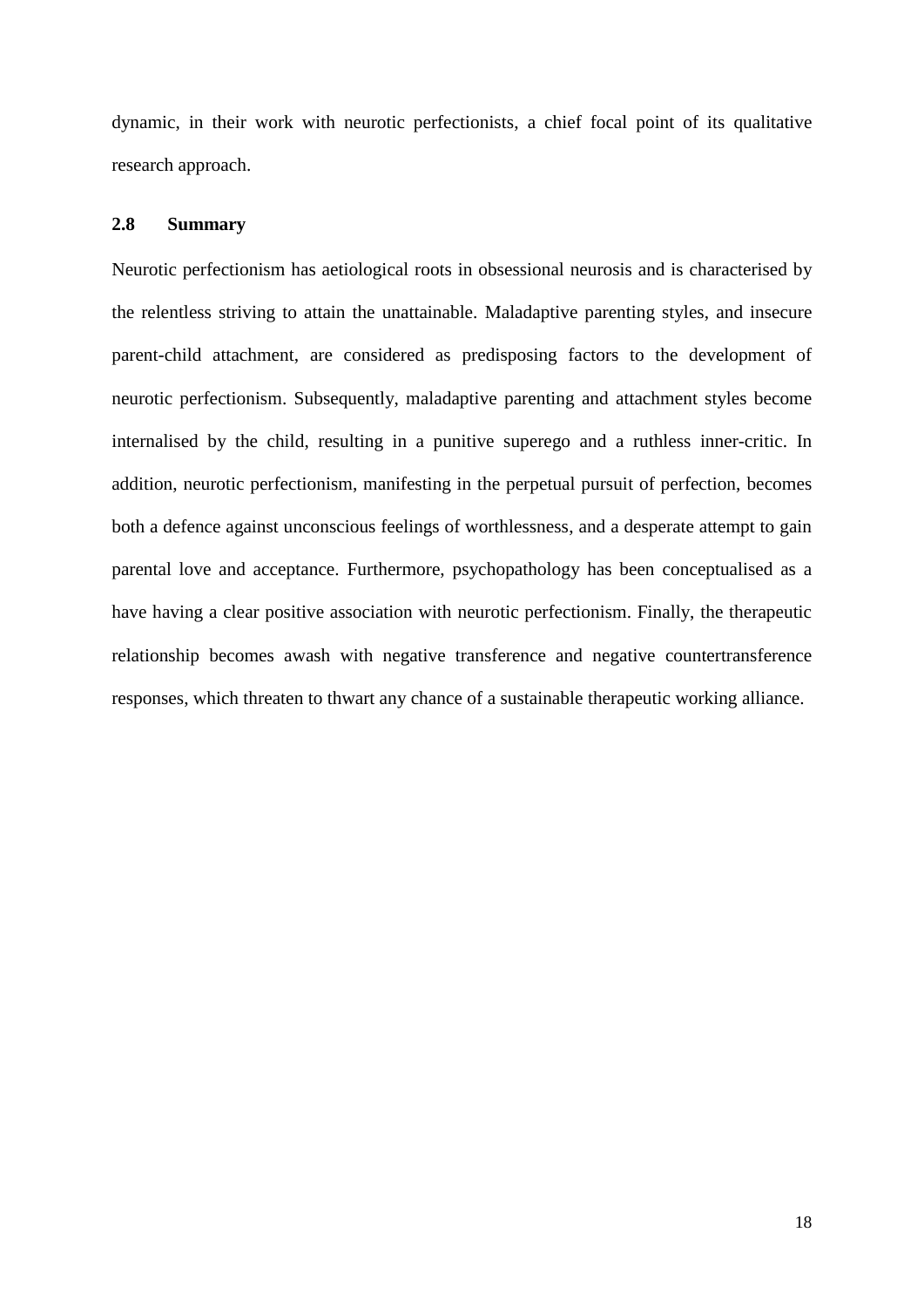dynamic, in their work with neurotic perfectionists, a chief focal point of its qualitative research approach.

### 2.8 Summary

Neurotic perfectionism has aetiological roots in obsessional neurosis and is characterised by the relentless striving to attain the unattainable. Maladaptive parenting styles, and insecure parent-child attachment, are considered as predisposing factors to the development of neurotic perfectionism. Subsequently, maladaptive parenting and attachment styles become internalised by the child, resulting in a punitive superego and a ruthless inner-critic. In addition, neurotic perfectionism, manifesting in the perpetual pursuit of perfection, becomes both a defence against unconscious feelings of worthlessness, and a desperate attempt to gain parental love and acceptance. Furthermore, psychopathology has been conceptualised as a have having a clear positive association with neurotic perfectionism. Finally, the therapeutic relationship becomes awash with negative transference and negative countertransference responses, which threaten to thwart any chance of a sustainable therapeutic working alliance.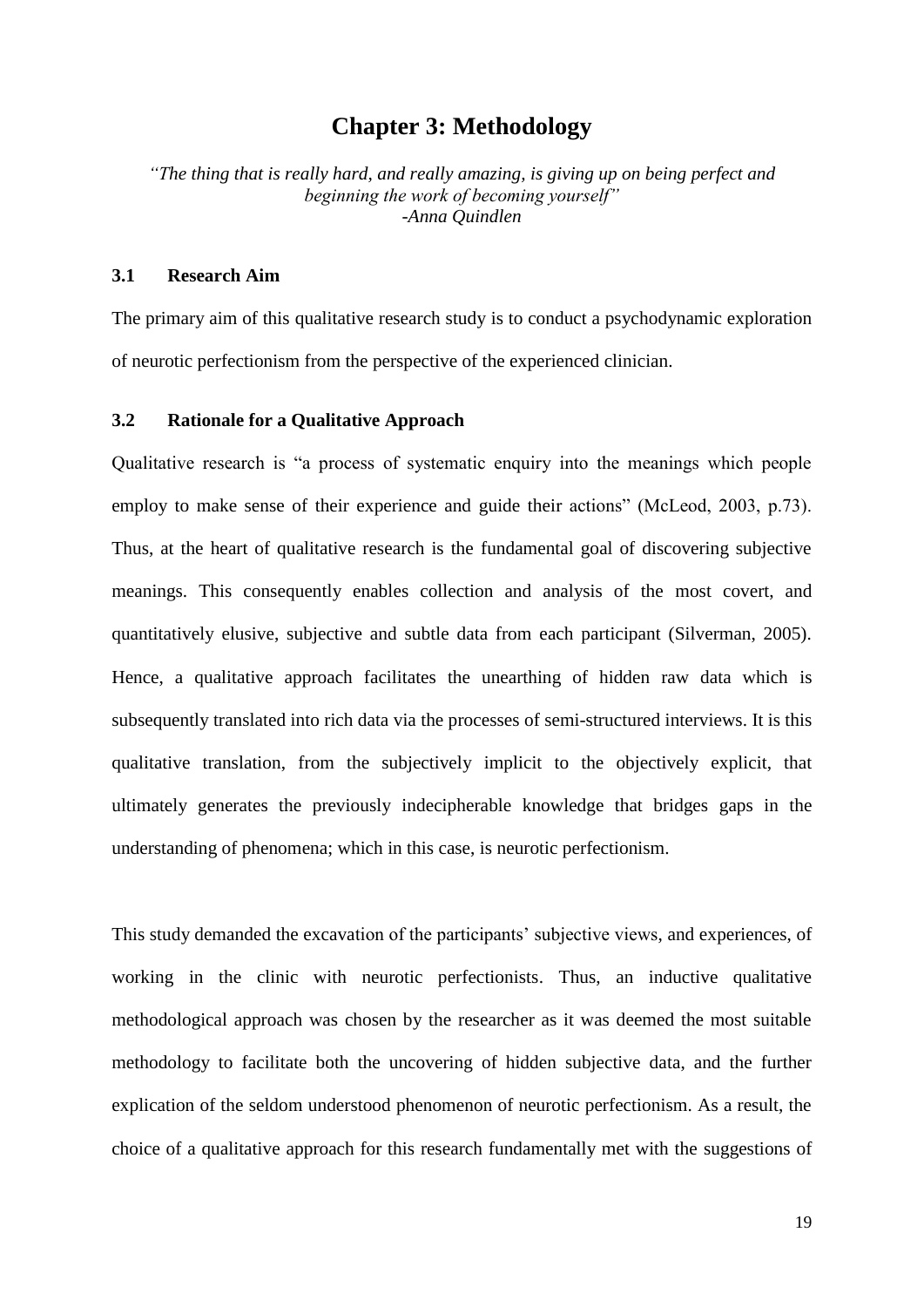# Chapter 3: Methodology

*"The thing that is really hard, and really amazing, is giving up on being perfect and beginning the work of becoming yourself"*
*-Anna Quindlen*

### 3.1 Research Aim

The primary aim of this qualitative research study is to conduct a psychodynamic exploration of neurotic perfectionism from the perspective of the experienced clinician.

### 3.2 Rationale for a Qualitative Approach

Qualitative research is "a process of systematic enquiry into the meanings which people employ to make sense of their experience and guide their actions" (McLeod, 2003, p.73). Thus, at the heart of qualitative research is the fundamental goal of discovering subjective meanings. This consequently enables collection and analysis of the most covert, and quantitatively elusive, subjective and subtle data from each participant (Silverman, 2005). Hence, a qualitative approach facilitates the unearthing of hidden raw data which is subsequently translated into rich data via the processes of semi-structured interviews. It is this qualitative translation, from the subjectively implicit to the objectively explicit, that ultimately generates the previously indecipherable knowledge that bridges gaps in the understanding of phenomena; which in this case, is neurotic perfectionism.

This study demanded the excavation of the participants' subjective views, and experiences, of working in the clinic with neurotic perfectionists. Thus, an inductive qualitative methodological approach was chosen by the researcher as it was deemed the most suitable methodology to facilitate both the uncovering of hidden subjective data, and the further explication of the seldom understood phenomenon of neurotic perfectionism. As a result, the choice of a qualitative approach for this research fundamentally met with the suggestions of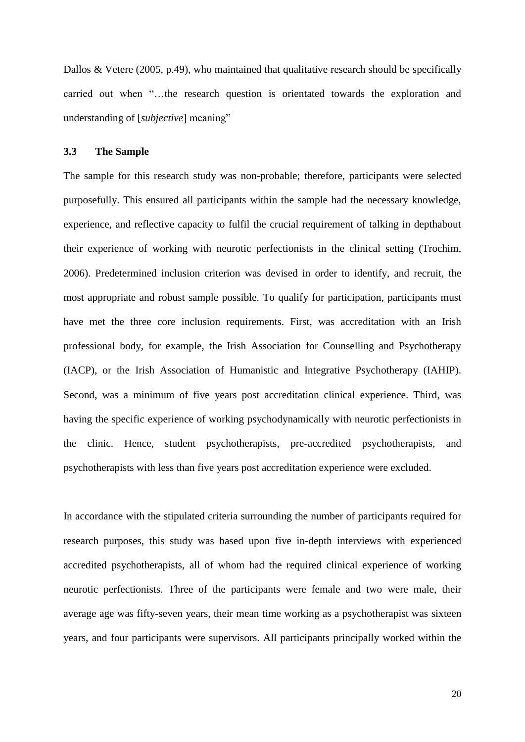Dallos & Vetere (2005, p.49), who maintained that qualitative research should be specifically carried out when "…the research question is orientated towards the exploration and understanding of [*subjective*] meaning"

### 3.3 The Sample

The sample for this research study was non-probable; therefore, participants were selected purposefully. This ensured all participants within the sample had the necessary knowledge, experience, and reflective capacity to fulfil the crucial requirement of talking in depthabout their experience of working with neurotic perfectionists in the clinical setting (Trochim, 2006). Predetermined inclusion criterion was devised in order to identify, and recruit, the most appropriate and robust sample possible. To qualify for participation, participants must have met the three core inclusion requirements. First, was accreditation with an Irish professional body, for example, the Irish Association for Counselling and Psychotherapy (IACP), or the Irish Association of Humanistic and Integrative Psychotherapy (IAHIP). Second, was a minimum of five years post accreditation clinical experience. Third, was having the specific experience of working psychodynamically with neurotic perfectionists in the clinic. Hence, student psychotherapists, pre-accredited psychotherapists, and psychotherapists with less than five years post accreditation experience were excluded.

In accordance with the stipulated criteria surrounding the number of participants required for research purposes, this study was based upon five in-depth interviews with experienced accredited psychotherapists, all of whom had the required clinical experience of working neurotic perfectionists. Three of the participants were female and two were male, their average age was fifty-seven years, their mean time working as a psychotherapist was sixteen years, and four participants were supervisors. All participants principally worked within the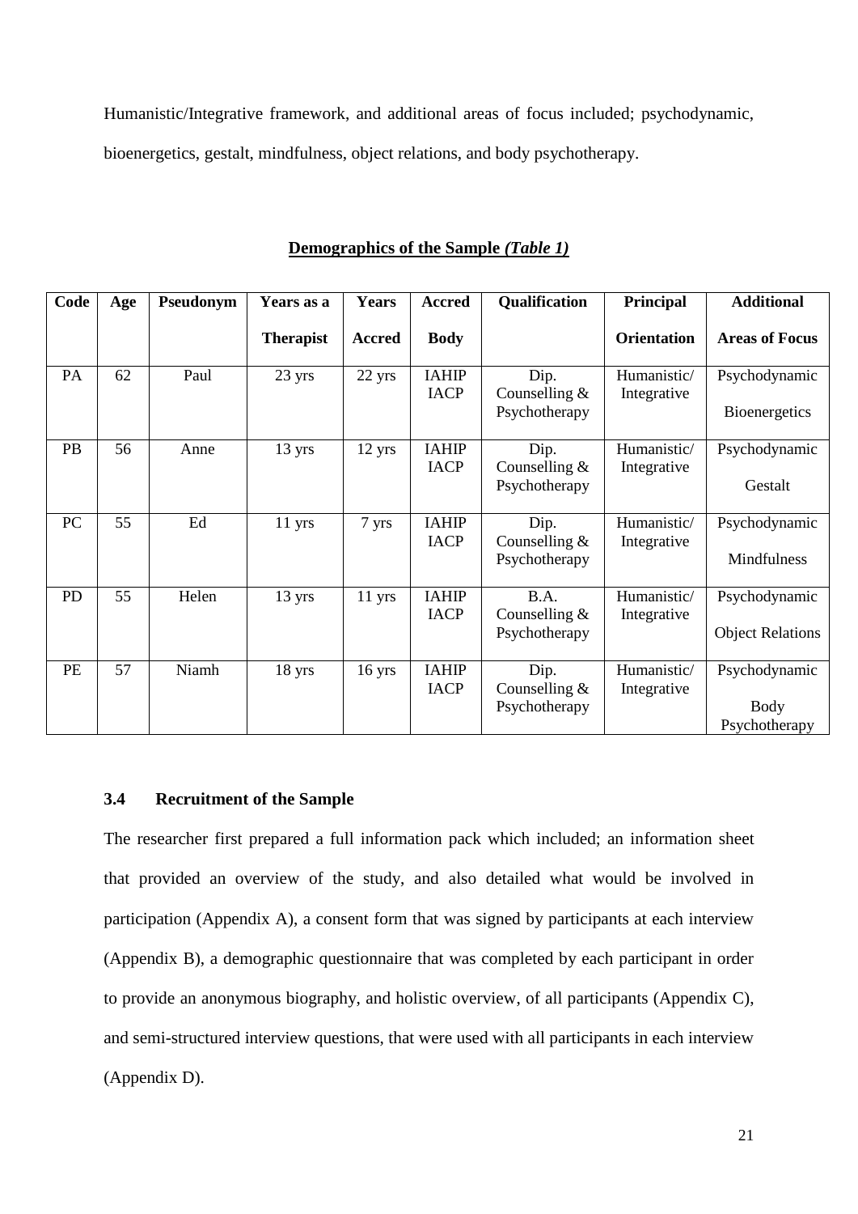Humanistic/Integrative framework, and additional areas of focus included; psychodynamic, bioenergetics, gestalt, mindfulness, object relations, and body psychotherapy.

**Demographics of the Sample *(Table 1)***

| Code | Age | Pseudonym | Years as a Therapist | Years Accred | Accred Body | Qualification | Principal Orientation | Additional Areas of Focus |
|---|---|---|---|---|---|---|---|---|
| PA | 62 | Paul | 23 yrs | 22 yrs | IAHIP IACP | Dip. Counselling & Psychotherapy | Humanistic/ Integrative | Psychodynamic Bioenergetics |
| PB | 56 | Anne | 13 yrs | 12 yrs | IAHIP IACP | Dip. Counselling & Psychotherapy | Humanistic/ Integrative | Psychodynamic Gestalt |
| PC | 55 | Ed | 11 yrs | 7 yrs | IAHIP IACP | Dip. Counselling & Psychotherapy | Humanistic/ Integrative | Psychodynamic Mindfulness |
| PD | 55 | Helen | 13 yrs | 11 yrs | IAHIP IACP | B.A. Counselling & Psychotherapy | Humanistic/ Integrative | Psychodynamic Object Relations |
| PE | 57 | Niamh | 18 yrs | 16 yrs | IAHIP IACP | Dip. Counselling & Psychotherapy | Humanistic/ Integrative | Psychodynamic Body Psychotherapy |

### 3.4 Recruitment of the Sample

The researcher first prepared a full information pack which included; an information sheet that provided an overview of the study, and also detailed what would be involved in participation (Appendix A), a consent form that was signed by participants at each interview (Appendix B), a demographic questionnaire that was completed by each participant in order to provide an anonymous biography, and holistic overview, of all participants (Appendix C), and semi-structured interview questions, that were used with all participants in each interview (Appendix D).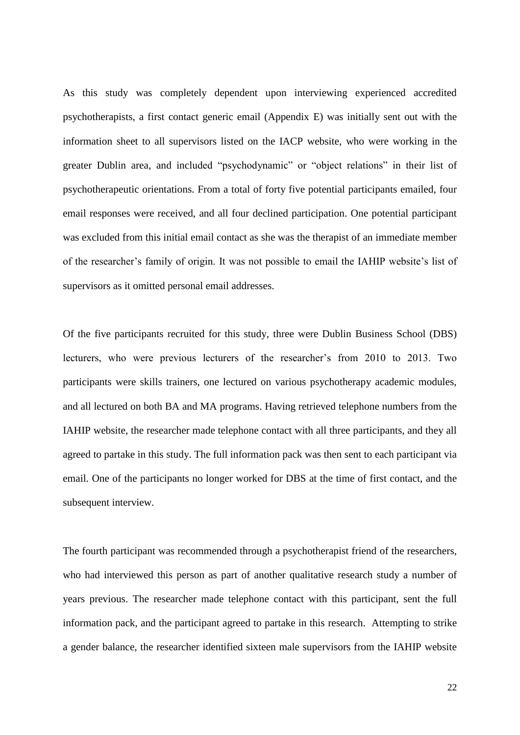As this study was completely dependent upon interviewing experienced accredited psychotherapists, a first contact generic email (Appendix E) was initially sent out with the information sheet to all supervisors listed on the IACP website, who were working in the greater Dublin area, and included "psychodynamic" or "object relations" in their list of psychotherapeutic orientations. From a total of forty five potential participants emailed, four email responses were received, and all four declined participation. One potential participant was excluded from this initial email contact as she was the therapist of an immediate member of the researcher's family of origin. It was not possible to email the IAHIP website's list of supervisors as it omitted personal email addresses.

Of the five participants recruited for this study, three were Dublin Business School (DBS) lecturers, who were previous lecturers of the researcher's from 2010 to 2013. Two participants were skills trainers, one lectured on various psychotherapy academic modules, and all lectured on both BA and MA programs. Having retrieved telephone numbers from the IAHIP website, the researcher made telephone contact with all three participants, and they all agreed to partake in this study. The full information pack was then sent to each participant via email. One of the participants no longer worked for DBS at the time of first contact, and the subsequent interview.

The fourth participant was recommended through a psychotherapist friend of the researchers, who had interviewed this person as part of another qualitative research study a number of years previous. The researcher made telephone contact with this participant, sent the full information pack, and the participant agreed to partake in this research. Attempting to strike a gender balance, the researcher identified sixteen male supervisors from the IAHIP website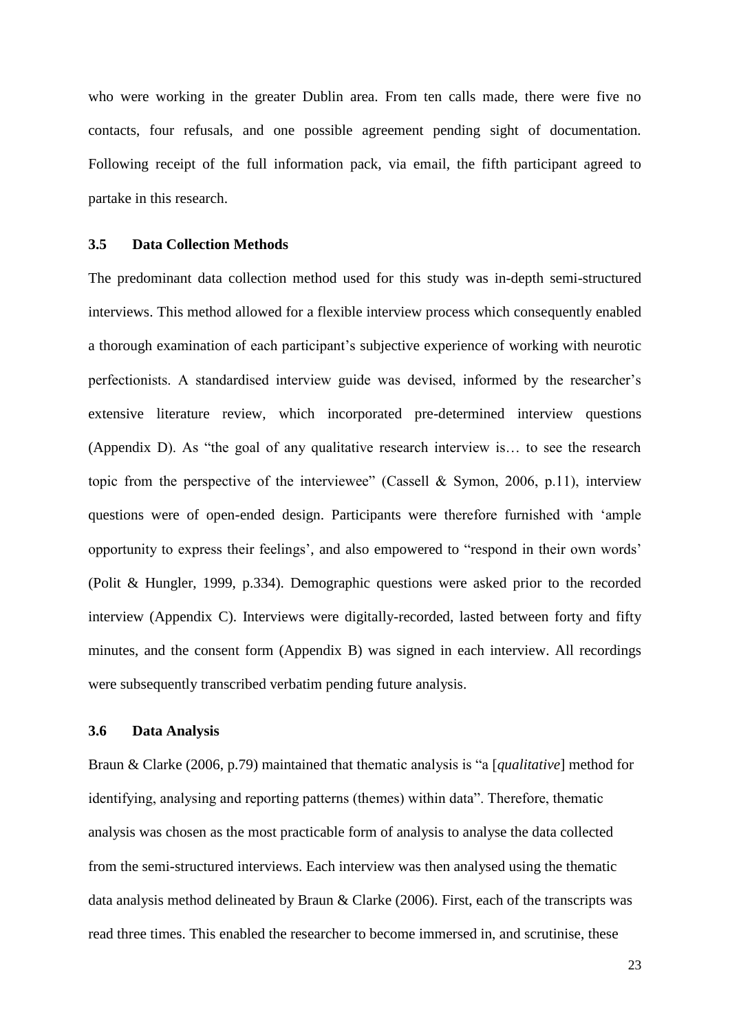who were working in the greater Dublin area. From ten calls made, there were five no contacts, four refusals, and one possible agreement pending sight of documentation. Following receipt of the full information pack, via email, the fifth participant agreed to partake in this research.

### 3.5 Data Collection Methods

The predominant data collection method used for this study was in-depth semi-structured interviews. This method allowed for a flexible interview process which consequently enabled a thorough examination of each participant's subjective experience of working with neurotic perfectionists. A standardised interview guide was devised, informed by the researcher's extensive literature review, which incorporated pre-determined interview questions (Appendix D). As "the goal of any qualitative research interview is… to see the research topic from the perspective of the interviewee" (Cassell & Symon, 2006, p.11), interview questions were of open-ended design. Participants were therefore furnished with 'ample opportunity to express their feelings', and also empowered to "respond in their own words' (Polit & Hungler, 1999, p.334). Demographic questions were asked prior to the recorded interview (Appendix C). Interviews were digitally-recorded, lasted between forty and fifty minutes, and the consent form (Appendix B) was signed in each interview. All recordings were subsequently transcribed verbatim pending future analysis.

### 3.6 Data Analysis

Braun & Clarke (2006, p.79) maintained that thematic analysis is "a [*qualitative*] method for identifying, analysing and reporting patterns (themes) within data". Therefore, thematic analysis was chosen as the most practicable form of analysis to analyse the data collected from the semi-structured interviews. Each interview was then analysed using the thematic data analysis method delineated by Braun & Clarke (2006). First, each of the transcripts was read three times. This enabled the researcher to become immersed in, and scrutinise, these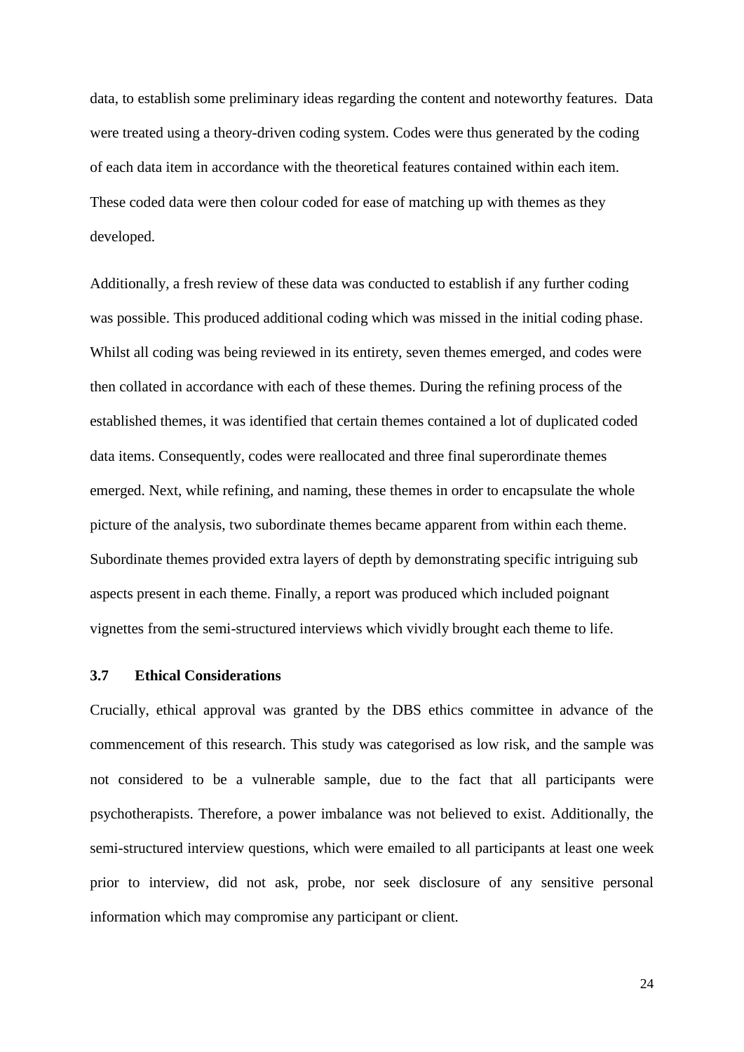data, to establish some preliminary ideas regarding the content and noteworthy features. Data were treated using a theory-driven coding system. Codes were thus generated by the coding of each data item in accordance with the theoretical features contained within each item. These coded data were then colour coded for ease of matching up with themes as they developed.

Additionally, a fresh review of these data was conducted to establish if any further coding was possible. This produced additional coding which was missed in the initial coding phase. Whilst all coding was being reviewed in its entirety, seven themes emerged, and codes were then collated in accordance with each of these themes. During the refining process of the established themes, it was identified that certain themes contained a lot of duplicated coded data items. Consequently, codes were reallocated and three final superordinate themes emerged. Next, while refining, and naming, these themes in order to encapsulate the whole picture of the analysis, two subordinate themes became apparent from within each theme. Subordinate themes provided extra layers of depth by demonstrating specific intriguing sub aspects present in each theme. Finally, a report was produced which included poignant vignettes from the semi-structured interviews which vividly brought each theme to life.

### 3.7 Ethical Considerations

Crucially, ethical approval was granted by the DBS ethics committee in advance of the commencement of this research. This study was categorised as low risk, and the sample was not considered to be a vulnerable sample, due to the fact that all participants were psychotherapists. Therefore, a power imbalance was not believed to exist. Additionally, the semi-structured interview questions, which were emailed to all participants at least one week prior to interview, did not ask, probe, nor seek disclosure of any sensitive personal information which may compromise any participant or client.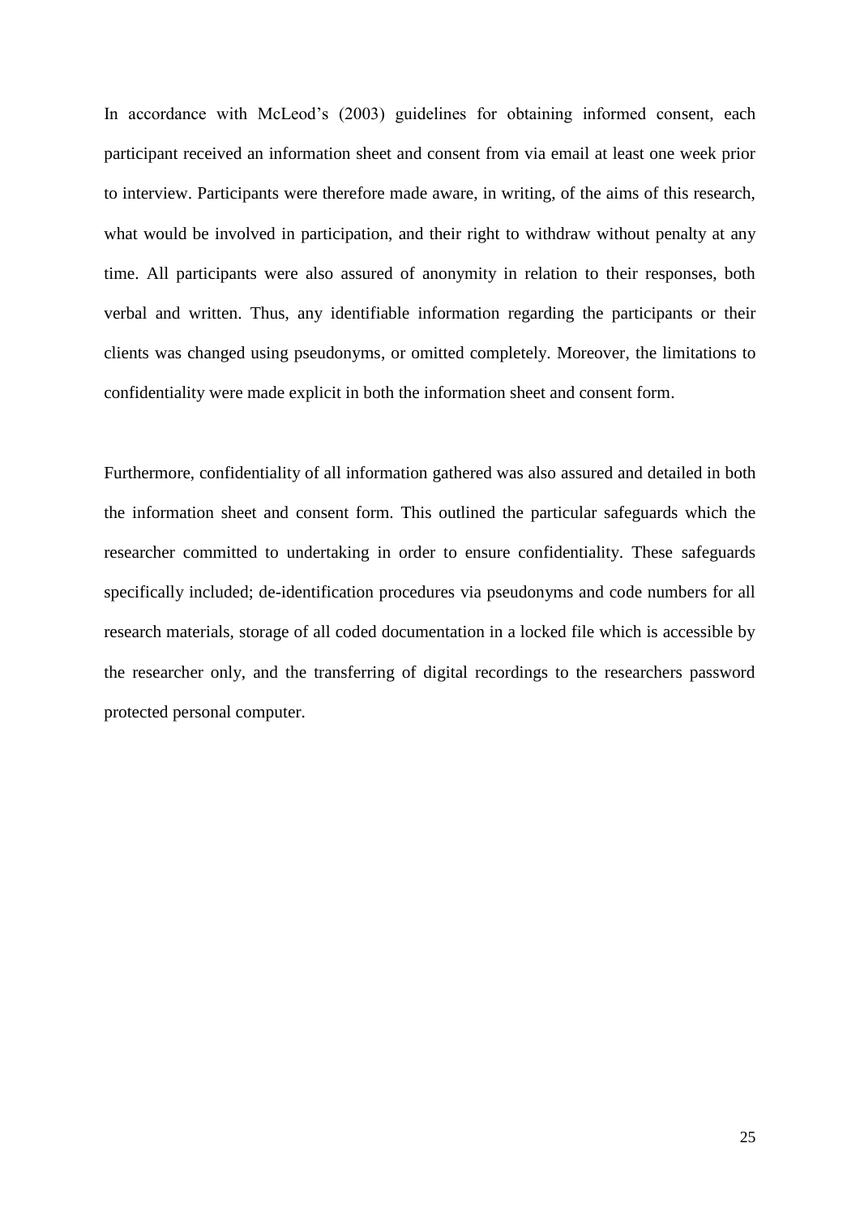In accordance with McLeod's (2003) guidelines for obtaining informed consent, each participant received an information sheet and consent from via email at least one week prior to interview. Participants were therefore made aware, in writing, of the aims of this research, what would be involved in participation, and their right to withdraw without penalty at any time. All participants were also assured of anonymity in relation to their responses, both verbal and written. Thus, any identifiable information regarding the participants or their clients was changed using pseudonyms, or omitted completely. Moreover, the limitations to confidentiality were made explicit in both the information sheet and consent form.

Furthermore, confidentiality of all information gathered was also assured and detailed in both the information sheet and consent form. This outlined the particular safeguards which the researcher committed to undertaking in order to ensure confidentiality. These safeguards specifically included; de-identification procedures via pseudonyms and code numbers for all research materials, storage of all coded documentation in a locked file which is accessible by the researcher only, and the transferring of digital recordings to the researchers password protected personal computer.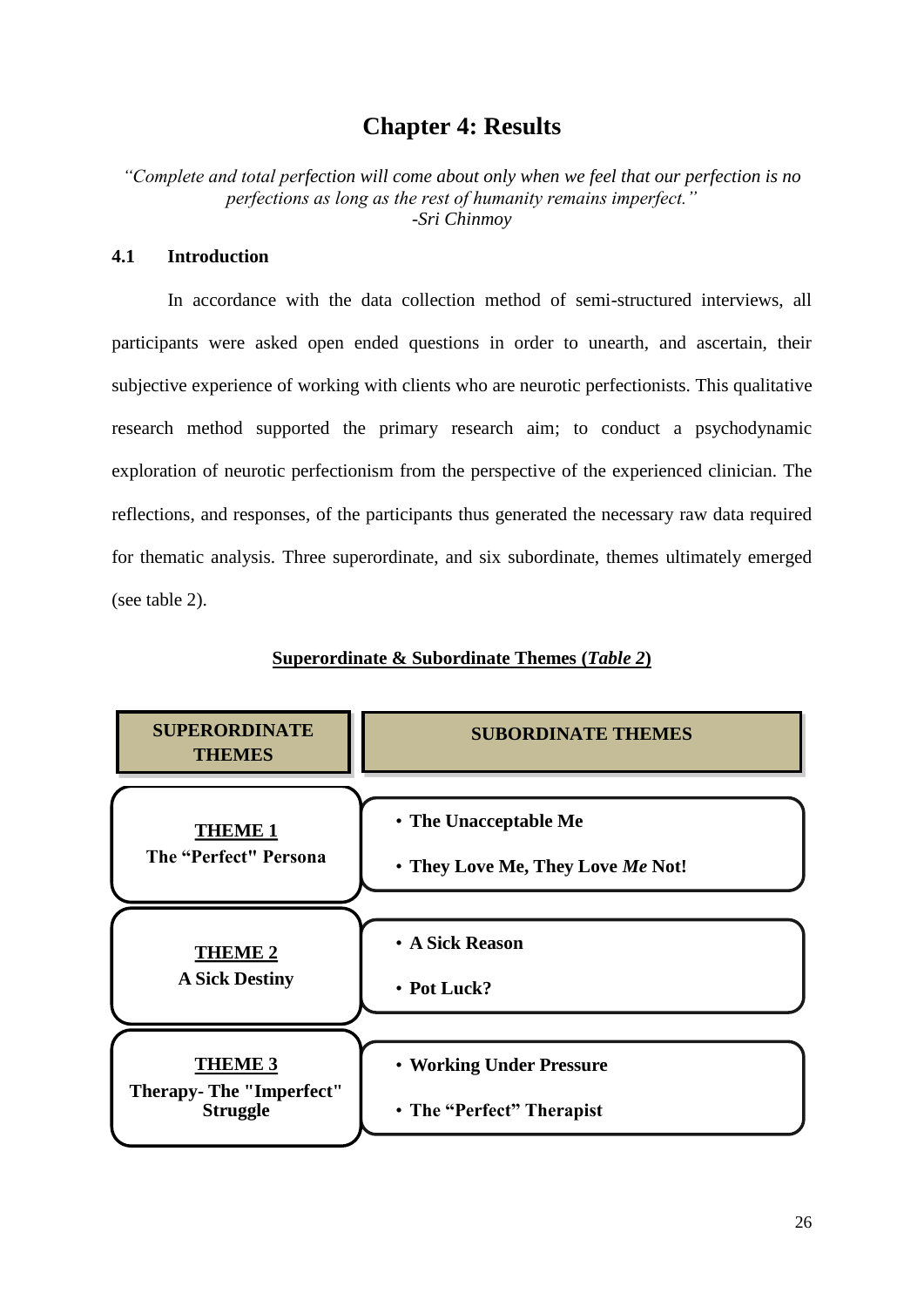# Chapter 4: Results

*"Complete and total perfection will come about only when we feel that our perfection is no perfections as long as the rest of humanity remains imperfect."*
*-Sri Chinmoy*

## 4.1 Introduction

In accordance with the data collection method of semi-structured interviews, all participants were asked open ended questions in order to unearth, and ascertain, their subjective experience of working with clients who are neurotic perfectionists. This qualitative research method supported the primary research aim; to conduct a psychodynamic exploration of neurotic perfectionism from the perspective of the experienced clinician. The reflections, and responses, of the participants thus generated the necessary raw data required for thematic analysis. Three superordinate, and six subordinate, themes ultimately emerged (see table 2).

**Superordinate & Subordinate Themes (*Table 2*)**

| SUPERORDINATE THEMES | SUBORDINATE THEMES |
|---|---|
| **THEME 1** The "Perfect" Persona | • **The Unacceptable Me**<br>• **They Love Me, They Love *Me* Not!** |
| **THEME 2** A Sick Destiny | • **A Sick Reason**<br>• **Pot Luck?** |
| **THEME 3** Therapy- The "Imperfect" Struggle | • **Working Under Pressure**<br>• **The "Perfect" Therapist** |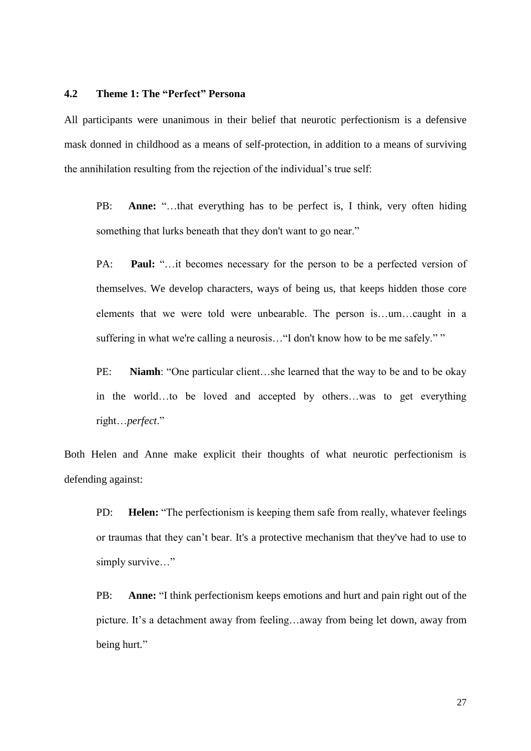### 4.2 Theme 1: The "Perfect" Persona

All participants were unanimous in their belief that neurotic perfectionism is a defensive mask donned in childhood as a means of self-protection, in addition to a means of surviving the annihilation resulting from the rejection of the individual's true self:

> PB: **Anne:** "…that everything has to be perfect is, I think, very often hiding something that lurks beneath that they don't want to go near."

> PA: **Paul:** "…it becomes necessary for the person to be a perfected version of themselves. We develop characters, ways of being us, that keeps hidden those core elements that we were told were unbearable. The person is…um…caught in a suffering in what we're calling a neurosis…"I don't know how to be me safely." "

> PE: **Niamh**: "One particular client…she learned that the way to be and to be okay in the world…to be loved and accepted by others…was to get everything right…*perfect*."

Both Helen and Anne make explicit their thoughts of what neurotic perfectionism is defending against:

> PD: **Helen:** "The perfectionism is keeping them safe from really, whatever feelings or traumas that they can't bear. It's a protective mechanism that they've had to use to simply survive…"

> PB: **Anne:** "I think perfectionism keeps emotions and hurt and pain right out of the picture. It's a detachment away from feeling…away from being let down, away from being hurt."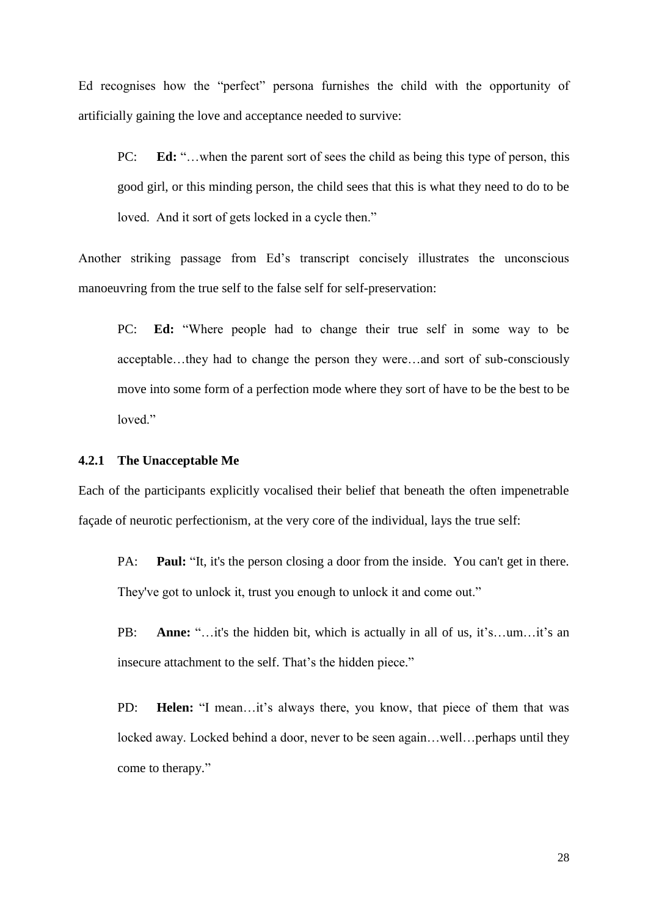Ed recognises how the "perfect" persona furnishes the child with the opportunity of artificially gaining the love and acceptance needed to survive:

> PC: **Ed:** "…when the parent sort of sees the child as being this type of person, this good girl, or this minding person, the child sees that this is what they need to do to be loved. And it sort of gets locked in a cycle then."

Another striking passage from Ed's transcript concisely illustrates the unconscious manoeuvring from the true self to the false self for self-preservation:

> PC: **Ed:** "Where people had to change their true self in some way to be acceptable…they had to change the person they were…and sort of sub-consciously move into some form of a perfection mode where they sort of have to be the best to be loved."

### 4.2.1 The Unacceptable Me

Each of the participants explicitly vocalised their belief that beneath the often impenetrable façade of neurotic perfectionism, at the very core of the individual, lays the true self:

> PA: **Paul:** "It, it's the person closing a door from the inside. You can't get in there. They've got to unlock it, trust you enough to unlock it and come out."

> PB: **Anne:** "…it's the hidden bit, which is actually in all of us, it's…um…it's an insecure attachment to the self. That's the hidden piece."

> PD: **Helen:** "I mean…it's always there, you know, that piece of them that was locked away. Locked behind a door, never to be seen again…well…perhaps until they come to therapy."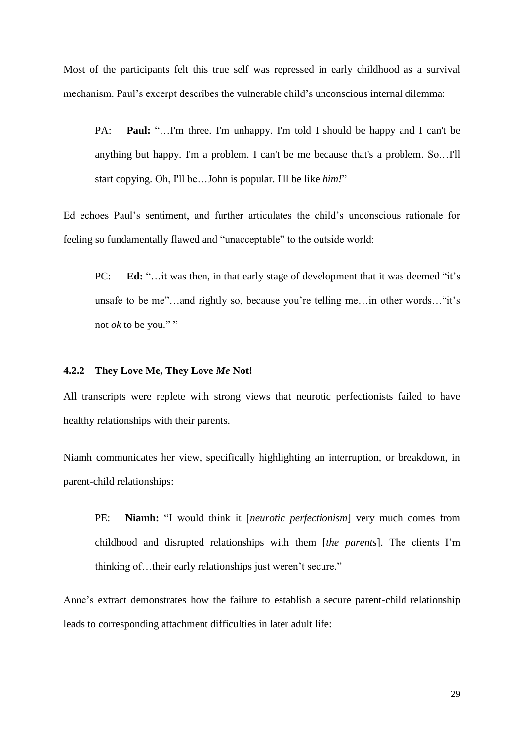Most of the participants felt this true self was repressed in early childhood as a survival mechanism. Paul's excerpt describes the vulnerable child's unconscious internal dilemma:

> PA: **Paul:** "…I'm three. I'm unhappy. I'm told I should be happy and I can't be anything but happy. I'm a problem. I can't be me because that's a problem. So…I'll start copying. Oh, I'll be…John is popular. I'll be like *him!*"

Ed echoes Paul's sentiment, and further articulates the child's unconscious rationale for feeling so fundamentally flawed and "unacceptable" to the outside world:

> PC: **Ed:** "…it was then, in that early stage of development that it was deemed "it's unsafe to be me"…and rightly so, because you're telling me…in other words…"it's not *ok* to be you." "

### 4.2.2 They Love Me, They Love *Me* Not!

All transcripts were replete with strong views that neurotic perfectionists failed to have healthy relationships with their parents.

Niamh communicates her view, specifically highlighting an interruption, or breakdown, in parent-child relationships:

> PE: **Niamh:** "I would think it [*neurotic perfectionism*] very much comes from childhood and disrupted relationships with them [*the parents*]. The clients I'm thinking of…their early relationships just weren't secure."

Anne's extract demonstrates how the failure to establish a secure parent-child relationship leads to corresponding attachment difficulties in later adult life: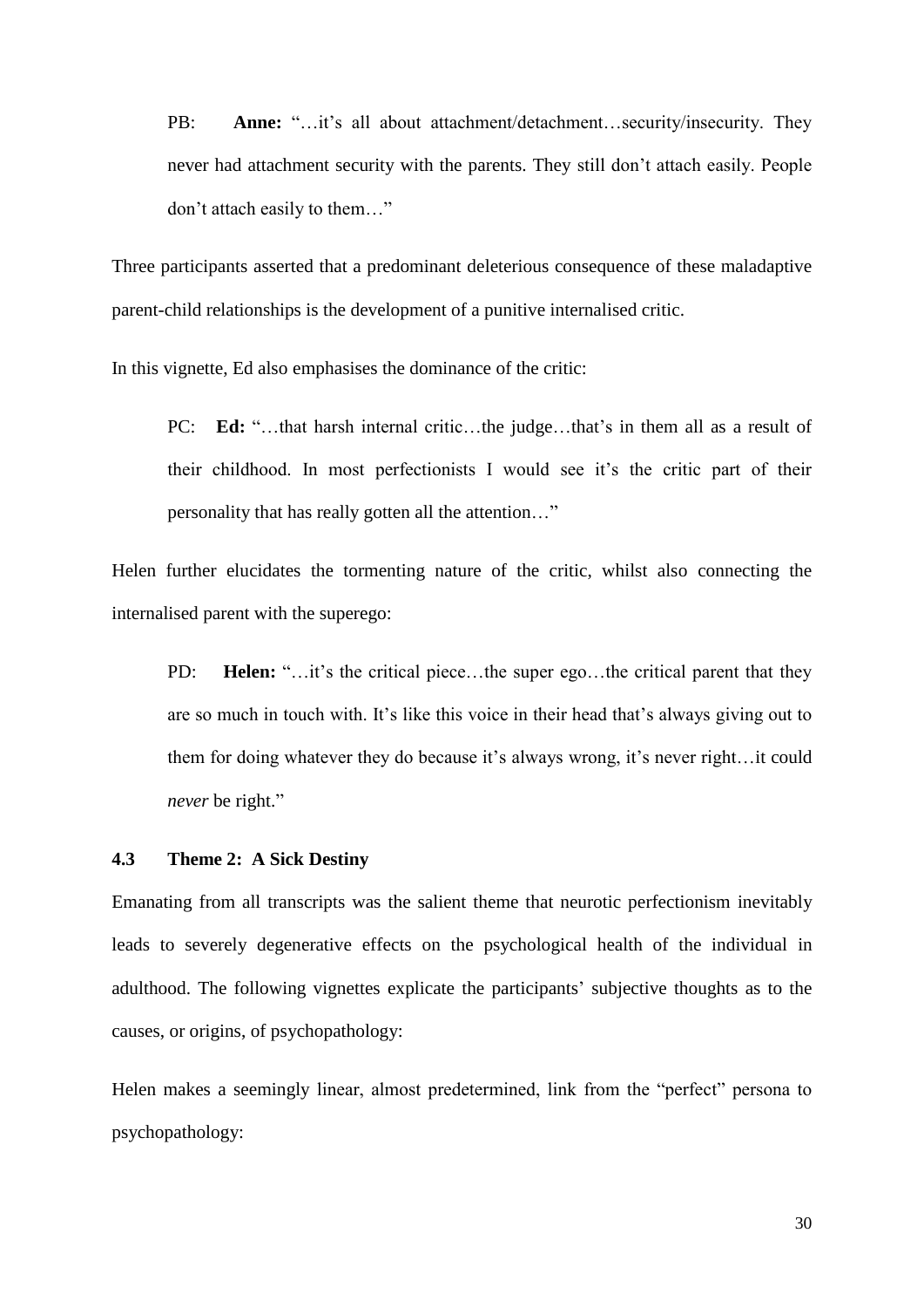PB: **Anne:** "…it's all about attachment/detachment…security/insecurity. They never had attachment security with the parents. They still don't attach easily. People don't attach easily to them…"

Three participants asserted that a predominant deleterious consequence of these maladaptive parent-child relationships is the development of a punitive internalised critic.

In this vignette, Ed also emphasises the dominance of the critic:

PC: **Ed:** "…that harsh internal critic…the judge…that's in them all as a result of their childhood. In most perfectionists I would see it's the critic part of their personality that has really gotten all the attention…"

Helen further elucidates the tormenting nature of the critic, whilst also connecting the internalised parent with the superego:

PD: **Helen:** "…it's the critical piece…the super ego…the critical parent that they are so much in touch with. It's like this voice in their head that's always giving out to them for doing whatever they do because it's always wrong, it's never right…it could *never* be right."

### 4.3 Theme 2: A Sick Destiny

Emanating from all transcripts was the salient theme that neurotic perfectionism inevitably leads to severely degenerative effects on the psychological health of the individual in adulthood. The following vignettes explicate the participants' subjective thoughts as to the causes, or origins, of psychopathology:

Helen makes a seemingly linear, almost predetermined, link from the "perfect" persona to psychopathology: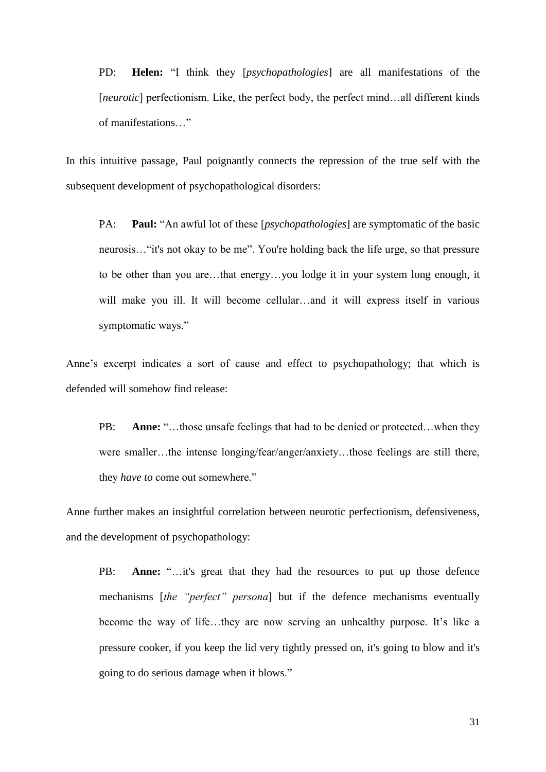PD: **Helen:** "I think they [*psychopathologies*] are all manifestations of the [*neurotic*] perfectionism. Like, the perfect body, the perfect mind…all different kinds of manifestations…"

In this intuitive passage, Paul poignantly connects the repression of the true self with the subsequent development of psychopathological disorders:

PA: **Paul:** "An awful lot of these [*psychopathologies*] are symptomatic of the basic neurosis…"it's not okay to be me". You're holding back the life urge, so that pressure to be other than you are…that energy…you lodge it in your system long enough, it will make you ill. It will become cellular…and it will express itself in various symptomatic ways."

Anne's excerpt indicates a sort of cause and effect to psychopathology; that which is defended will somehow find release:

PB: **Anne:** "…those unsafe feelings that had to be denied or protected…when they were smaller…the intense longing/fear/anger/anxiety…those feelings are still there, they *have to* come out somewhere."

Anne further makes an insightful correlation between neurotic perfectionism, defensiveness, and the development of psychopathology:

PB: **Anne:** "…it's great that they had the resources to put up those defence mechanisms [*the "perfect" persona*] but if the defence mechanisms eventually become the way of life…they are now serving an unhealthy purpose. It's like a pressure cooker, if you keep the lid very tightly pressed on, it's going to blow and it's going to do serious damage when it blows."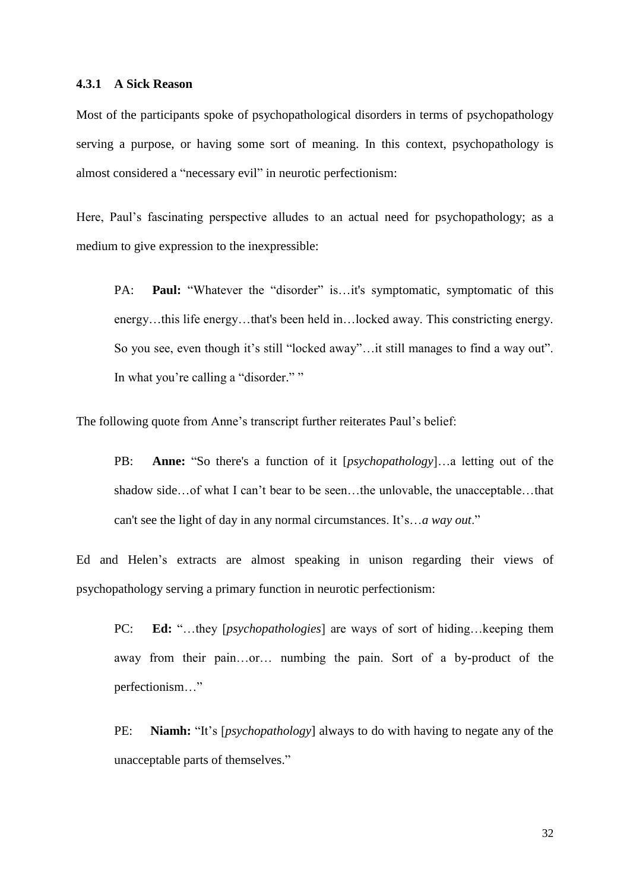### 4.3.1 A Sick Reason

Most of the participants spoke of psychopathological disorders in terms of psychopathology serving a purpose, or having some sort of meaning. In this context, psychopathology is almost considered a "necessary evil" in neurotic perfectionism:

Here, Paul's fascinating perspective alludes to an actual need for psychopathology; as a medium to give expression to the inexpressible:

> PA: **Paul:** "Whatever the "disorder" is…it's symptomatic, symptomatic of this energy…this life energy…that's been held in…locked away. This constricting energy. So you see, even though it's still "locked away"…it still manages to find a way out". In what you're calling a "disorder." "

The following quote from Anne's transcript further reiterates Paul's belief:

> PB: **Anne:** "So there's a function of it [*psychopathology*]…a letting out of the shadow side…of what I can't bear to be seen…the unlovable, the unacceptable…that can't see the light of day in any normal circumstances. It's…*a way out*."

Ed and Helen's extracts are almost speaking in unison regarding their views of psychopathology serving a primary function in neurotic perfectionism:

> PC: **Ed:** "…they [*psychopathologies*] are ways of sort of hiding…keeping them away from their pain…or… numbing the pain. Sort of a by-product of the perfectionism…"

> PE: **Niamh:** "It's [*psychopathology*] always to do with having to negate any of the unacceptable parts of themselves."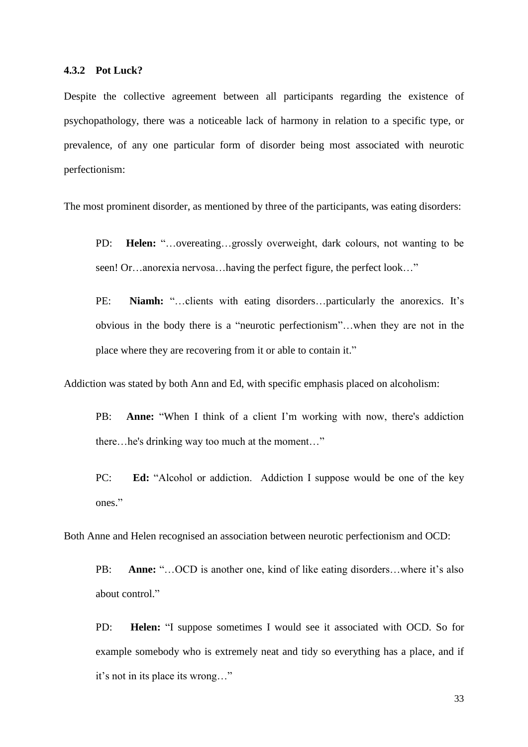### 4.3.2 Pot Luck?

Despite the collective agreement between all participants regarding the existence of psychopathology, there was a noticeable lack of harmony in relation to a specific type, or prevalence, of any one particular form of disorder being most associated with neurotic perfectionism:

The most prominent disorder, as mentioned by three of the participants, was eating disorders:

> PD: **Helen:** "…overeating…grossly overweight, dark colours, not wanting to be seen! Or…anorexia nervosa…having the perfect figure, the perfect look…"

> PE: **Niamh:** "…clients with eating disorders…particularly the anorexics. It's obvious in the body there is a "neurotic perfectionism"…when they are not in the place where they are recovering from it or able to contain it."

Addiction was stated by both Ann and Ed, with specific emphasis placed on alcoholism:

> PB: **Anne:** "When I think of a client I'm working with now, there's addiction there…he's drinking way too much at the moment…"

> PC: **Ed:** "Alcohol or addiction. Addiction I suppose would be one of the key ones."

Both Anne and Helen recognised an association between neurotic perfectionism and OCD:

> PB: **Anne:** "…OCD is another one, kind of like eating disorders…where it's also about control."

> PD: **Helen:** "I suppose sometimes I would see it associated with OCD. So for example somebody who is extremely neat and tidy so everything has a place, and if it's not in its place its wrong…"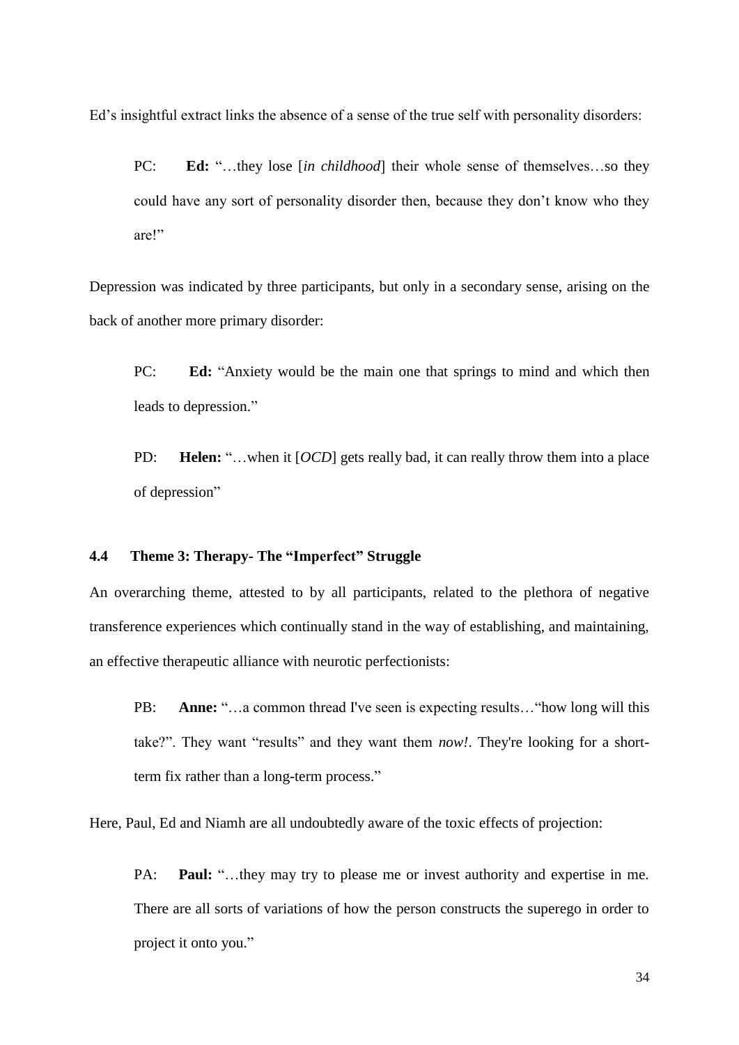Ed's insightful extract links the absence of a sense of the true self with personality disorders:

> PC: **Ed:** "…they lose [*in childhood*] their whole sense of themselves…so they could have any sort of personality disorder then, because they don't know who they are!"

Depression was indicated by three participants, but only in a secondary sense, arising on the back of another more primary disorder:

> PC: **Ed:** "Anxiety would be the main one that springs to mind and which then leads to depression."

> PD: **Helen:** "…when it [*OCD*] gets really bad, it can really throw them into a place of depression"

### 4.4 Theme 3: Therapy- The "Imperfect" Struggle

An overarching theme, attested to by all participants, related to the plethora of negative transference experiences which continually stand in the way of establishing, and maintaining, an effective therapeutic alliance with neurotic perfectionists:

> PB: **Anne:** "…a common thread I've seen is expecting results…"how long will this take?". They want "results" and they want them *now!*. They're looking for a short-term fix rather than a long-term process."

Here, Paul, Ed and Niamh are all undoubtedly aware of the toxic effects of projection:

> PA: **Paul:** "…they may try to please me or invest authority and expertise in me. There are all sorts of variations of how the person constructs the superego in order to project it onto you."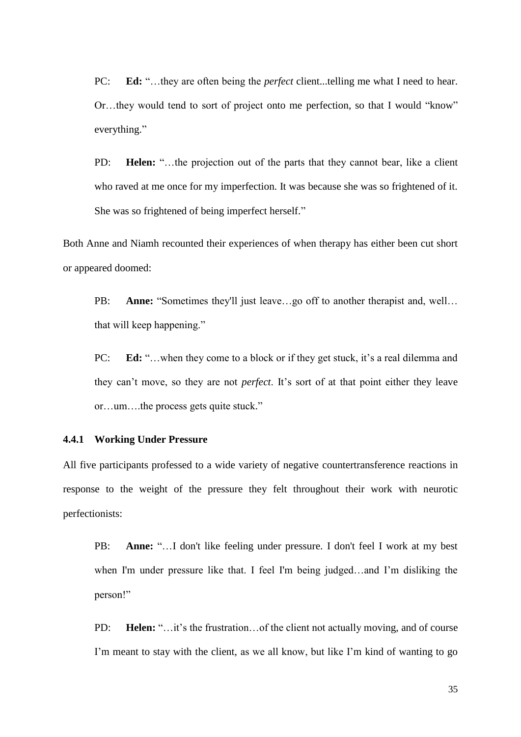PC: **Ed:** "…they are often being the *perfect* client...telling me what I need to hear. Or…they would tend to sort of project onto me perfection, so that I would "know" everything."

PD: **Helen:** "…the projection out of the parts that they cannot bear, like a client who raved at me once for my imperfection. It was because she was so frightened of it. She was so frightened of being imperfect herself."

Both Anne and Niamh recounted their experiences of when therapy has either been cut short or appeared doomed:

PB: **Anne:** "Sometimes they'll just leave…go off to another therapist and, well… that will keep happening."

PC: **Ed:** "…when they come to a block or if they get stuck, it's a real dilemma and they can't move, so they are not *perfect*. It's sort of at that point either they leave or…um….the process gets quite stuck."

### 4.4.1 Working Under Pressure

All five participants professed to a wide variety of negative countertransference reactions in response to the weight of the pressure they felt throughout their work with neurotic perfectionists:

PB: **Anne:** "…I don't like feeling under pressure. I don't feel I work at my best when I'm under pressure like that. I feel I'm being judged…and I'm disliking the person!"

PD: **Helen:** "…it's the frustration…of the client not actually moving, and of course I'm meant to stay with the client, as we all know, but like I'm kind of wanting to go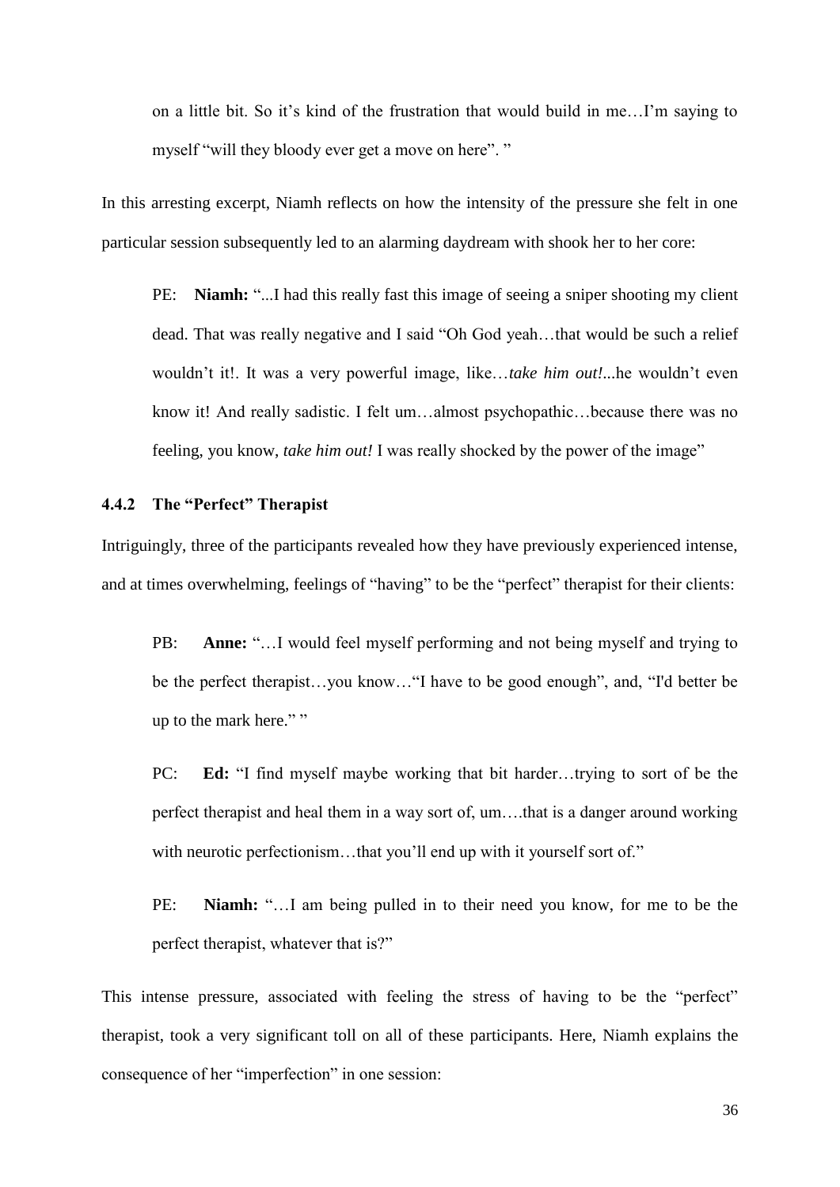on a little bit. So it's kind of the frustration that would build in me…I'm saying to myself "will they bloody ever get a move on here". "

In this arresting excerpt, Niamh reflects on how the intensity of the pressure she felt in one particular session subsequently led to an alarming daydream with shook her to her core:

> PE: **Niamh:** "...I had this really fast this image of seeing a sniper shooting my client dead. That was really negative and I said "Oh God yeah…that would be such a relief wouldn't it!. It was a very powerful image, like…*take him out!*...he wouldn't even know it! And really sadistic. I felt um…almost psychopathic…because there was no feeling, you know, *take him out!* I was really shocked by the power of the image"

### 4.4.2 The "Perfect" Therapist

Intriguingly, three of the participants revealed how they have previously experienced intense, and at times overwhelming, feelings of "having" to be the "perfect" therapist for their clients:

> PB: **Anne:** "…I would feel myself performing and not being myself and trying to be the perfect therapist…you know…"I have to be good enough", and, "I'd better be up to the mark here." "

> PC: **Ed:** "I find myself maybe working that bit harder…trying to sort of be the perfect therapist and heal them in a way sort of, um….that is a danger around working with neurotic perfectionism…that you'll end up with it yourself sort of."

> PE: **Niamh:** "…I am being pulled in to their need you know, for me to be the perfect therapist, whatever that is?"

This intense pressure, associated with feeling the stress of having to be the "perfect" therapist, took a very significant toll on all of these participants. Here, Niamh explains the consequence of her "imperfection" in one session: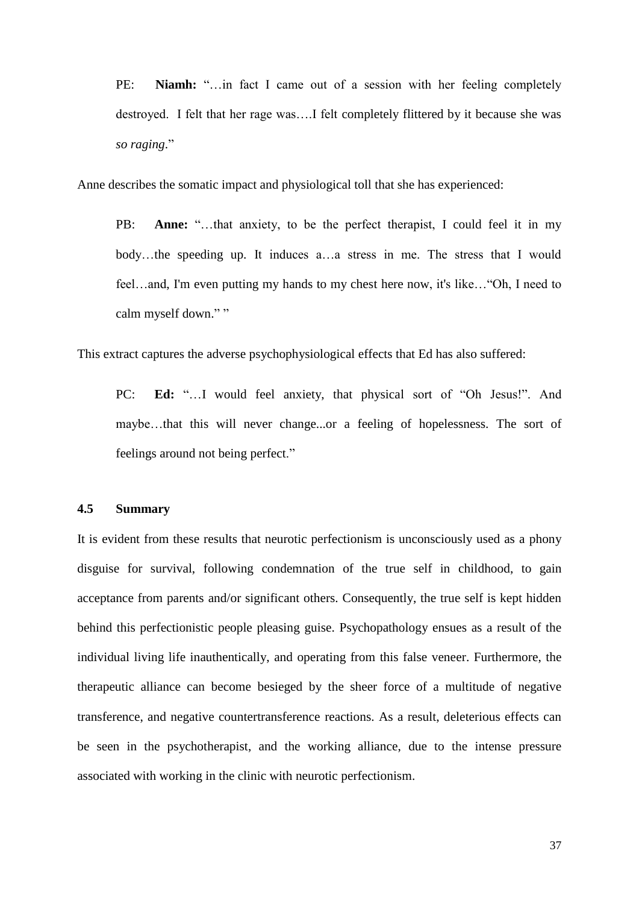PE: **Niamh:** "…in fact I came out of a session with her feeling completely destroyed. I felt that her rage was….I felt completely flittered by it because she was *so raging*."

Anne describes the somatic impact and physiological toll that she has experienced:

PB: **Anne:** "…that anxiety, to be the perfect therapist, I could feel it in my body…the speeding up. It induces a…a stress in me. The stress that I would feel…and, I'm even putting my hands to my chest here now, it's like…"Oh, I need to calm myself down." "

This extract captures the adverse psychophysiological effects that Ed has also suffered:

PC: **Ed:** "…I would feel anxiety, that physical sort of "Oh Jesus!". And maybe…that this will never change...or a feeling of hopelessness. The sort of feelings around not being perfect."

### 4.5 Summary

It is evident from these results that neurotic perfectionism is unconsciously used as a phony disguise for survival, following condemnation of the true self in childhood, to gain acceptance from parents and/or significant others. Consequently, the true self is kept hidden behind this perfectionistic people pleasing guise. Psychopathology ensues as a result of the individual living life inauthentically, and operating from this false veneer. Furthermore, the therapeutic alliance can become besieged by the sheer force of a multitude of negative transference, and negative countertransference reactions. As a result, deleterious effects can be seen in the psychotherapist, and the working alliance, due to the intense pressure associated with working in the clinic with neurotic perfectionism.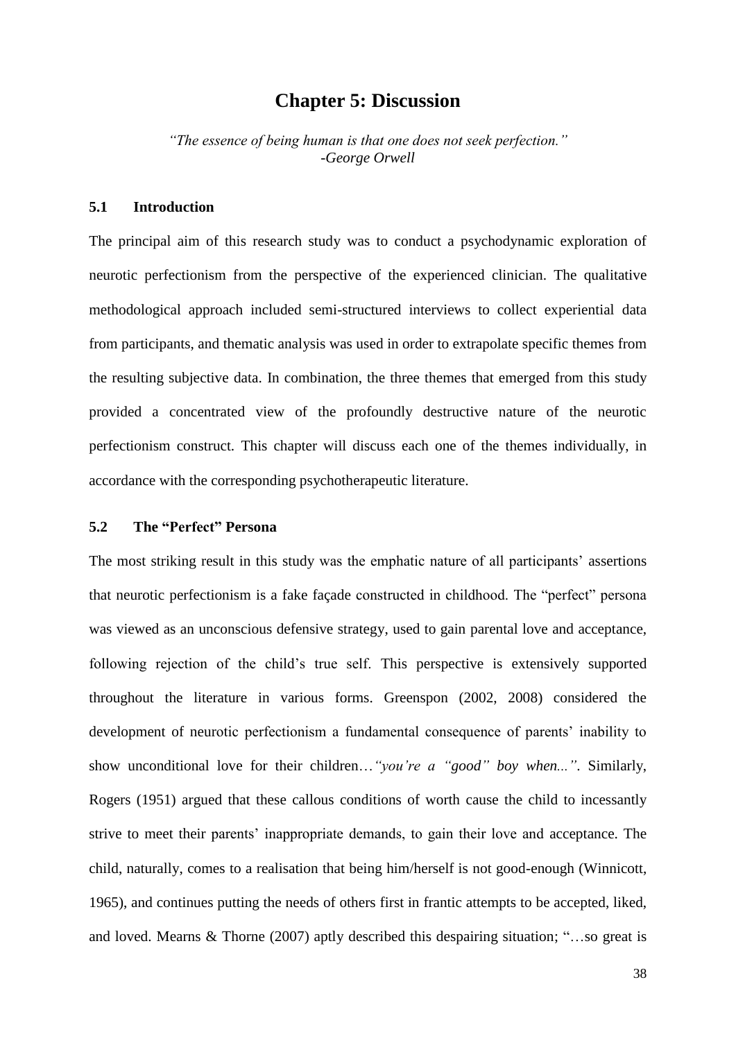# Chapter 5: Discussion

*"The essence of being human is that one does not seek perfection."*
*-George Orwell*

## 5.1 Introduction

The principal aim of this research study was to conduct a psychodynamic exploration of neurotic perfectionism from the perspective of the experienced clinician. The qualitative methodological approach included semi-structured interviews to collect experiential data from participants, and thematic analysis was used in order to extrapolate specific themes from the resulting subjective data. In combination, the three themes that emerged from this study provided a concentrated view of the profoundly destructive nature of the neurotic perfectionism construct. This chapter will discuss each one of the themes individually, in accordance with the corresponding psychotherapeutic literature.

## 5.2 The "Perfect" Persona

The most striking result in this study was the emphatic nature of all participants' assertions that neurotic perfectionism is a fake façade constructed in childhood. The "perfect" persona was viewed as an unconscious defensive strategy, used to gain parental love and acceptance, following rejection of the child's true self. This perspective is extensively supported throughout the literature in various forms. Greenspon (2002, 2008) considered the development of neurotic perfectionism a fundamental consequence of parents' inability to show unconditional love for their children…*"you're a "good" boy when..."*. Similarly, Rogers (1951) argued that these callous conditions of worth cause the child to incessantly strive to meet their parents' inappropriate demands, to gain their love and acceptance. The child, naturally, comes to a realisation that being him/herself is not good-enough (Winnicott, 1965), and continues putting the needs of others first in frantic attempts to be accepted, liked, and loved. Mearns & Thorne (2007) aptly described this despairing situation; "…so great is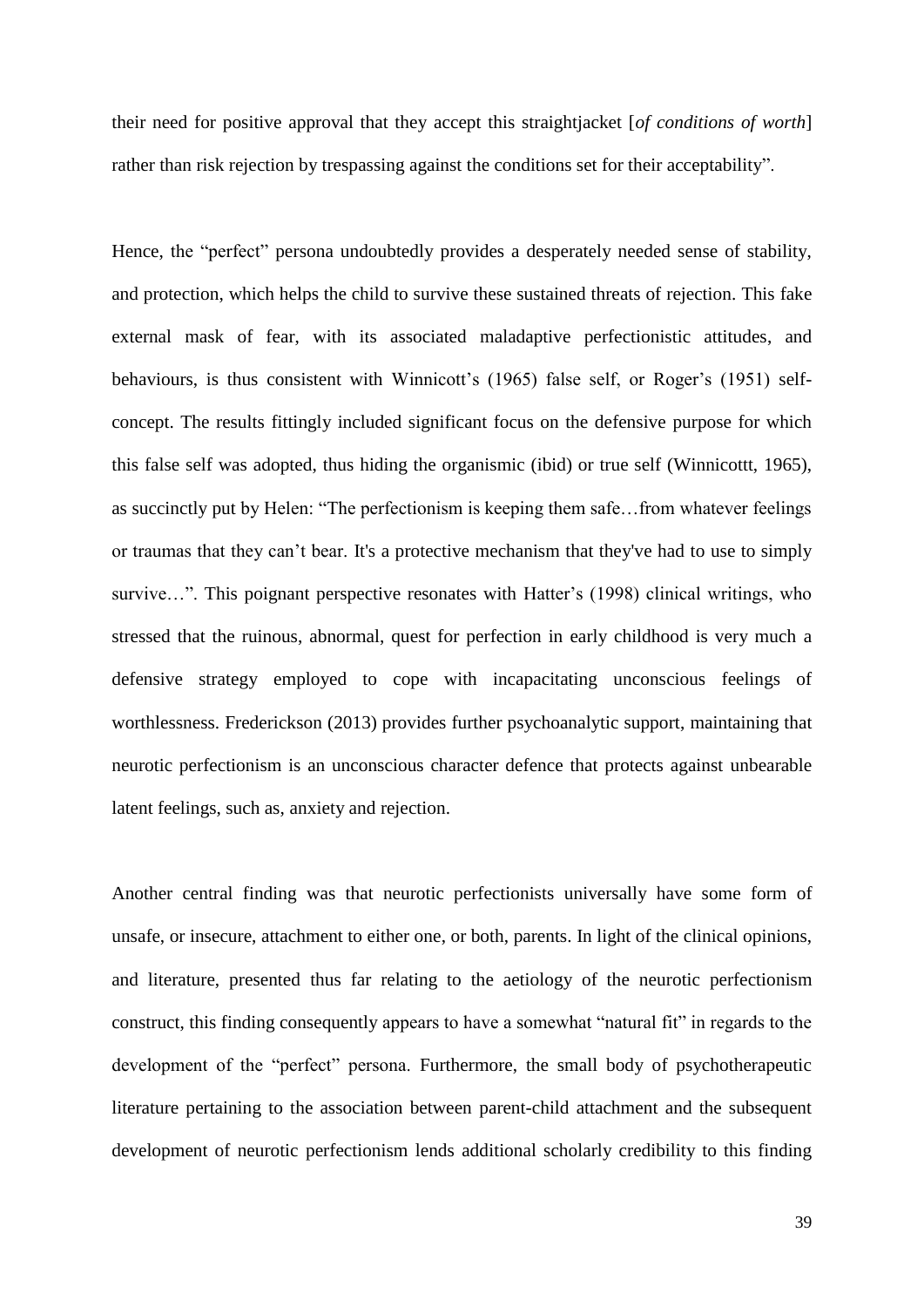their need for positive approval that they accept this straightjacket [*of conditions of worth*] rather than risk rejection by trespassing against the conditions set for their acceptability".

Hence, the "perfect" persona undoubtedly provides a desperately needed sense of stability, and protection, which helps the child to survive these sustained threats of rejection. This fake external mask of fear, with its associated maladaptive perfectionistic attitudes, and behaviours, is thus consistent with Winnicott's (1965) false self, or Roger's (1951) self-concept. The results fittingly included significant focus on the defensive purpose for which this false self was adopted, thus hiding the organismic (ibid) or true self (Winnicottt, 1965), as succinctly put by Helen: "The perfectionism is keeping them safe…from whatever feelings or traumas that they can't bear. It's a protective mechanism that they've had to use to simply survive…". This poignant perspective resonates with Hatter's (1998) clinical writings, who stressed that the ruinous, abnormal, quest for perfection in early childhood is very much a defensive strategy employed to cope with incapacitating unconscious feelings of worthlessness. Frederickson (2013) provides further psychoanalytic support, maintaining that neurotic perfectionism is an unconscious character defence that protects against unbearable latent feelings, such as, anxiety and rejection.

Another central finding was that neurotic perfectionists universally have some form of unsafe, or insecure, attachment to either one, or both, parents. In light of the clinical opinions, and literature, presented thus far relating to the aetiology of the neurotic perfectionism construct, this finding consequently appears to have a somewhat "natural fit" in regards to the development of the "perfect" persona. Furthermore, the small body of psychotherapeutic literature pertaining to the association between parent-child attachment and the subsequent development of neurotic perfectionism lends additional scholarly credibility to this finding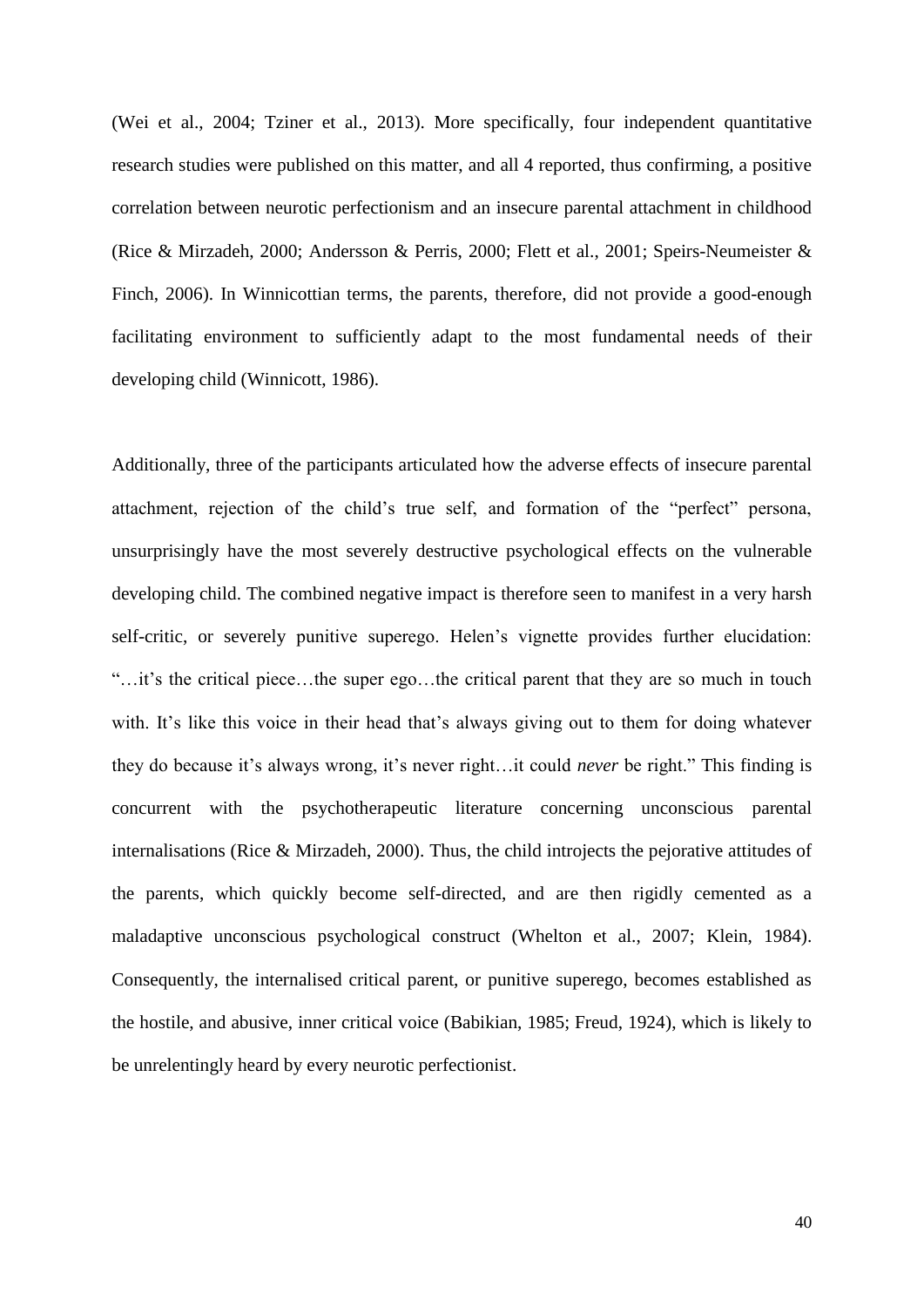(Wei et al., 2004; Tziner et al., 2013). More specifically, four independent quantitative research studies were published on this matter, and all 4 reported, thus confirming, a positive correlation between neurotic perfectionism and an insecure parental attachment in childhood (Rice & Mirzadeh, 2000; Andersson & Perris, 2000; Flett et al., 2001; Speirs-Neumeister & Finch, 2006). In Winnicottian terms, the parents, therefore, did not provide a good-enough facilitating environment to sufficiently adapt to the most fundamental needs of their developing child (Winnicott, 1986).

Additionally, three of the participants articulated how the adverse effects of insecure parental attachment, rejection of the child's true self, and formation of the "perfect" persona, unsurprisingly have the most severely destructive psychological effects on the vulnerable developing child. The combined negative impact is therefore seen to manifest in a very harsh self-critic, or severely punitive superego. Helen's vignette provides further elucidation: "…it's the critical piece…the super ego…the critical parent that they are so much in touch with. It's like this voice in their head that's always giving out to them for doing whatever they do because it's always wrong, it's never right…it could *never* be right." This finding is concurrent with the psychotherapeutic literature concerning unconscious parental internalisations (Rice & Mirzadeh, 2000). Thus, the child introjects the pejorative attitudes of the parents, which quickly become self-directed, and are then rigidly cemented as a maladaptive unconscious psychological construct (Whelton et al., 2007; Klein, 1984). Consequently, the internalised critical parent, or punitive superego, becomes established as the hostile, and abusive, inner critical voice (Babikian, 1985; Freud, 1924), which is likely to be unrelentingly heard by every neurotic perfectionist.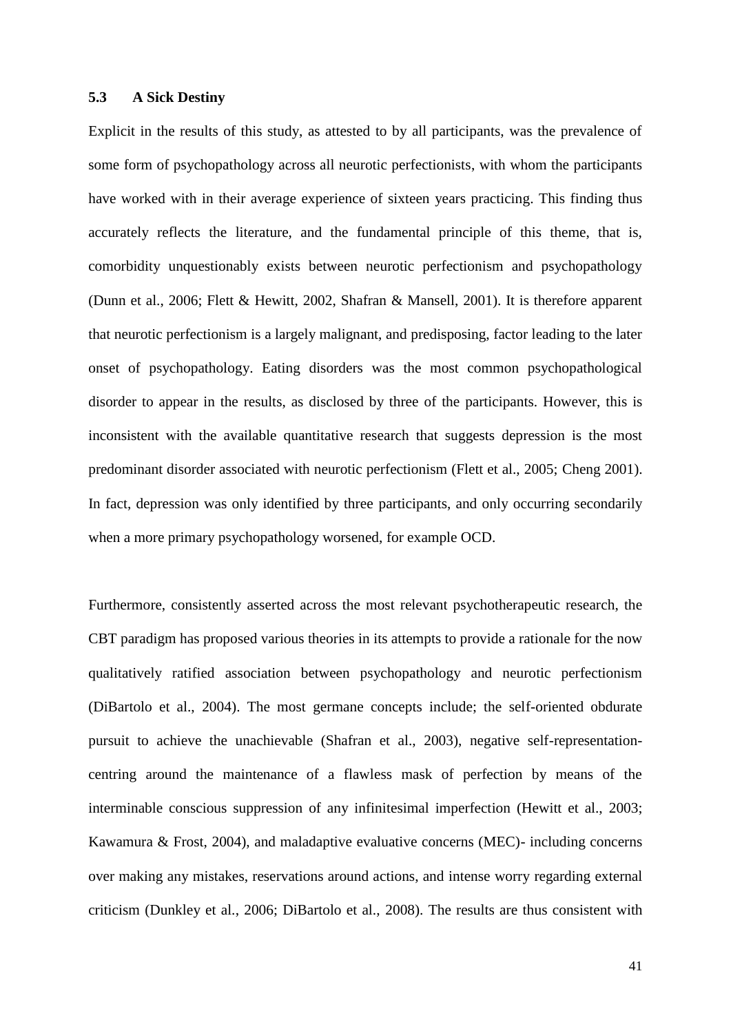### 5.3 A Sick Destiny

Explicit in the results of this study, as attested to by all participants, was the prevalence of some form of psychopathology across all neurotic perfectionists, with whom the participants have worked with in their average experience of sixteen years practicing. This finding thus accurately reflects the literature, and the fundamental principle of this theme, that is, comorbidity unquestionably exists between neurotic perfectionism and psychopathology (Dunn et al., 2006; Flett & Hewitt, 2002, Shafran & Mansell, 2001). It is therefore apparent that neurotic perfectionism is a largely malignant, and predisposing, factor leading to the later onset of psychopathology. Eating disorders was the most common psychopathological disorder to appear in the results, as disclosed by three of the participants. However, this is inconsistent with the available quantitative research that suggests depression is the most predominant disorder associated with neurotic perfectionism (Flett et al., 2005; Cheng 2001). In fact, depression was only identified by three participants, and only occurring secondarily when a more primary psychopathology worsened, for example OCD.

Furthermore, consistently asserted across the most relevant psychotherapeutic research, the CBT paradigm has proposed various theories in its attempts to provide a rationale for the now qualitatively ratified association between psychopathology and neurotic perfectionism (DiBartolo et al., 2004). The most germane concepts include; the self-oriented obdurate pursuit to achieve the unachievable (Shafran et al., 2003), negative self-representation- centring around the maintenance of a flawless mask of perfection by means of the interminable conscious suppression of any infinitesimal imperfection (Hewitt et al., 2003; Kawamura & Frost, 2004), and maladaptive evaluative concerns (MEC)- including concerns over making any mistakes, reservations around actions, and intense worry regarding external criticism (Dunkley et al., 2006; DiBartolo et al., 2008). The results are thus consistent with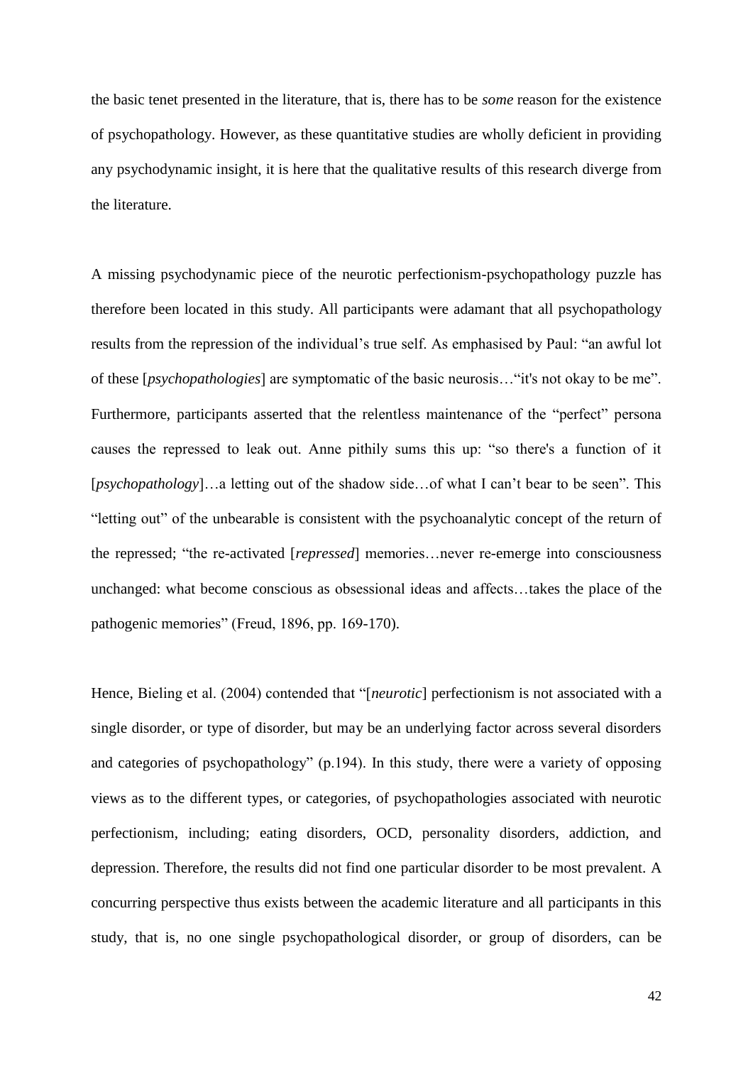the basic tenet presented in the literature, that is, there has to be *some* reason for the existence of psychopathology. However, as these quantitative studies are wholly deficient in providing any psychodynamic insight, it is here that the qualitative results of this research diverge from the literature.

A missing psychodynamic piece of the neurotic perfectionism-psychopathology puzzle has therefore been located in this study. All participants were adamant that all psychopathology results from the repression of the individual's true self. As emphasised by Paul: "an awful lot of these [*psychopathologies*] are symptomatic of the basic neurosis…"it's not okay to be me". Furthermore, participants asserted that the relentless maintenance of the "perfect" persona causes the repressed to leak out. Anne pithily sums this up: "so there's a function of it [*psychopathology*]…a letting out of the shadow side…of what I can't bear to be seen". This "letting out" of the unbearable is consistent with the psychoanalytic concept of the return of the repressed; "the re-activated [*repressed*] memories…never re-emerge into consciousness unchanged: what become conscious as obsessional ideas and affects…takes the place of the pathogenic memories" (Freud, 1896, pp. 169-170).

Hence, Bieling et al. (2004) contended that "[*neurotic*] perfectionism is not associated with a single disorder, or type of disorder, but may be an underlying factor across several disorders and categories of psychopathology" (p.194). In this study, there were a variety of opposing views as to the different types, or categories, of psychopathologies associated with neurotic perfectionism, including; eating disorders, OCD, personality disorders, addiction, and depression. Therefore, the results did not find one particular disorder to be most prevalent. A concurring perspective thus exists between the academic literature and all participants in this study, that is, no one single psychopathological disorder, or group of disorders, can be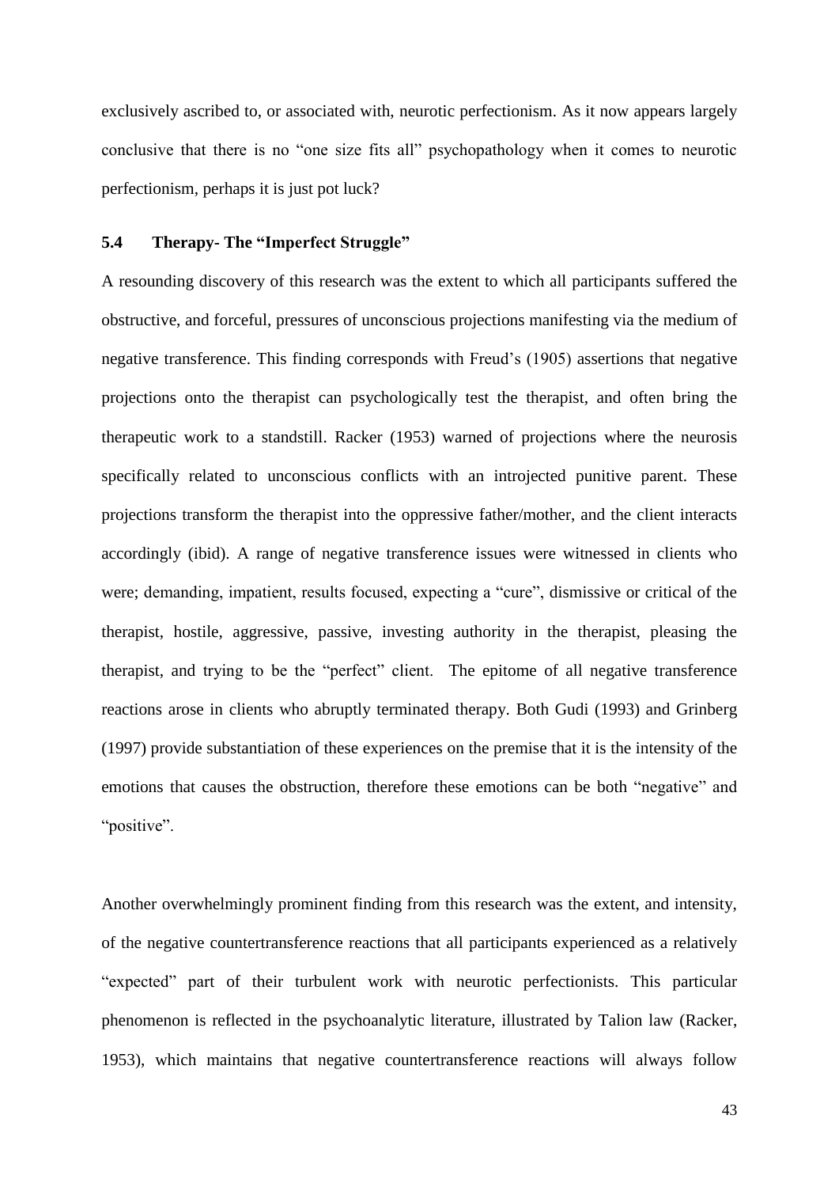exclusively ascribed to, or associated with, neurotic perfectionism. As it now appears largely conclusive that there is no "one size fits all" psychopathology when it comes to neurotic perfectionism, perhaps it is just pot luck?

### 5.4 Therapy- The "Imperfect Struggle"

A resounding discovery of this research was the extent to which all participants suffered the obstructive, and forceful, pressures of unconscious projections manifesting via the medium of negative transference. This finding corresponds with Freud's (1905) assertions that negative projections onto the therapist can psychologically test the therapist, and often bring the therapeutic work to a standstill. Racker (1953) warned of projections where the neurosis specifically related to unconscious conflicts with an introjected punitive parent. These projections transform the therapist into the oppressive father/mother, and the client interacts accordingly (ibid). A range of negative transference issues were witnessed in clients who were; demanding, impatient, results focused, expecting a "cure", dismissive or critical of the therapist, hostile, aggressive, passive, investing authority in the therapist, pleasing the therapist, and trying to be the "perfect" client. The epitome of all negative transference reactions arose in clients who abruptly terminated therapy. Both Gudi (1993) and Grinberg (1997) provide substantiation of these experiences on the premise that it is the intensity of the emotions that causes the obstruction, therefore these emotions can be both "negative" and "positive".

Another overwhelmingly prominent finding from this research was the extent, and intensity, of the negative countertransference reactions that all participants experienced as a relatively "expected" part of their turbulent work with neurotic perfectionists. This particular phenomenon is reflected in the psychoanalytic literature, illustrated by Talion law (Racker, 1953), which maintains that negative countertransference reactions will always follow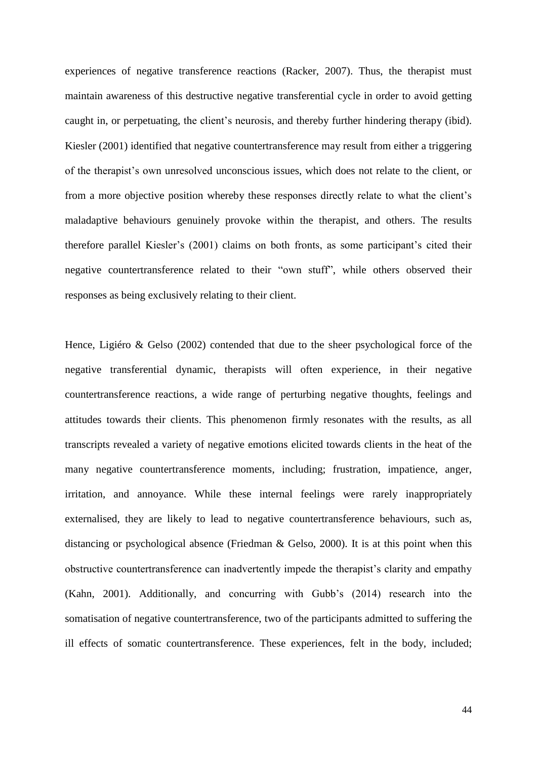experiences of negative transference reactions (Racker, 2007). Thus, the therapist must maintain awareness of this destructive negative transferential cycle in order to avoid getting caught in, or perpetuating, the client's neurosis, and thereby further hindering therapy (ibid). Kiesler (2001) identified that negative countertransference may result from either a triggering of the therapist's own unresolved unconscious issues, which does not relate to the client, or from a more objective position whereby these responses directly relate to what the client's maladaptive behaviours genuinely provoke within the therapist, and others. The results therefore parallel Kiesler's (2001) claims on both fronts, as some participant's cited their negative countertransference related to their "own stuff", while others observed their responses as being exclusively relating to their client.

Hence, Ligiéro & Gelso (2002) contended that due to the sheer psychological force of the negative transferential dynamic, therapists will often experience, in their negative countertransference reactions, a wide range of perturbing negative thoughts, feelings and attitudes towards their clients. This phenomenon firmly resonates with the results, as all transcripts revealed a variety of negative emotions elicited towards clients in the heat of the many negative countertransference moments, including; frustration, impatience, anger, irritation, and annoyance. While these internal feelings were rarely inappropriately externalised, they are likely to lead to negative countertransference behaviours, such as, distancing or psychological absence (Friedman & Gelso, 2000). It is at this point when this obstructive countertransference can inadvertently impede the therapist's clarity and empathy (Kahn, 2001). Additionally, and concurring with Gubb's (2014) research into the somatisation of negative countertransference, two of the participants admitted to suffering the ill effects of somatic countertransference. These experiences, felt in the body, included;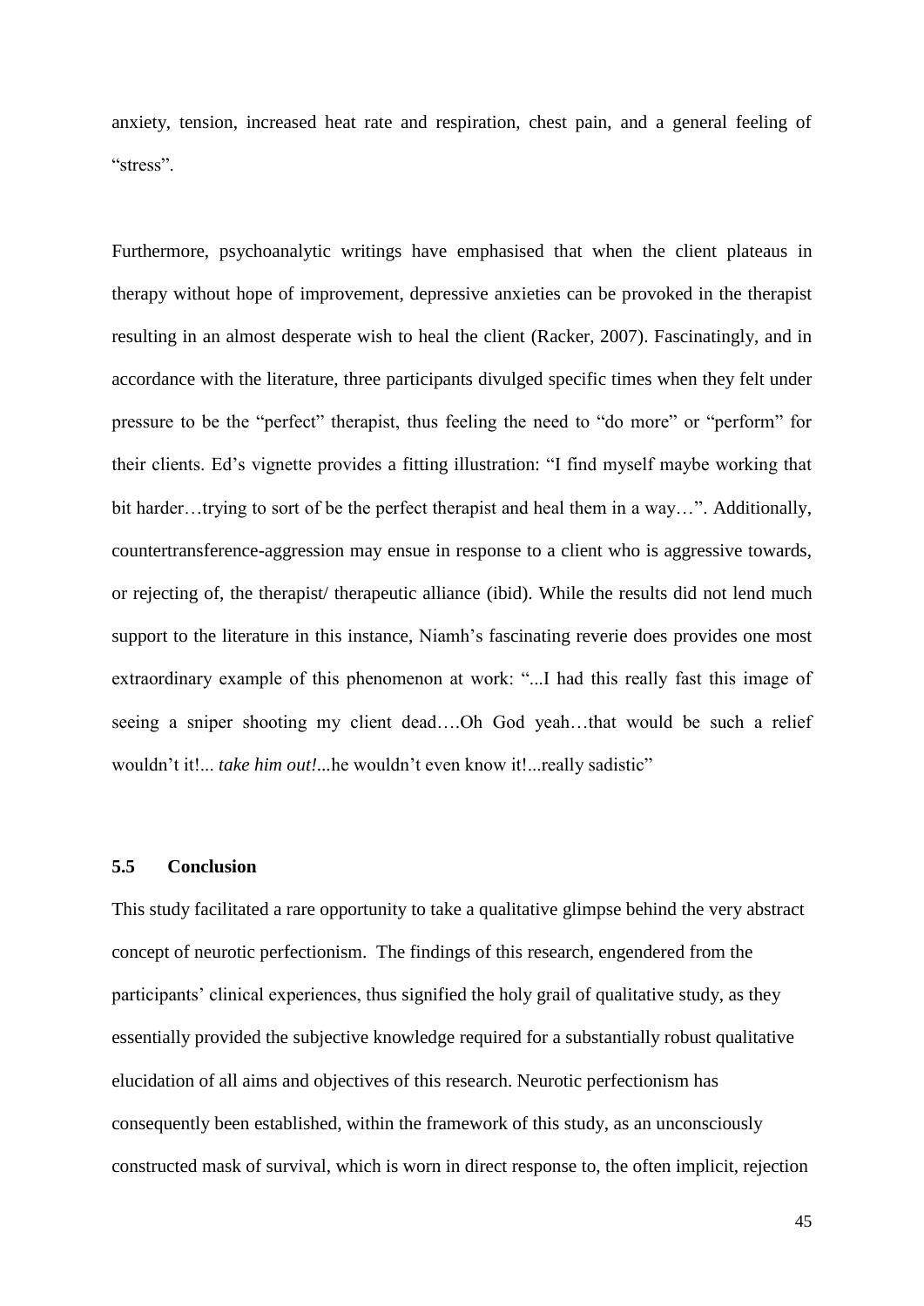anxiety, tension, increased heat rate and respiration, chest pain, and a general feeling of "stress".

Furthermore, psychoanalytic writings have emphasised that when the client plateaus in therapy without hope of improvement, depressive anxieties can be provoked in the therapist resulting in an almost desperate wish to heal the client (Racker, 2007). Fascinatingly, and in accordance with the literature, three participants divulged specific times when they felt under pressure to be the "perfect" therapist, thus feeling the need to "do more" or "perform" for their clients. Ed's vignette provides a fitting illustration: "I find myself maybe working that bit harder…trying to sort of be the perfect therapist and heal them in a way…". Additionally, countertransference-aggression may ensue in response to a client who is aggressive towards, or rejecting of, the therapist/ therapeutic alliance (ibid). While the results did not lend much support to the literature in this instance, Niamh's fascinating reverie does provides one most extraordinary example of this phenomenon at work: "...I had this really fast this image of seeing a sniper shooting my client dead….Oh God yeah…that would be such a relief wouldn't it!... *take him out!*...he wouldn't even know it!...really sadistic"

### 5.5 Conclusion

This study facilitated a rare opportunity to take a qualitative glimpse behind the very abstract concept of neurotic perfectionism. The findings of this research, engendered from the participants' clinical experiences, thus signified the holy grail of qualitative study, as they essentially provided the subjective knowledge required for a substantially robust qualitative elucidation of all aims and objectives of this research. Neurotic perfectionism has consequently been established, within the framework of this study, as an unconsciously constructed mask of survival, which is worn in direct response to, the often implicit, rejection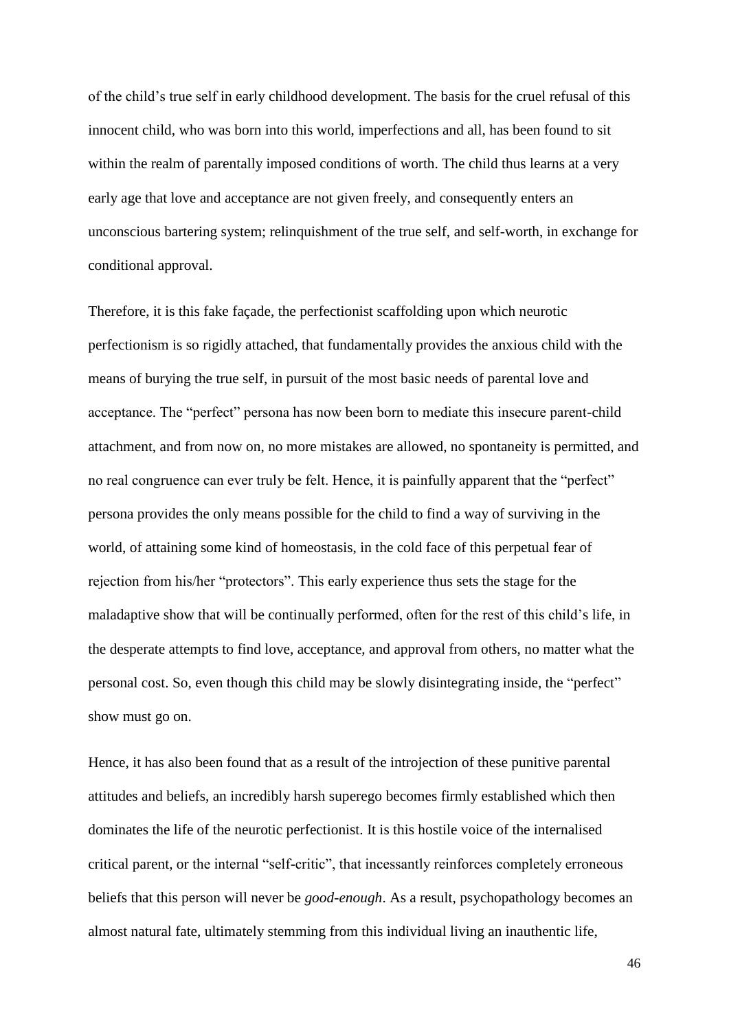of the child's true self in early childhood development. The basis for the cruel refusal of this innocent child, who was born into this world, imperfections and all, has been found to sit within the realm of parentally imposed conditions of worth. The child thus learns at a very early age that love and acceptance are not given freely, and consequently enters an unconscious bartering system; relinquishment of the true self, and self-worth, in exchange for conditional approval.

Therefore, it is this fake façade, the perfectionist scaffolding upon which neurotic perfectionism is so rigidly attached, that fundamentally provides the anxious child with the means of burying the true self, in pursuit of the most basic needs of parental love and acceptance. The "perfect" persona has now been born to mediate this insecure parent-child attachment, and from now on, no more mistakes are allowed, no spontaneity is permitted, and no real congruence can ever truly be felt. Hence, it is painfully apparent that the "perfect" persona provides the only means possible for the child to find a way of surviving in the world, of attaining some kind of homeostasis, in the cold face of this perpetual fear of rejection from his/her "protectors". This early experience thus sets the stage for the maladaptive show that will be continually performed, often for the rest of this child's life, in the desperate attempts to find love, acceptance, and approval from others, no matter what the personal cost. So, even though this child may be slowly disintegrating inside, the "perfect" show must go on.

Hence, it has also been found that as a result of the introjection of these punitive parental attitudes and beliefs, an incredibly harsh superego becomes firmly established which then dominates the life of the neurotic perfectionist. It is this hostile voice of the internalised critical parent, or the internal "self-critic", that incessantly reinforces completely erroneous beliefs that this person will never be *good-enough*. As a result, psychopathology becomes an almost natural fate, ultimately stemming from this individual living an inauthentic life,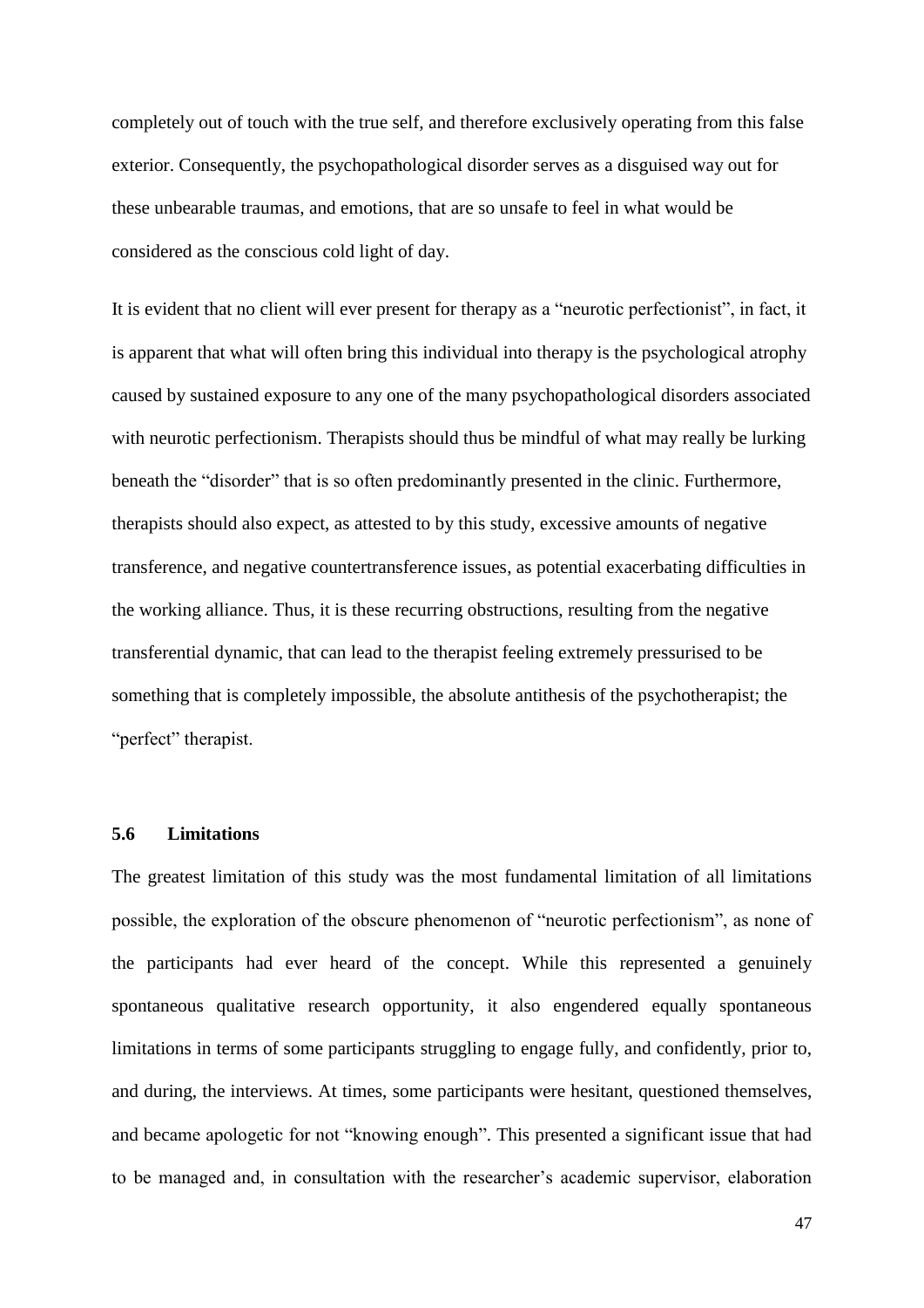completely out of touch with the true self, and therefore exclusively operating from this false exterior. Consequently, the psychopathological disorder serves as a disguised way out for these unbearable traumas, and emotions, that are so unsafe to feel in what would be considered as the conscious cold light of day.

It is evident that no client will ever present for therapy as a "neurotic perfectionist", in fact, it is apparent that what will often bring this individual into therapy is the psychological atrophy caused by sustained exposure to any one of the many psychopathological disorders associated with neurotic perfectionism. Therapists should thus be mindful of what may really be lurking beneath the "disorder" that is so often predominantly presented in the clinic. Furthermore, therapists should also expect, as attested to by this study, excessive amounts of negative transference, and negative countertransference issues, as potential exacerbating difficulties in the working alliance. Thus, it is these recurring obstructions, resulting from the negative transferential dynamic, that can lead to the therapist feeling extremely pressurised to be something that is completely impossible, the absolute antithesis of the psychotherapist; the "perfect" therapist.

### 5.6 Limitations

The greatest limitation of this study was the most fundamental limitation of all limitations possible, the exploration of the obscure phenomenon of "neurotic perfectionism", as none of the participants had ever heard of the concept. While this represented a genuinely spontaneous qualitative research opportunity, it also engendered equally spontaneous limitations in terms of some participants struggling to engage fully, and confidently, prior to, and during, the interviews. At times, some participants were hesitant, questioned themselves, and became apologetic for not "knowing enough". This presented a significant issue that had to be managed and, in consultation with the researcher's academic supervisor, elaboration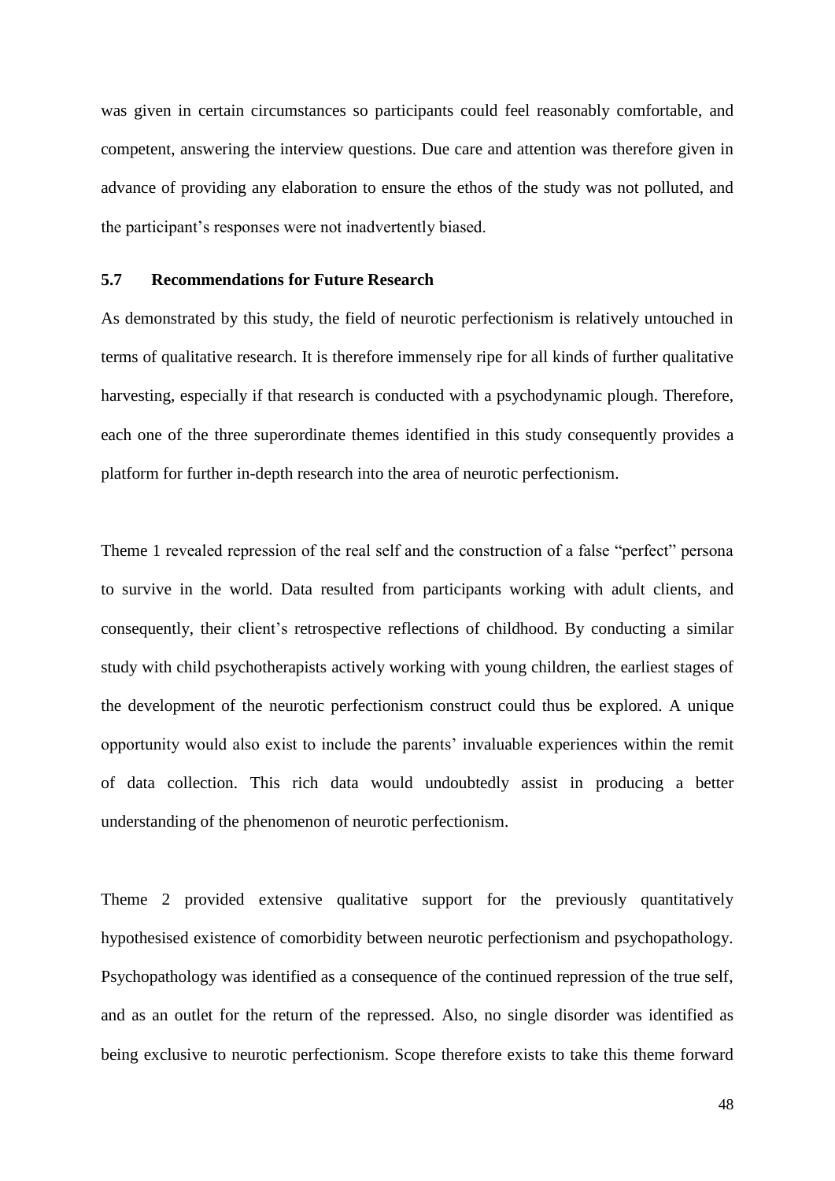was given in certain circumstances so participants could feel reasonably comfortable, and competent, answering the interview questions. Due care and attention was therefore given in advance of providing any elaboration to ensure the ethos of the study was not polluted, and the participant's responses were not inadvertently biased.

### 5.7 Recommendations for Future Research

As demonstrated by this study, the field of neurotic perfectionism is relatively untouched in terms of qualitative research. It is therefore immensely ripe for all kinds of further qualitative harvesting, especially if that research is conducted with a psychodynamic plough. Therefore, each one of the three superordinate themes identified in this study consequently provides a platform for further in-depth research into the area of neurotic perfectionism.

Theme 1 revealed repression of the real self and the construction of a false "perfect" persona to survive in the world. Data resulted from participants working with adult clients, and consequently, their client's retrospective reflections of childhood. By conducting a similar study with child psychotherapists actively working with young children, the earliest stages of the development of the neurotic perfectionism construct could thus be explored. A unique opportunity would also exist to include the parents' invaluable experiences within the remit of data collection. This rich data would undoubtedly assist in producing a better understanding of the phenomenon of neurotic perfectionism.

Theme 2 provided extensive qualitative support for the previously quantitatively hypothesised existence of comorbidity between neurotic perfectionism and psychopathology. Psychopathology was identified as a consequence of the continued repression of the true self, and as an outlet for the return of the repressed. Also, no single disorder was identified as being exclusive to neurotic perfectionism. Scope therefore exists to take this theme forward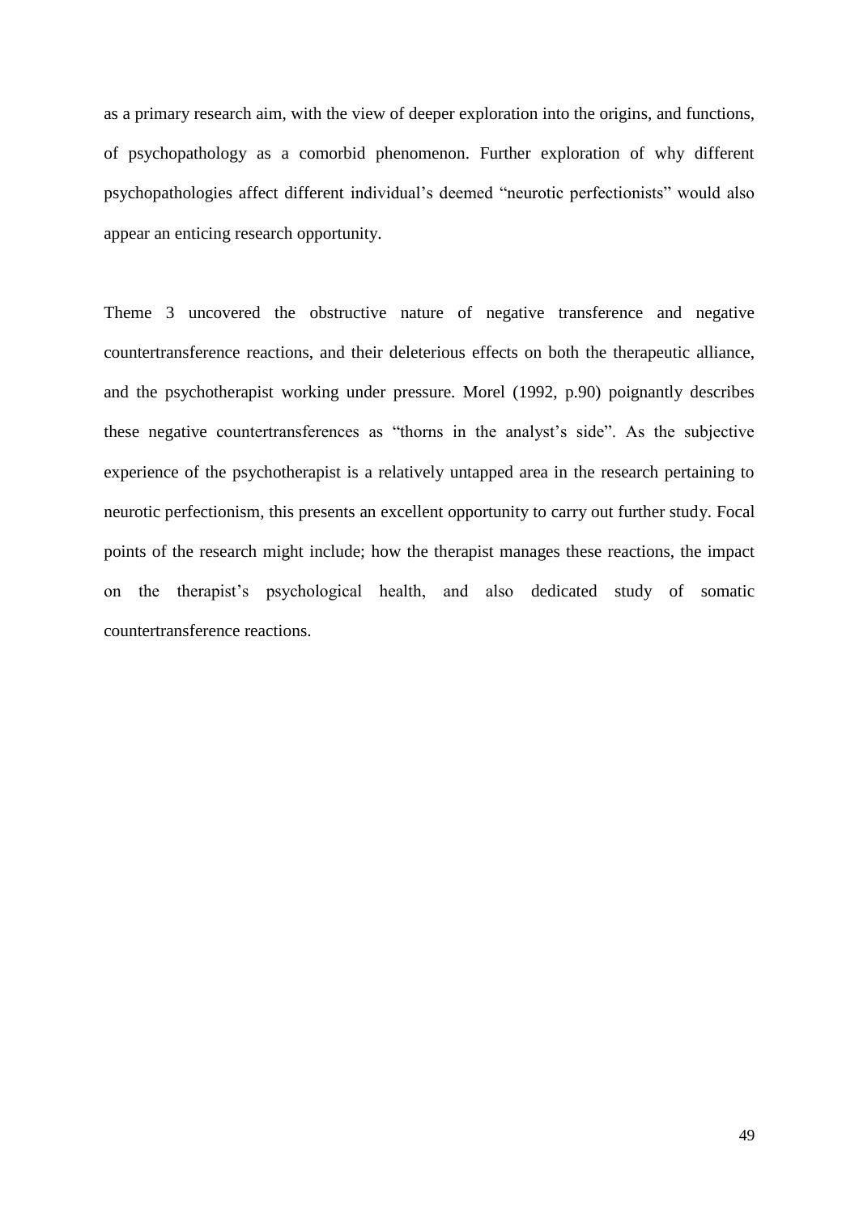as a primary research aim, with the view of deeper exploration into the origins, and functions, of psychopathology as a comorbid phenomenon. Further exploration of why different psychopathologies affect different individual's deemed "neurotic perfectionists" would also appear an enticing research opportunity.

Theme 3 uncovered the obstructive nature of negative transference and negative countertransference reactions, and their deleterious effects on both the therapeutic alliance, and the psychotherapist working under pressure. Morel (1992, p.90) poignantly describes these negative countertransferences as "thorns in the analyst's side". As the subjective experience of the psychotherapist is a relatively untapped area in the research pertaining to neurotic perfectionism, this presents an excellent opportunity to carry out further study. Focal points of the research might include; how the therapist manages these reactions, the impact on the therapist's psychological health, and also dedicated study of somatic countertransference reactions.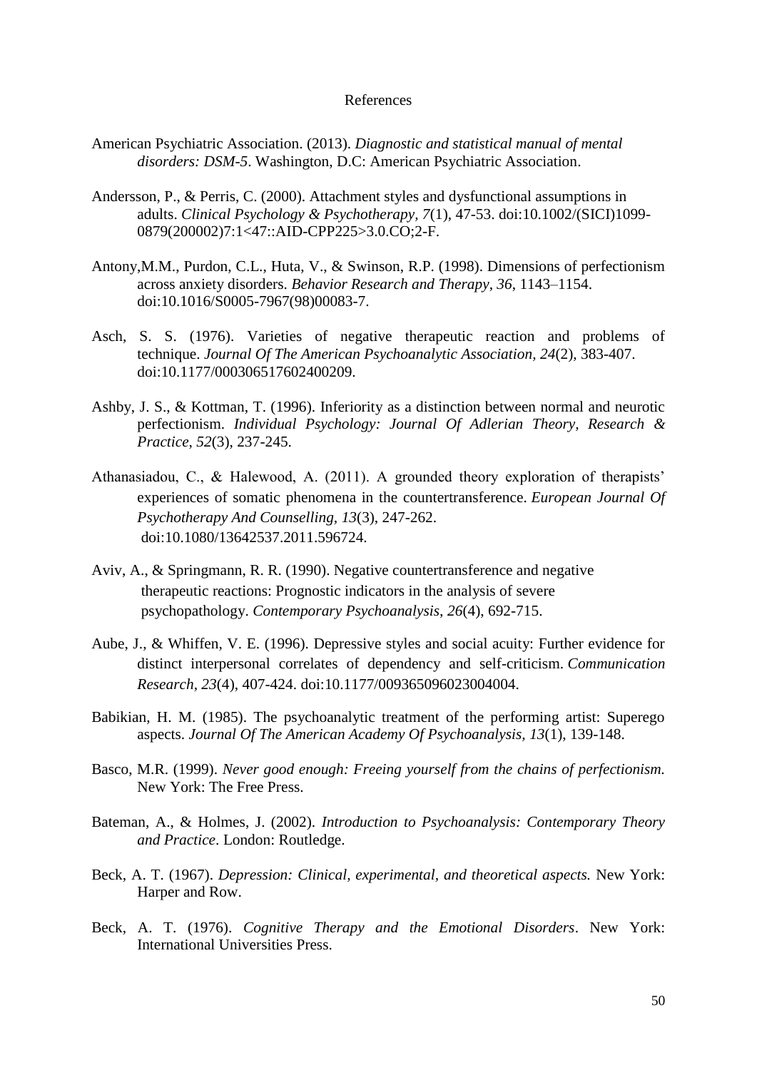# References

American Psychiatric Association. (2013). *Diagnostic and statistical manual of mental disorders: DSM-5*. Washington, D.C: American Psychiatric Association.

Andersson, P., & Perris, C. (2000). Attachment styles and dysfunctional assumptions in adults. *Clinical Psychology & Psychotherapy, 7*(1), 47-53. doi:10.1002/(SICI)1099-0879(200002)7:1<47::AID-CPP225>3.0.CO;2-F.

Antony,M.M., Purdon, C.L., Huta, V., & Swinson, R.P. (1998). Dimensions of perfectionism across anxiety disorders. *Behavior Research and Therapy*, *36*, 1143–1154. doi:10.1016/S0005-7967(98)00083-7.

Asch, S. S. (1976). Varieties of negative therapeutic reaction and problems of technique. *Journal Of The American Psychoanalytic Association, 24*(2), 383-407. doi:10.1177/000306517602400209.

Ashby, J. S., & Kottman, T. (1996). Inferiority as a distinction between normal and neurotic perfectionism. *Individual Psychology: Journal Of Adlerian Theory, Research & Practice*, *52*(3), 237-245.

Athanasiadou, C., & Halewood, A. (2011). A grounded theory exploration of therapists' experiences of somatic phenomena in the countertransference. *European Journal Of Psychotherapy And Counselling, 13*(3), 247-262. doi:10.1080/13642537.2011.596724.

Aviv, A., & Springmann, R. R. (1990). Negative countertransference and negative therapeutic reactions: Prognostic indicators in the analysis of severe psychopathology. *Contemporary Psychoanalysis, 26*(4), 692-715.

Aube, J., & Whiffen, V. E. (1996). Depressive styles and social acuity: Further evidence for distinct interpersonal correlates of dependency and self-criticism. *Communication Research, 23*(4), 407-424. doi:10.1177/009365096023004004.

Babikian, H. M. (1985). The psychoanalytic treatment of the performing artist: Superego aspects. *Journal Of The American Academy Of Psychoanalysis, 13*(1), 139-148.

Basco, M.R. (1999). *Never good enough: Freeing yourself from the chains of perfectionism.* New York: The Free Press.

Bateman, A., & Holmes, J. (2002). *Introduction to Psychoanalysis: Contemporary Theory and Practice*. London: Routledge.

Beck, A. T. (1967). *Depression: Clinical, experimental, and theoretical aspects.* New York: Harper and Row.

Beck, A. T. (1976). *Cognitive Therapy and the Emotional Disorders*. New York: International Universities Press.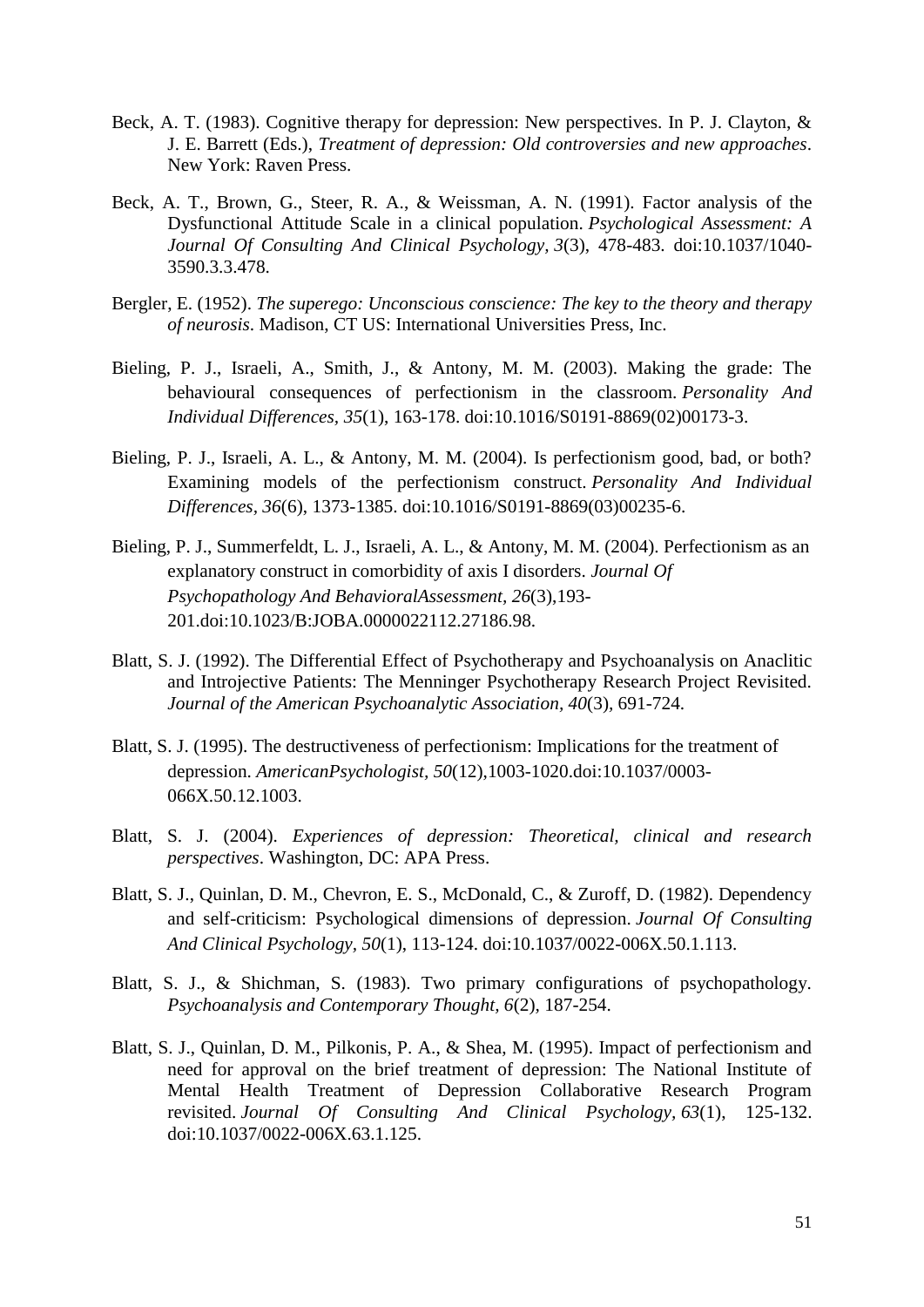Beck, A. T. (1983). Cognitive therapy for depression: New perspectives. In P. J. Clayton, & J. E. Barrett (Eds.), *Treatment of depression: Old controversies and new approaches*. New York: Raven Press.

Beck, A. T., Brown, G., Steer, R. A., & Weissman, A. N. (1991). Factor analysis of the Dysfunctional Attitude Scale in a clinical population. *Psychological Assessment: A Journal Of Consulting And Clinical Psychology, 3*(3), 478-483. doi:10.1037/1040-3590.3.3.478.

Bergler, E. (1952). *The superego: Unconscious conscience: The key to the theory and therapy of neurosis*. Madison, CT US: International Universities Press, Inc.

Bieling, P. J., Israeli, A., Smith, J., & Antony, M. M. (2003). Making the grade: The behavioural consequences of perfectionism in the classroom. *Personality And Individual Differences, 35*(1), 163-178. doi:10.1016/S0191-8869(02)00173-3.

Bieling, P. J., Israeli, A. L., & Antony, M. M. (2004). Is perfectionism good, bad, or both? Examining models of the perfectionism construct. *Personality And Individual Differences, 36*(6), 1373-1385. doi:10.1016/S0191-8869(03)00235-6.

Bieling, P. J., Summerfeldt, L. J., Israeli, A. L., & Antony, M. M. (2004). Perfectionism as an explanatory construct in comorbidity of axis I disorders. *Journal Of Psychopathology And BehavioralAssessment, 26*(3),193-201.doi:10.1023/B:JOBA.0000022112.27186.98.

Blatt, S. J. (1992). The Differential Effect of Psychotherapy and Psychoanalysis on Anaclitic and Introjective Patients: The Menninger Psychotherapy Research Project Revisited. *Journal of the American Psychoanalytic Association, 40*(3), 691-724.

Blatt, S. J. (1995). The destructiveness of perfectionism: Implications for the treatment of depression. *AmericanPsychologist, 50*(12),1003-1020.doi:10.1037/0003-066X.50.12.1003.

Blatt, S. J. (2004). *Experiences of depression: Theoretical, clinical and research perspectives*. Washington, DC: APA Press.

Blatt, S. J., Quinlan, D. M., Chevron, E. S., McDonald, C., & Zuroff, D. (1982). Dependency and self-criticism: Psychological dimensions of depression. *Journal Of Consulting And Clinical Psychology, 50*(1), 113-124. doi:10.1037/0022-006X.50.1.113.

Blatt, S. J., & Shichman, S. (1983). Two primary configurations of psychopathology. *Psychoanalysis and Contemporary Thought, 6*(2), 187-254.

Blatt, S. J., Quinlan, D. M., Pilkonis, P. A., & Shea, M. (1995). Impact of perfectionism and need for approval on the brief treatment of depression: The National Institute of Mental Health Treatment of Depression Collaborative Research Program revisited. *Journal Of Consulting And Clinical Psychology, 63*(1), 125-132. doi:10.1037/0022-006X.63.1.125.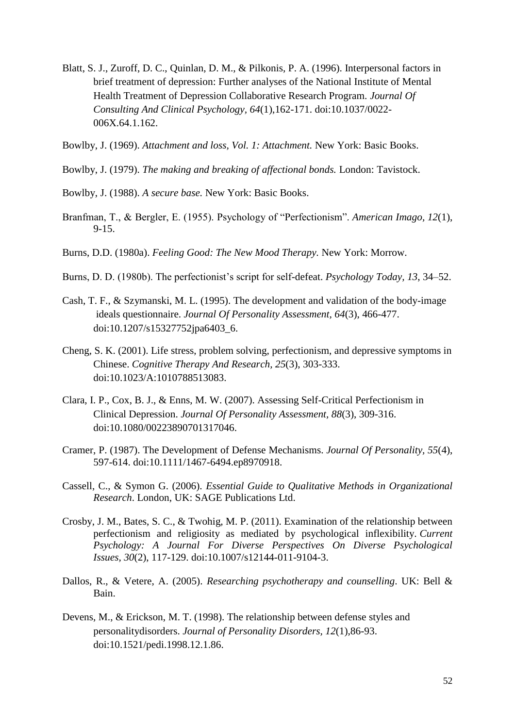Blatt, S. J., Zuroff, D. C., Quinlan, D. M., & Pilkonis, P. A. (1996). Interpersonal factors in brief treatment of depression: Further analyses of the National Institute of Mental Health Treatment of Depression Collaborative Research Program. *Journal Of Consulting And Clinical Psychology, 64*(1),162-171. doi:10.1037/0022-006X.64.1.162.

Bowlby, J. (1969). *Attachment and loss, Vol. 1: Attachment.* New York: Basic Books.

Bowlby, J. (1979). *The making and breaking of affectional bonds.* London: Tavistock.

Bowlby, J. (1988). *A secure base.* New York: Basic Books.

Branfman, T., & Bergler, E. (1955). Psychology of "Perfectionism". *American Imago, 12*(1), 9-15.

Burns, D.D. (1980a). *Feeling Good: The New Mood Therapy.* New York: Morrow.

Burns, D. D. (1980b). The perfectionist's script for self-defeat. *Psychology Today, 13*, 34–52.

Cash, T. F., & Szymanski, M. L. (1995). The development and validation of the body-image ideals questionnaire. *Journal Of Personality Assessment, 64*(3), 466-477. doi:10.1207/s15327752jpa6403_6.

Cheng, S. K. (2001). Life stress, problem solving, perfectionism, and depressive symptoms in Chinese. *Cognitive Therapy And Research, 25*(3), 303-333. doi:10.1023/A:1010788513083.

Clara, I. P., Cox, B. J., & Enns, M. W. (2007). Assessing Self-Critical Perfectionism in Clinical Depression. *Journal Of Personality Assessment, 88*(3), 309-316. doi:10.1080/00223890701317046.

Cramer, P. (1987). The Development of Defense Mechanisms. *Journal Of Personality, 55*(4), 597-614. doi:10.1111/1467-6494.ep8970918.

Cassell, C., & Symon G. (2006). *Essential Guide to Qualitative Methods in Organizational Research*. London, UK: SAGE Publications Ltd.

Crosby, J. M., Bates, S. C., & Twohig, M. P. (2011). Examination of the relationship between perfectionism and religiosity as mediated by psychological inflexibility. *Current Psychology: A Journal For Diverse Perspectives On Diverse Psychological Issues, 30*(2), 117-129. doi:10.1007/s12144-011-9104-3.

Dallos, R., & Vetere, A. (2005). *Researching psychotherapy and counselling*. UK: Bell & Bain.

Devens, M., & Erickson, M. T. (1998). The relationship between defense styles and personalitydisorders. *Journal of Personality Disorders, 12*(1),86-93. doi:10.1521/pedi.1998.12.1.86.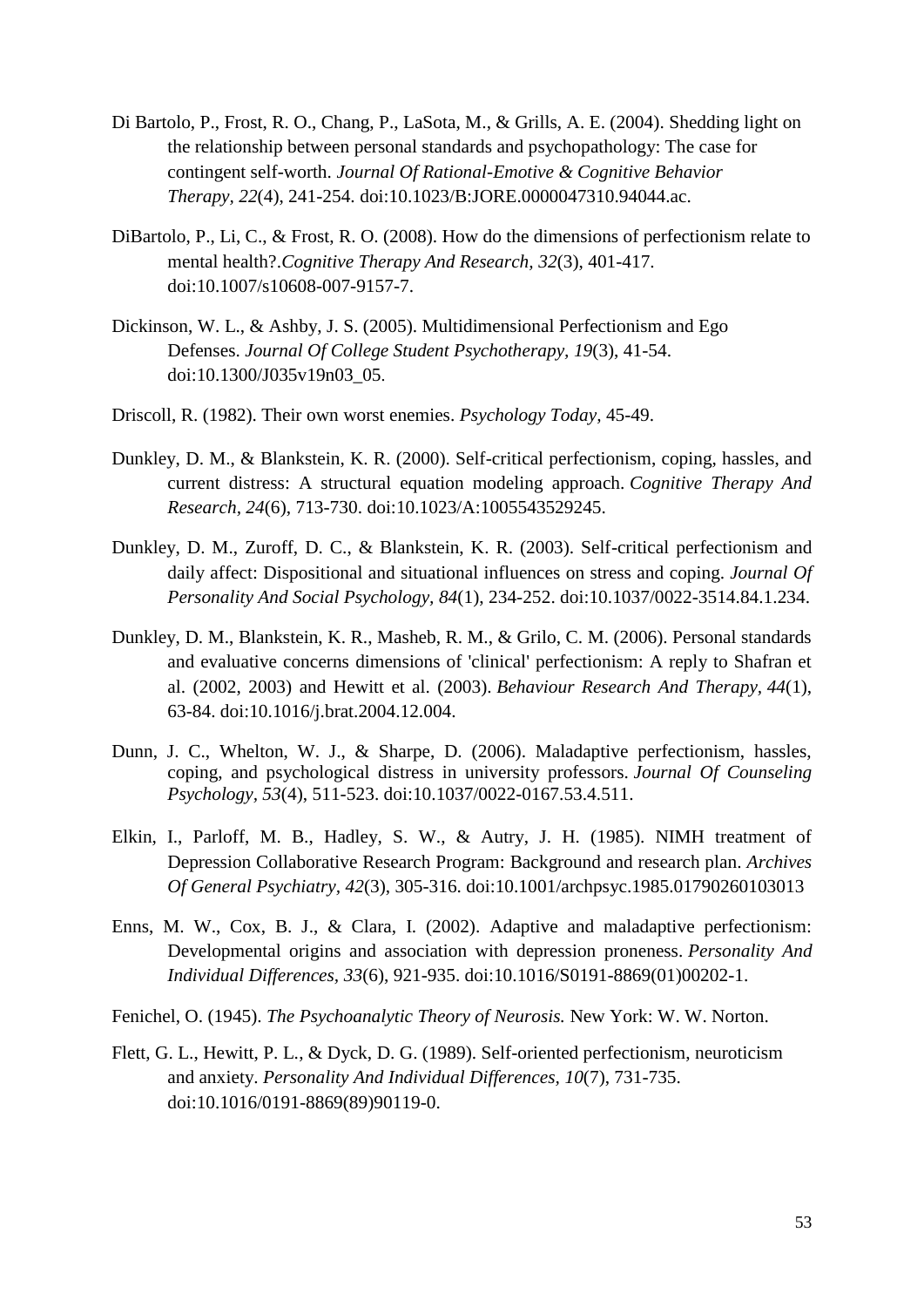Di Bartolo, P., Frost, R. O., Chang, P., LaSota, M., & Grills, A. E. (2004). Shedding light on the relationship between personal standards and psychopathology: The case for contingent self-worth. *Journal Of Rational-Emotive & Cognitive Behavior Therapy, 22*(4), 241-254. doi:10.1023/B:JORE.0000047310.94044.ac.

DiBartolo, P., Li, C., & Frost, R. O. (2008). How do the dimensions of perfectionism relate to mental health?.*Cognitive Therapy And Research, 32*(3), 401-417. doi:10.1007/s10608-007-9157-7.

Dickinson, W. L., & Ashby, J. S. (2005). Multidimensional Perfectionism and Ego Defenses. *Journal Of College Student Psychotherapy, 19*(3), 41-54. doi:10.1300/J035v19n03_05.

Driscoll, R. (1982). Their own worst enemies. *Psychology Today*, 45-49.

Dunkley, D. M., & Blankstein, K. R. (2000). Self-critical perfectionism, coping, hassles, and current distress: A structural equation modeling approach. *Cognitive Therapy And Research, 24*(6), 713-730. doi:10.1023/A:1005543529245.

Dunkley, D. M., Zuroff, D. C., & Blankstein, K. R. (2003). Self-critical perfectionism and daily affect: Dispositional and situational influences on stress and coping. *Journal Of Personality And Social Psychology, 84*(1), 234-252. doi:10.1037/0022-3514.84.1.234.

Dunkley, D. M., Blankstein, K. R., Masheb, R. M., & Grilo, C. M. (2006). Personal standards and evaluative concerns dimensions of 'clinical' perfectionism: A reply to Shafran et al. (2002, 2003) and Hewitt et al. (2003). *Behaviour Research And Therapy, 44*(1), 63-84. doi:10.1016/j.brat.2004.12.004.

Dunn, J. C., Whelton, W. J., & Sharpe, D. (2006). Maladaptive perfectionism, hassles, coping, and psychological distress in university professors. *Journal Of Counseling Psychology, 53*(4), 511-523. doi:10.1037/0022-0167.53.4.511.

Elkin, I., Parloff, M. B., Hadley, S. W., & Autry, J. H. (1985). NIMH treatment of Depression Collaborative Research Program: Background and research plan. *Archives Of General Psychiatry, 42*(3), 305-316. doi:10.1001/archpsyc.1985.01790260103013

Enns, M. W., Cox, B. J., & Clara, I. (2002). Adaptive and maladaptive perfectionism: Developmental origins and association with depression proneness. *Personality And Individual Differences, 33*(6), 921-935. doi:10.1016/S0191-8869(01)00202-1.

Fenichel, O. (1945). *The Psychoanalytic Theory of Neurosis.* New York: W. W. Norton.

Flett, G. L., Hewitt, P. L., & Dyck, D. G. (1989). Self-oriented perfectionism, neuroticism and anxiety. *Personality And Individual Differences, 10*(7), 731-735. doi:10.1016/0191-8869(89)90119-0.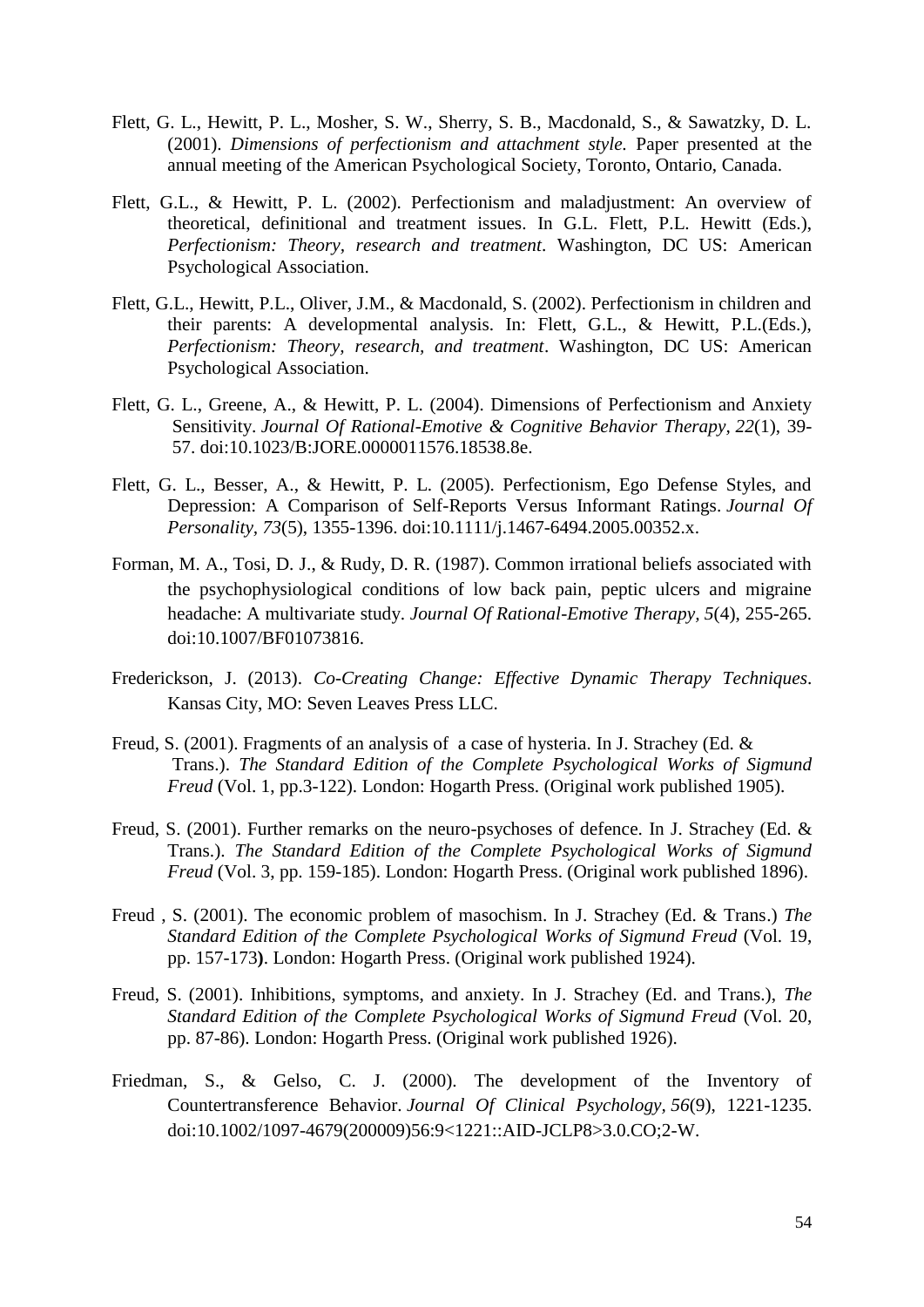Flett, G. L., Hewitt, P. L., Mosher, S. W., Sherry, S. B., Macdonald, S., & Sawatzky, D. L. (2001). *Dimensions of perfectionism and attachment style.* Paper presented at the annual meeting of the American Psychological Society, Toronto, Ontario, Canada.

Flett, G.L., & Hewitt, P. L. (2002). Perfectionism and maladjustment: An overview of theoretical, definitional and treatment issues. In G.L. Flett, P.L. Hewitt (Eds.), *Perfectionism: Theory, research and treatment*. Washington, DC US: American Psychological Association.

Flett, G.L., Hewitt, P.L., Oliver, J.M., & Macdonald, S. (2002). Perfectionism in children and their parents: A developmental analysis. In: Flett, G.L., & Hewitt, P.L.(Eds.), *Perfectionism: Theory, research, and treatment*. Washington, DC US: American Psychological Association.

Flett, G. L., Greene, A., & Hewitt, P. L. (2004). Dimensions of Perfectionism and Anxiety Sensitivity. *Journal Of Rational-Emotive & Cognitive Behavior Therapy, 22*(1), 39-57. doi:10.1023/B:JORE.0000011576.18538.8e.

Flett, G. L., Besser, A., & Hewitt, P. L. (2005). Perfectionism, Ego Defense Styles, and Depression: A Comparison of Self-Reports Versus Informant Ratings. *Journal Of Personality, 73*(5), 1355-1396. doi:10.1111/j.1467-6494.2005.00352.x.

Forman, M. A., Tosi, D. J., & Rudy, D. R. (1987). Common irrational beliefs associated with the psychophysiological conditions of low back pain, peptic ulcers and migraine headache: A multivariate study. *Journal Of Rational-Emotive Therapy, 5*(4), 255-265. doi:10.1007/BF01073816.

Frederickson, J. (2013). *Co-Creating Change: Effective Dynamic Therapy Techniques*. Kansas City, MO: Seven Leaves Press LLC.

Freud, S. (2001). Fragments of an analysis of a case of hysteria. In J. Strachey (Ed. & Trans.). *The Standard Edition of the Complete Psychological Works of Sigmund Freud* (Vol. 1, pp.3-122). London: Hogarth Press. (Original work published 1905).

Freud, S. (2001). Further remarks on the neuro-psychoses of defence. In J. Strachey (Ed. & Trans.). *The Standard Edition of the Complete Psychological Works of Sigmund Freud* (Vol. 3, pp. 159-185). London: Hogarth Press. (Original work published 1896).

Freud , S. (2001). The economic problem of masochism. In J. Strachey (Ed. & Trans.) *The Standard Edition of the Complete Psychological Works of Sigmund Freud* (Vol. 19, pp. 157-173**)**. London: Hogarth Press. (Original work published 1924).

Freud, S. (2001). Inhibitions, symptoms, and anxiety. In J. Strachey (Ed. and Trans.), *The Standard Edition of the Complete Psychological Works of Sigmund Freud* (Vol. 20, pp. 87-86). London: Hogarth Press. (Original work published 1926).

Friedman, S., & Gelso, C. J. (2000). The development of the Inventory of Countertransference Behavior. *Journal Of Clinical Psychology, 56*(9), 1221-1235. doi:10.1002/1097-4679(200009)56:9<1221::AID-JCLP8>3.0.CO;2-W.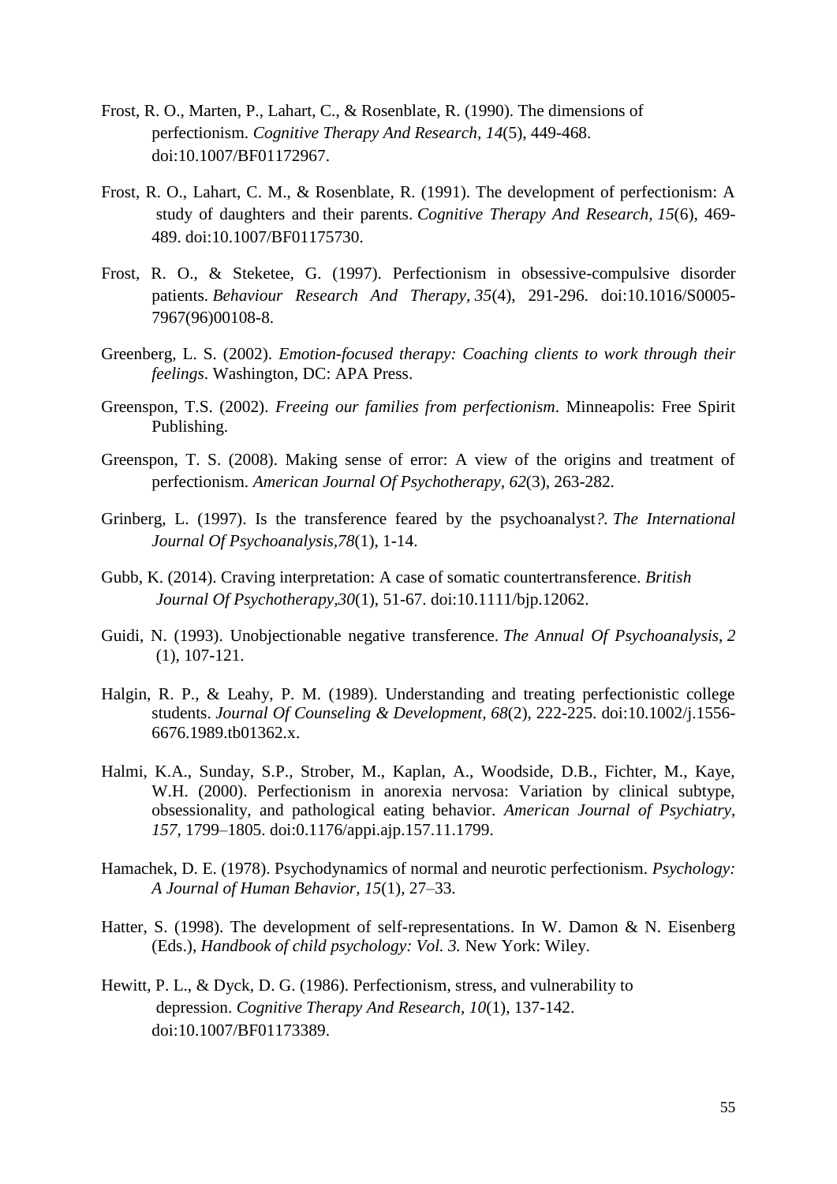Frost, R. O., Marten, P., Lahart, C., & Rosenblate, R. (1990). The dimensions of perfectionism. *Cognitive Therapy And Research, 14*(5), 449-468. doi:10.1007/BF01172967.

Frost, R. O., Lahart, C. M., & Rosenblate, R. (1991). The development of perfectionism: A study of daughters and their parents. *Cognitive Therapy And Research, 15*(6), 469-489. doi:10.1007/BF01175730.

Frost, R. O., & Steketee, G. (1997). Perfectionism in obsessive-compulsive disorder patients. *Behaviour Research And Therapy, 35*(4), 291-296. doi:10.1016/S0005-7967(96)00108-8.

Greenberg, L. S. (2002). *Emotion-focused therapy: Coaching clients to work through their feelings*. Washington, DC: APA Press.

Greenspon, T.S. (2002). *Freeing our families from perfectionism*. Minneapolis: Free Spirit Publishing.

Greenspon, T. S. (2008). Making sense of error: A view of the origins and treatment of perfectionism. *American Journal Of Psychotherapy, 62*(3), 263-282.

Grinberg, L. (1997). Is the transference feared by the psychoanalyst*?. The International Journal Of Psychoanalysis,78*(1), 1-14.

Gubb, K. (2014). Craving interpretation: A case of somatic countertransference. *British Journal Of Psychotherapy,30*(1), 51-67. doi:10.1111/bjp.12062.

Guidi, N. (1993). Unobjectionable negative transference. *The Annual Of Psychoanalysis, 2* (1), 107-121.

Halgin, R. P., & Leahy, P. M. (1989). Understanding and treating perfectionistic college students. *Journal Of Counseling & Development, 68*(2), 222-225. doi:10.1002/j.1556-6676.1989.tb01362.x.

Halmi, K.A., Sunday, S.P., Strober, M., Kaplan, A., Woodside, D.B., Fichter, M., Kaye, W.H. (2000). Perfectionism in anorexia nervosa: Variation by clinical subtype, obsessionality, and pathological eating behavior. *American Journal of Psychiatry*, *157*, 1799–1805. doi:0.1176/appi.ajp.157.11.1799.

Hamachek, D. E. (1978). Psychodynamics of normal and neurotic perfectionism. *Psychology: A Journal of Human Behavior, 15*(1), 27–33.

Hatter, S. (1998). The development of self-representations. In W. Damon & N. Eisenberg (Eds.), *Handbook of child psychology: Vol. 3.* New York: Wiley.

Hewitt, P. L., & Dyck, D. G. (1986). Perfectionism, stress, and vulnerability to depression. *Cognitive Therapy And Research, 10*(1), 137-142. doi:10.1007/BF01173389.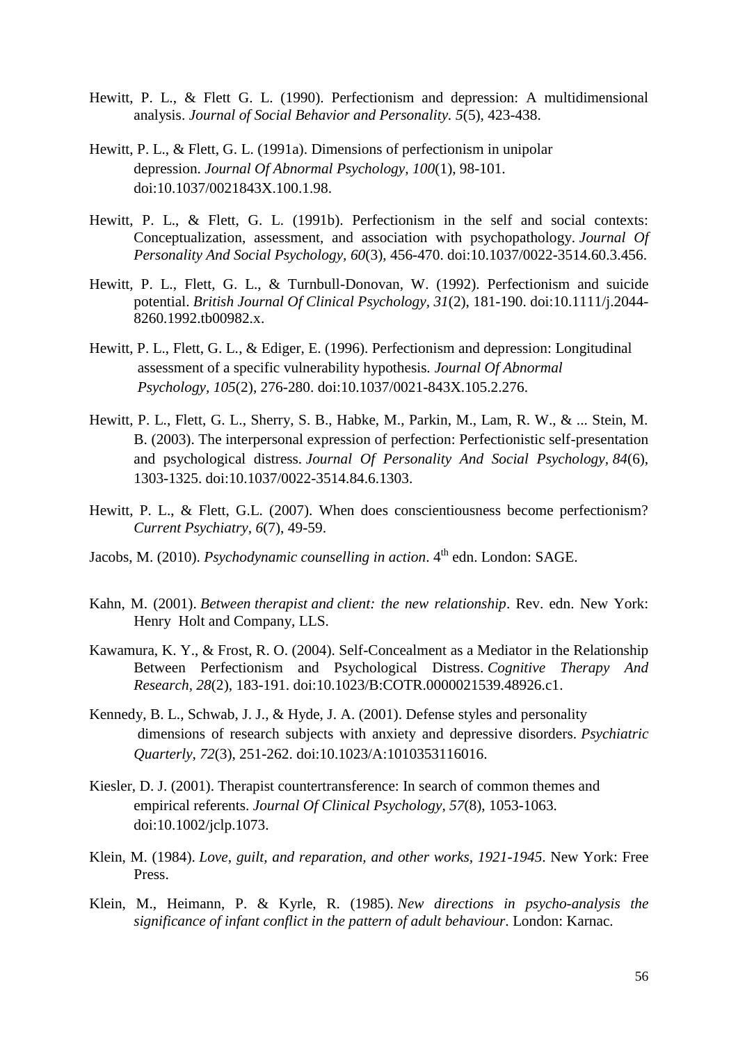Hewitt, P. L., & Flett G. L. (1990). Perfectionism and depression: A multidimensional analysis. *Journal of Social Behavior and Personality. 5*(5), 423-438.

Hewitt, P. L., & Flett, G. L. (1991a). Dimensions of perfectionism in unipolar depression. *Journal Of Abnormal Psychology, 100*(1), 98-101. doi:10.1037/0021843X.100.1.98.

Hewitt, P. L., & Flett, G. L. (1991b). Perfectionism in the self and social contexts: Conceptualization, assessment, and association with psychopathology. *Journal Of Personality And Social Psychology, 60*(3), 456-470. doi:10.1037/0022-3514.60.3.456.

Hewitt, P. L., Flett, G. L., & Turnbull-Donovan, W. (1992). Perfectionism and suicide potential. *British Journal Of Clinical Psychology, 31*(2), 181-190. doi:10.1111/j.2044-8260.1992.tb00982.x.

Hewitt, P. L., Flett, G. L., & Ediger, E. (1996). Perfectionism and depression: Longitudinal assessment of a specific vulnerability hypothesis. *Journal Of Abnormal Psychology, 105*(2), 276-280. doi:10.1037/0021-843X.105.2.276.

Hewitt, P. L., Flett, G. L., Sherry, S. B., Habke, M., Parkin, M., Lam, R. W., & ... Stein, M. B. (2003). The interpersonal expression of perfection: Perfectionistic self-presentation and psychological distress. *Journal Of Personality And Social Psychology, 84*(6), 1303-1325. doi:10.1037/0022-3514.84.6.1303.

Hewitt, P. L., & Flett, G.L. (2007). When does conscientiousness become perfectionism? *Current Psychiatry, 6*(7), 49-59.

Jacobs, M. (2010). *Psychodynamic counselling in action*. 4th edn. London: SAGE.

Kahn, M. (2001). *Between therapist and client: the new relationship*. Rev. edn. New York: Henry Holt and Company, LLS.

Kawamura, K. Y., & Frost, R. O. (2004). Self-Concealment as a Mediator in the Relationship Between Perfectionism and Psychological Distress. *Cognitive Therapy And Research, 28*(2), 183-191. doi:10.1023/B:COTR.0000021539.48926.c1.

Kennedy, B. L., Schwab, J. J., & Hyde, J. A. (2001). Defense styles and personality dimensions of research subjects with anxiety and depressive disorders. *Psychiatric Quarterly, 72*(3), 251-262. doi:10.1023/A:1010353116016.

Kiesler, D. J. (2001). Therapist countertransference: In search of common themes and empirical referents. *Journal Of Clinical Psychology, 57*(8), 1053-1063. doi:10.1002/jclp.1073.

Klein, M. (1984). *Love, guilt, and reparation, and other works, 1921-1945*. New York: Free Press.

Klein, M., Heimann, P. & Kyrle, R. (1985). *New directions in psycho-analysis the significance of infant conflict in the pattern of adult behaviour*. London: Karnac.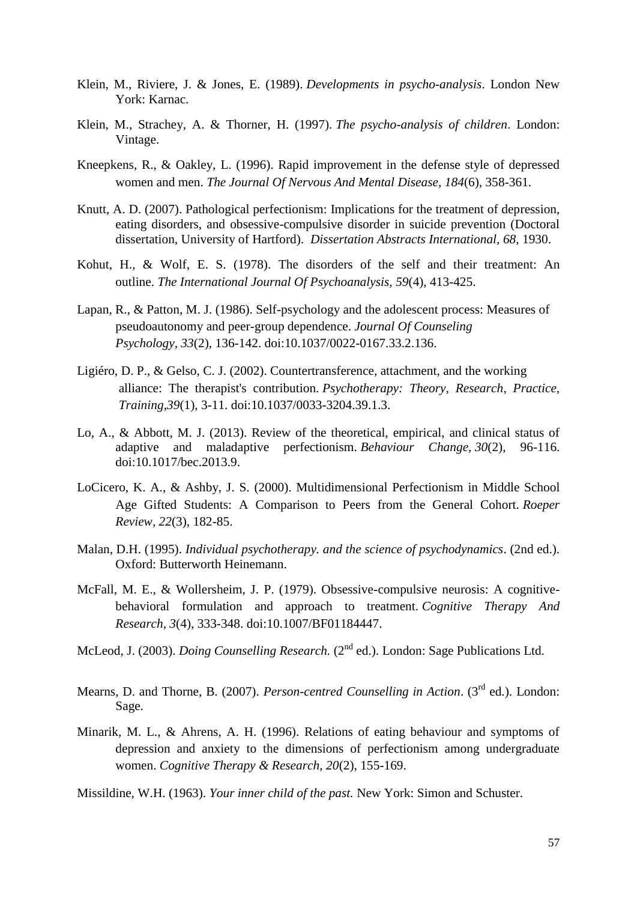Klein, M., Riviere, J. & Jones, E. (1989). *Developments in psycho-analysis*. London New York: Karnac.

Klein, M., Strachey, A. & Thorner, H. (1997). *The psycho-analysis of children*. London: Vintage.

Kneepkens, R., & Oakley, L. (1996). Rapid improvement in the defense style of depressed women and men. *The Journal Of Nervous And Mental Disease, 184*(6), 358-361.

Knutt, A. D. (2007). Pathological perfectionism: Implications for the treatment of depression, eating disorders, and obsessive-compulsive disorder in suicide prevention (Doctoral dissertation, University of Hartford). *Dissertation Abstracts International, 68*, 1930.

Kohut, H., & Wolf, E. S. (1978). The disorders of the self and their treatment: An outline. *The International Journal Of Psychoanalysis, 59*(4), 413-425.

Lapan, R., & Patton, M. J. (1986). Self-psychology and the adolescent process: Measures of pseudoautonomy and peer-group dependence. *Journal Of Counseling Psychology, 33*(2), 136-142. doi:10.1037/0022-0167.33.2.136.

Ligiéro, D. P., & Gelso, C. J. (2002). Countertransference, attachment, and the working alliance: The therapist's contribution. *Psychotherapy: Theory, Research, Practice, Training,39*(1), 3-11. doi:10.1037/0033-3204.39.1.3.

Lo, A., & Abbott, M. J. (2013). Review of the theoretical, empirical, and clinical status of adaptive and maladaptive perfectionism. *Behaviour Change, 30*(2), 96-116. doi:10.1017/bec.2013.9.

LoCicero, K. A., & Ashby, J. S. (2000). Multidimensional Perfectionism in Middle School Age Gifted Students: A Comparison to Peers from the General Cohort. *Roeper Review, 22*(3), 182-85.

Malan, D.H. (1995). *Individual psychotherapy. and the science of psychodynamics*. (2nd ed.). Oxford: Butterworth Heinemann.

McFall, M. E., & Wollersheim, J. P. (1979). Obsessive-compulsive neurosis: A cognitive-behavioral formulation and approach to treatment. *Cognitive Therapy And Research, 3*(4), 333-348. doi:10.1007/BF01184447.

McLeod, J. (2003). *Doing Counselling Research.* (2nd ed.). London: Sage Publications Ltd.

Mearns, D. and Thorne, B. (2007). *Person-centred Counselling in Action*. (3rd ed.). London: Sage.

Minarik, M. L., & Ahrens, A. H. (1996). Relations of eating behaviour and symptoms of depression and anxiety to the dimensions of perfectionism among undergraduate women. *Cognitive Therapy & Research, 20*(2), 155-169.

Missildine, W.H. (1963). *Your inner child of the past.* New York: Simon and Schuster.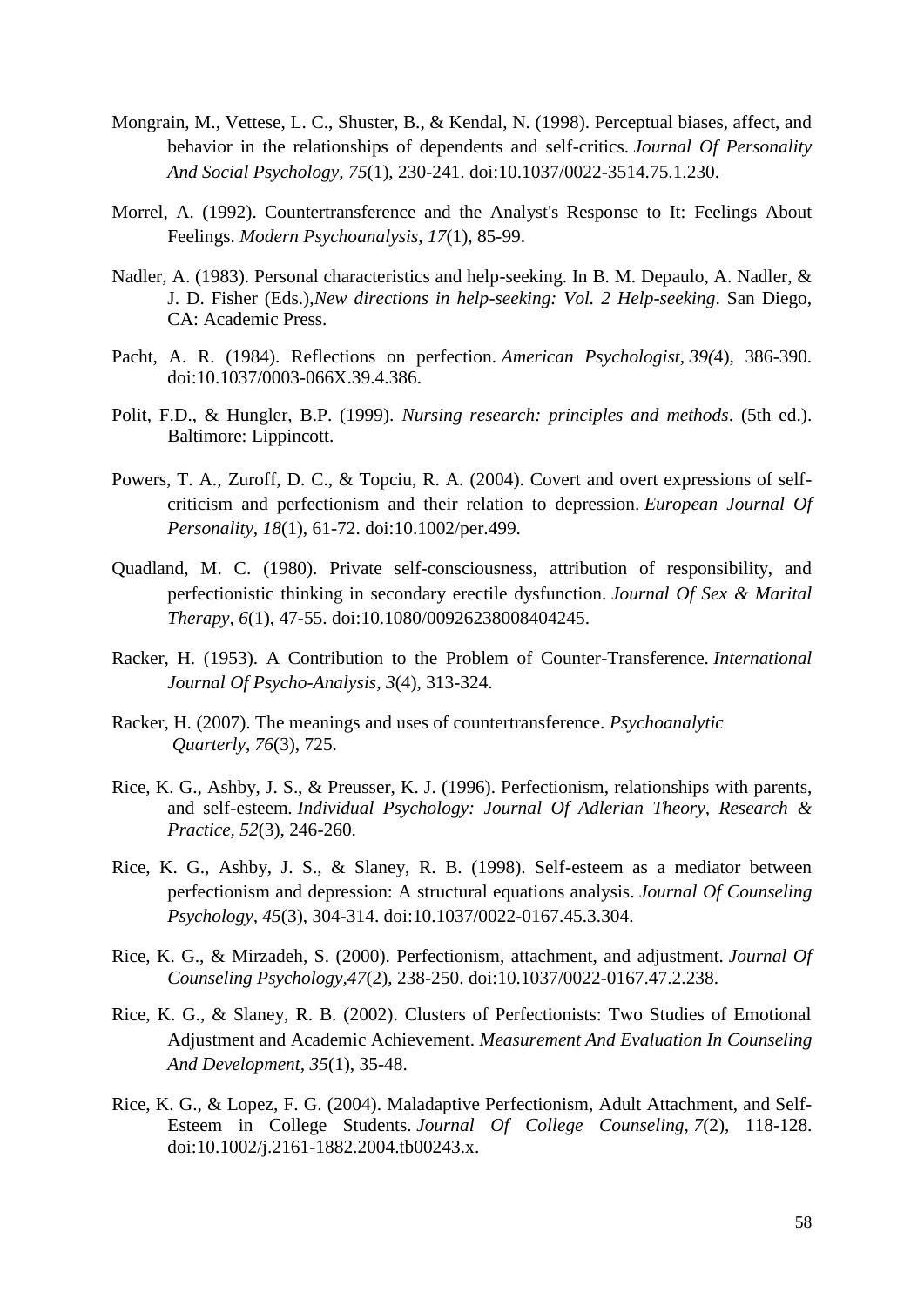Mongrain, M., Vettese, L. C., Shuster, B., & Kendal, N. (1998). Perceptual biases, affect, and behavior in the relationships of dependents and self-critics. *Journal Of Personality And Social Psychology, 75*(1), 230-241. doi:10.1037/0022-3514.75.1.230.

Morrel, A. (1992). Countertransference and the Analyst's Response to It: Feelings About Feelings. *Modern Psychoanalysis, 17*(1), 85-99.

Nadler, A. (1983). Personal characteristics and help-seeking. In B. M. Depaulo, A. Nadler, & J. D. Fisher (Eds.),*New directions in help-seeking: Vol. 2 Help-seeking*. San Diego, CA: Academic Press.

Pacht, A. R. (1984). Reflections on perfection. *American Psychologist, 39(*4), 386-390. doi:10.1037/0003-066X.39.4.386.

Polit, F.D., & Hungler, B.P. (1999). *Nursing research: principles and methods*. (5th ed.). Baltimore: Lippincott.

Powers, T. A., Zuroff, D. C., & Topciu, R. A. (2004). Covert and overt expressions of self-criticism and perfectionism and their relation to depression. *European Journal Of Personality, 18*(1), 61-72. doi:10.1002/per.499.

Quadland, M. C. (1980). Private self-consciousness, attribution of responsibility, and perfectionistic thinking in secondary erectile dysfunction. *Journal Of Sex & Marital Therapy, 6*(1), 47-55. doi:10.1080/00926238008404245.

Racker, H. (1953). A Contribution to the Problem of Counter-Transference. *International Journal Of Psycho-Analysis*, *3*(4), 313-324.

Racker, H. (2007). The meanings and uses of countertransference. *Psychoanalytic Quarterly*, *76*(3), 725.

Rice, K. G., Ashby, J. S., & Preusser, K. J. (1996). Perfectionism, relationships with parents, and self-esteem. *Individual Psychology: Journal Of Adlerian Theory, Research & Practice, 52*(3), 246-260.

Rice, K. G., Ashby, J. S., & Slaney, R. B. (1998). Self-esteem as a mediator between perfectionism and depression: A structural equations analysis. *Journal Of Counseling Psychology, 45*(3), 304-314. doi:10.1037/0022-0167.45.3.304.

Rice, K. G., & Mirzadeh, S. (2000). Perfectionism, attachment, and adjustment. *Journal Of Counseling Psychology,47*(2), 238-250. doi:10.1037/0022-0167.47.2.238.

Rice, K. G., & Slaney, R. B. (2002). Clusters of Perfectionists: Two Studies of Emotional Adjustment and Academic Achievement. *Measurement And Evaluation In Counseling And Development*, *35*(1), 35-48.

Rice, K. G., & Lopez, F. G. (2004). Maladaptive Perfectionism, Adult Attachment, and Self-Esteem in College Students. *Journal Of College Counseling, 7*(2), 118-128. doi:10.1002/j.2161-1882.2004.tb00243.x.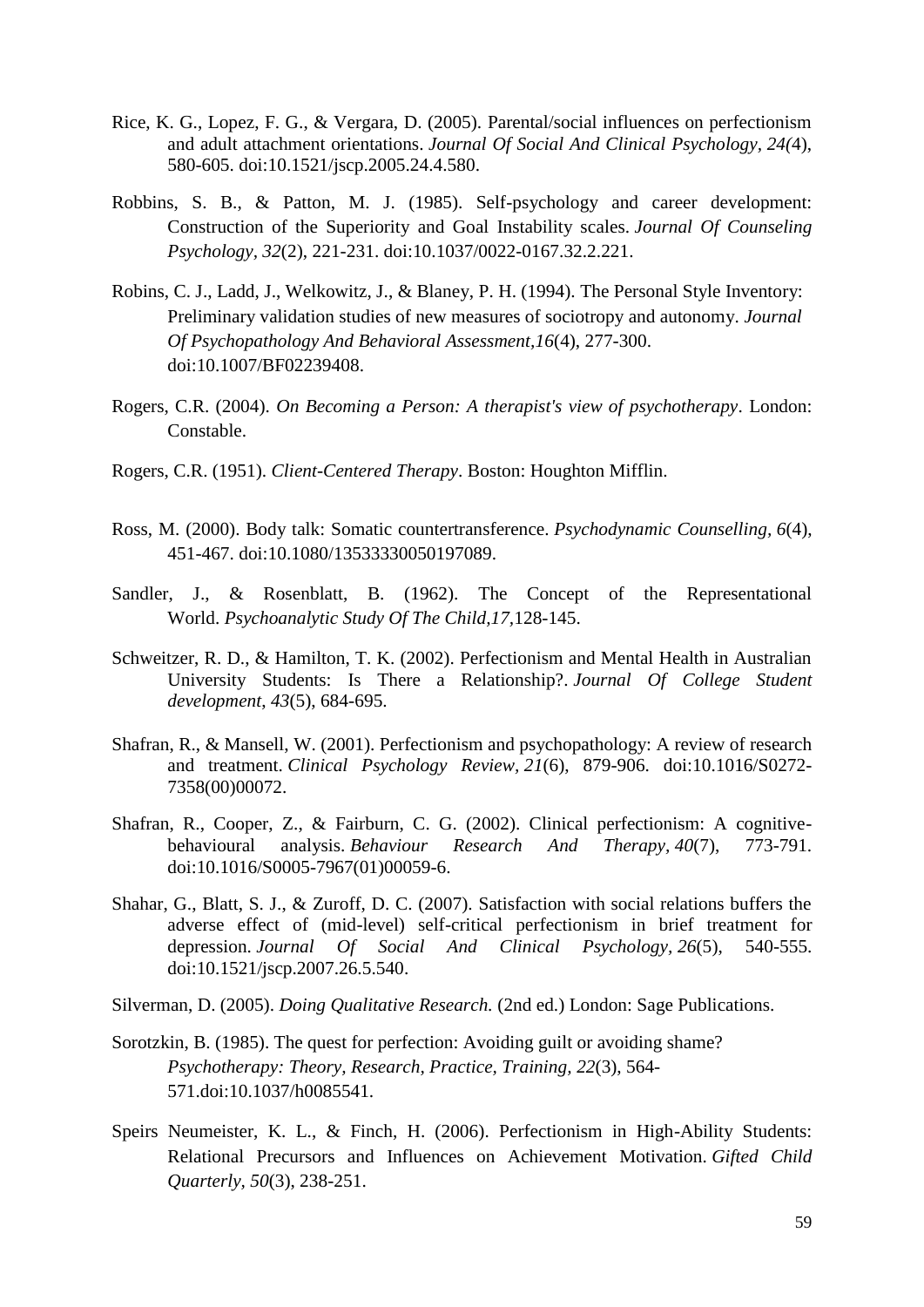Rice, K. G., Lopez, F. G., & Vergara, D. (2005). Parental/social influences on perfectionism and adult attachment orientations. *Journal Of Social And Clinical Psychology, 24(*4), 580-605. doi:10.1521/jscp.2005.24.4.580.

Robbins, S. B., & Patton, M. J. (1985). Self-psychology and career development: Construction of the Superiority and Goal Instability scales. *Journal Of Counseling Psychology, 32*(2), 221-231. doi:10.1037/0022-0167.32.2.221.

Robins, C. J., Ladd, J., Welkowitz, J., & Blaney, P. H. (1994). The Personal Style Inventory: Preliminary validation studies of new measures of sociotropy and autonomy. *Journal Of Psychopathology And Behavioral Assessment,16*(4), 277-300. doi:10.1007/BF02239408.

Rogers, C.R. (2004). *On Becoming a Person: A therapist's view of psychotherapy*. London: Constable.

Rogers, C.R. (1951). *Client-Centered Therapy*. Boston: Houghton Mifflin.

Ross, M. (2000). Body talk: Somatic countertransference. *Psychodynamic Counselling, 6*(4), 451-467. doi:10.1080/13533330050197089.

Sandler, J., & Rosenblatt, B. (1962). The Concept of the Representational World. *Psychoanalytic Study Of The Child,17,*128-145.

Schweitzer, R. D., & Hamilton, T. K. (2002). Perfectionism and Mental Health in Australian University Students: Is There a Relationship?. *Journal Of College Student development, 43*(5), 684-695.

Shafran, R., & Mansell, W. (2001). Perfectionism and psychopathology: A review of research and treatment. *Clinical Psychology Review, 21*(6), 879-906. doi:10.1016/S0272-7358(00)00072.

Shafran, R., Cooper, Z., & Fairburn, C. G. (2002). Clinical perfectionism: A cognitive-behavioural analysis. *Behaviour Research And Therapy, 40*(7), 773-791. doi:10.1016/S0005-7967(01)00059-6.

Shahar, G., Blatt, S. J., & Zuroff, D. C. (2007). Satisfaction with social relations buffers the adverse effect of (mid-level) self-critical perfectionism in brief treatment for depression. *Journal Of Social And Clinical Psychology, 26*(5), 540-555. doi:10.1521/jscp.2007.26.5.540.

Silverman, D. (2005). *Doing Qualitative Research.* (2nd ed.) London: Sage Publications.

Sorotzkin, B. (1985). The quest for perfection: Avoiding guilt or avoiding shame? *Psychotherapy: Theory, Research, Practice, Training, 22*(3), 564-571.doi:10.1037/h0085541.

Speirs Neumeister, K. L., & Finch, H. (2006). Perfectionism in High-Ability Students: Relational Precursors and Influences on Achievement Motivation. *Gifted Child Quarterly, 50*(3), 238-251.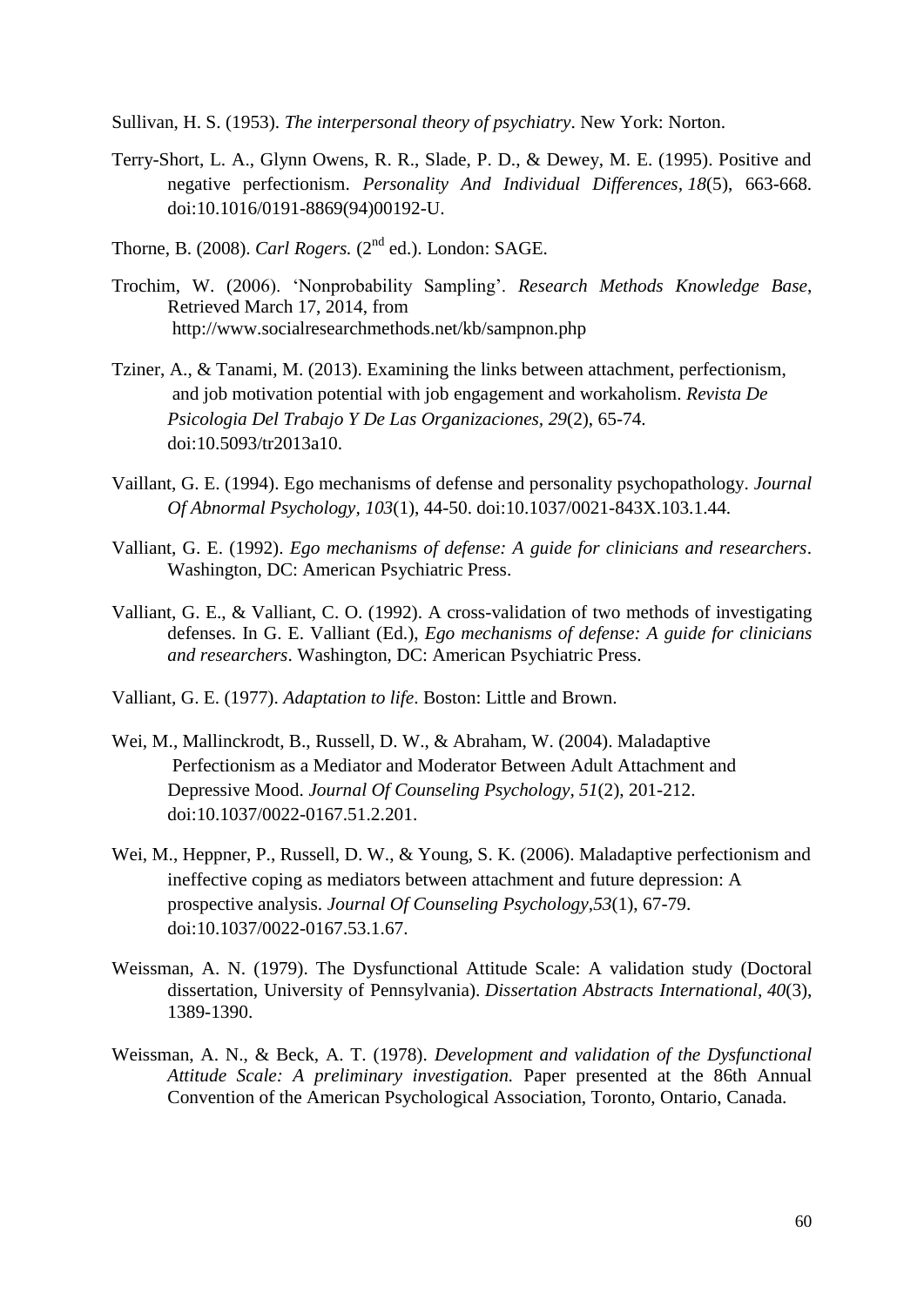Sullivan, H. S. (1953). *The interpersonal theory of psychiatry*. New York: Norton.

Terry-Short, L. A., Glynn Owens, R. R., Slade, P. D., & Dewey, M. E. (1995). Positive and negative perfectionism. *Personality And Individual Differences*, *18*(5), 663-668. doi:10.1016/0191-8869(94)00192-U.

Thorne, B. (2008). *Carl Rogers.* (2nd ed.). London: SAGE.

Trochim, W. (2006). 'Nonprobability Sampling'. *Research Methods Knowledge Base*, Retrieved March 17, 2014, from http://www.socialresearchmethods.net/kb/sampnon.php

Tziner, A., & Tanami, M. (2013). Examining the links between attachment, perfectionism, and job motivation potential with job engagement and workaholism. *Revista De Psicologia Del Trabajo Y De Las Organizaciones*, *29*(2), 65-74. doi:10.5093/tr2013a10.

Vaillant, G. E. (1994). Ego mechanisms of defense and personality psychopathology. *Journal Of Abnormal Psychology*, *103*(1), 44-50. doi:10.1037/0021-843X.103.1.44.

Valliant, G. E. (1992). *Ego mechanisms of defense: A guide for clinicians and researchers*. Washington, DC: American Psychiatric Press.

Valliant, G. E., & Valliant, C. O. (1992). A cross-validation of two methods of investigating defenses. In G. E. Valliant (Ed.), *Ego mechanisms of defense: A guide for clinicians and researchers*. Washington, DC: American Psychiatric Press.

Valliant, G. E. (1977). *Adaptation to life*. Boston: Little and Brown.

Wei, M., Mallinckrodt, B., Russell, D. W., & Abraham, W. (2004). Maladaptive Perfectionism as a Mediator and Moderator Between Adult Attachment and Depressive Mood. *Journal Of Counseling Psychology*, *51*(2), 201-212. doi:10.1037/0022-0167.51.2.201.

Wei, M., Heppner, P., Russell, D. W., & Young, S. K. (2006). Maladaptive perfectionism and ineffective coping as mediators between attachment and future depression: A prospective analysis. *Journal Of Counseling Psychology*,*53*(1), 67-79. doi:10.1037/0022-0167.53.1.67.

Weissman, A. N. (1979). The Dysfunctional Attitude Scale: A validation study (Doctoral dissertation, University of Pennsylvania). *Dissertation Abstracts International, 40*(3), 1389-1390.

Weissman, A. N., & Beck, A. T. (1978). *Development and validation of the Dysfunctional Attitude Scale: A preliminary investigation.* Paper presented at the 86th Annual Convention of the American Psychological Association, Toronto, Ontario, Canada.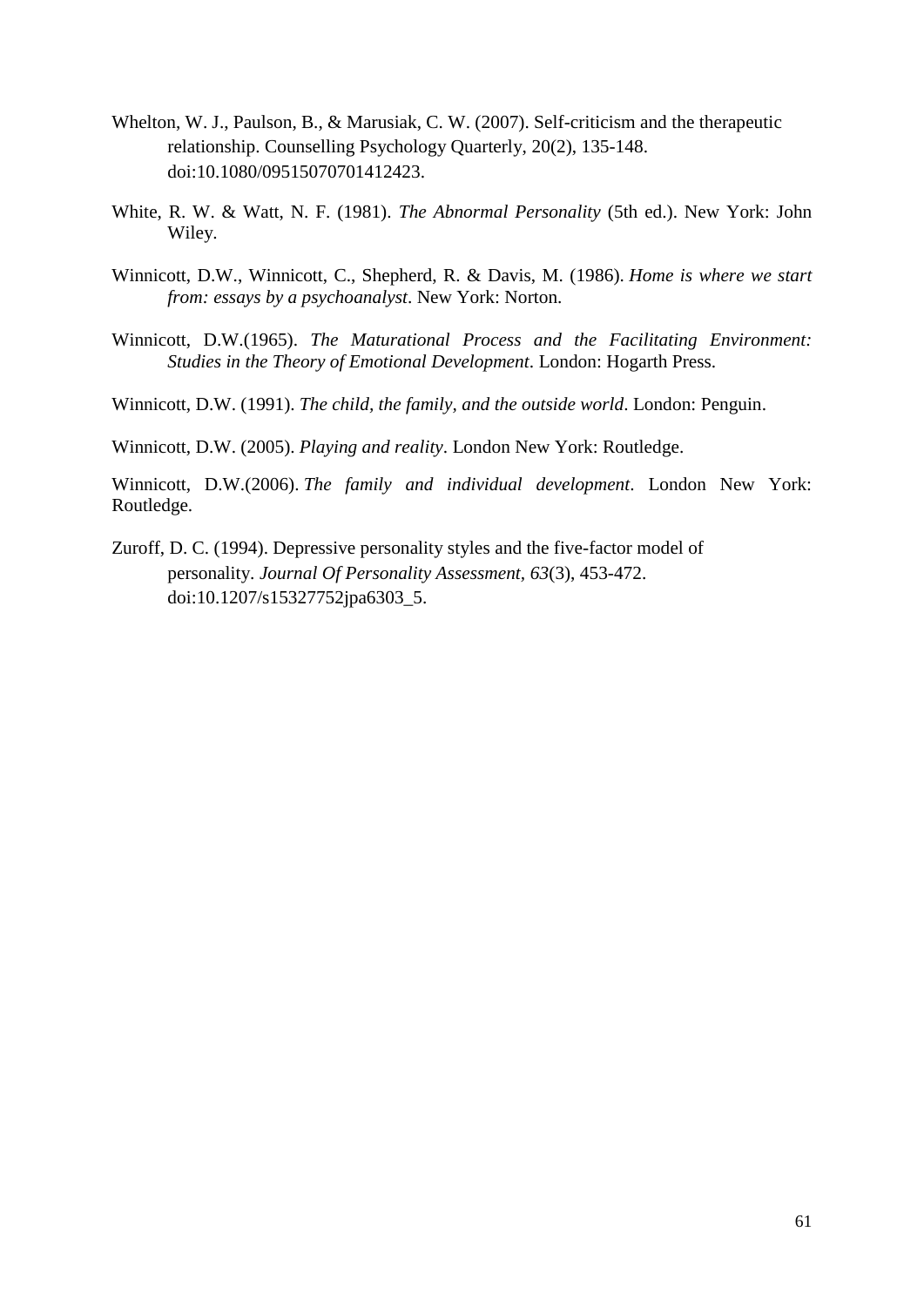Whelton, W. J., Paulson, B., & Marusiak, C. W. (2007). Self-criticism and the therapeutic relationship. Counselling Psychology Quarterly, 20(2), 135-148. doi:10.1080/09515070701412423.

White, R. W. & Watt, N. F. (1981). *The Abnormal Personality* (5th ed.). New York: John Wiley.

Winnicott, D.W., Winnicott, C., Shepherd, R. & Davis, M. (1986). *Home is where we start from: essays by a psychoanalyst*. New York: Norton.

Winnicott, D.W.(1965). *The Maturational Process and the Facilitating Environment: Studies in the Theory of Emotional Development*. London: Hogarth Press.

Winnicott, D.W. (1991). *The child, the family, and the outside world*. London: Penguin.

Winnicott, D.W. (2005). *Playing and reality*. London New York: Routledge.

Winnicott, D.W.(2006). *The family and individual development*. London New York: Routledge.

Zuroff, D. C. (1994). Depressive personality styles and the five-factor model of personality. *Journal Of Personality Assessment*, *63*(3), 453-472. doi:10.1207/s15327752jpa6303_5.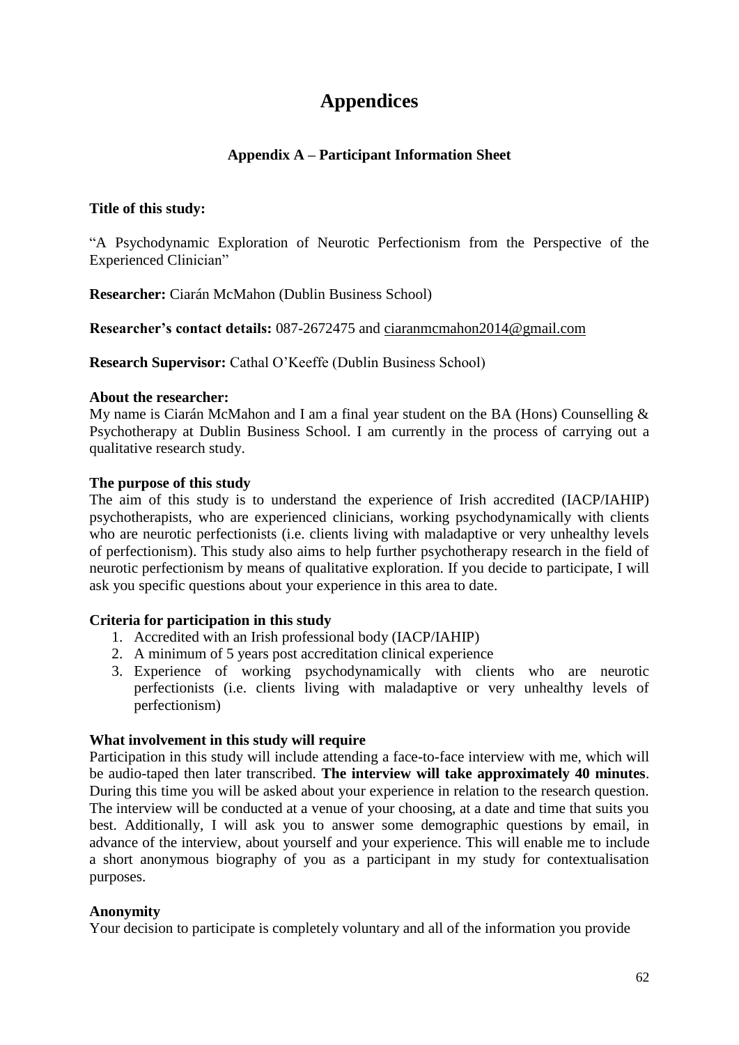# Appendices

## Appendix A – Participant Information Sheet

**Title of this study:**

"A Psychodynamic Exploration of Neurotic Perfectionism from the Perspective of the Experienced Clinician"

**Researcher:** Ciarán McMahon (Dublin Business School)

**Researcher's contact details:** 087-2672475 and ciaranmcmahon2014@gmail.com

**Research Supervisor:** Cathal O'Keeffe (Dublin Business School)

**About the researcher:**
My name is Ciarán McMahon and I am a final year student on the BA (Hons) Counselling & Psychotherapy at Dublin Business School. I am currently in the process of carrying out a qualitative research study.

**The purpose of this study**
The aim of this study is to understand the experience of Irish accredited (IACP/IAHIP) psychotherapists, who are experienced clinicians, working psychodynamically with clients who are neurotic perfectionists (i.e. clients living with maladaptive or very unhealthy levels of perfectionism). This study also aims to help further psychotherapy research in the field of neurotic perfectionism by means of qualitative exploration. If you decide to participate, I will ask you specific questions about your experience in this area to date.

**Criteria for participation in this study**

1. Accredited with an Irish professional body (IACP/IAHIP)
2. A minimum of 5 years post accreditation clinical experience
3. Experience of working psychodynamically with clients who are neurotic perfectionists (i.e. clients living with maladaptive or very unhealthy levels of perfectionism)

**What involvement in this study will require**
Participation in this study will include attending a face-to-face interview with me, which will be audio-taped then later transcribed. **The interview will take approximately 40 minutes**. During this time you will be asked about your experience in relation to the research question. The interview will be conducted at a venue of your choosing, at a date and time that suits you best. Additionally, I will ask you to answer some demographic questions by email, in advance of the interview, about yourself and your experience. This will enable me to include a short anonymous biography of you as a participant in my study for contextualisation purposes.

**Anonymity**
Your decision to participate is completely voluntary and all of the information you provide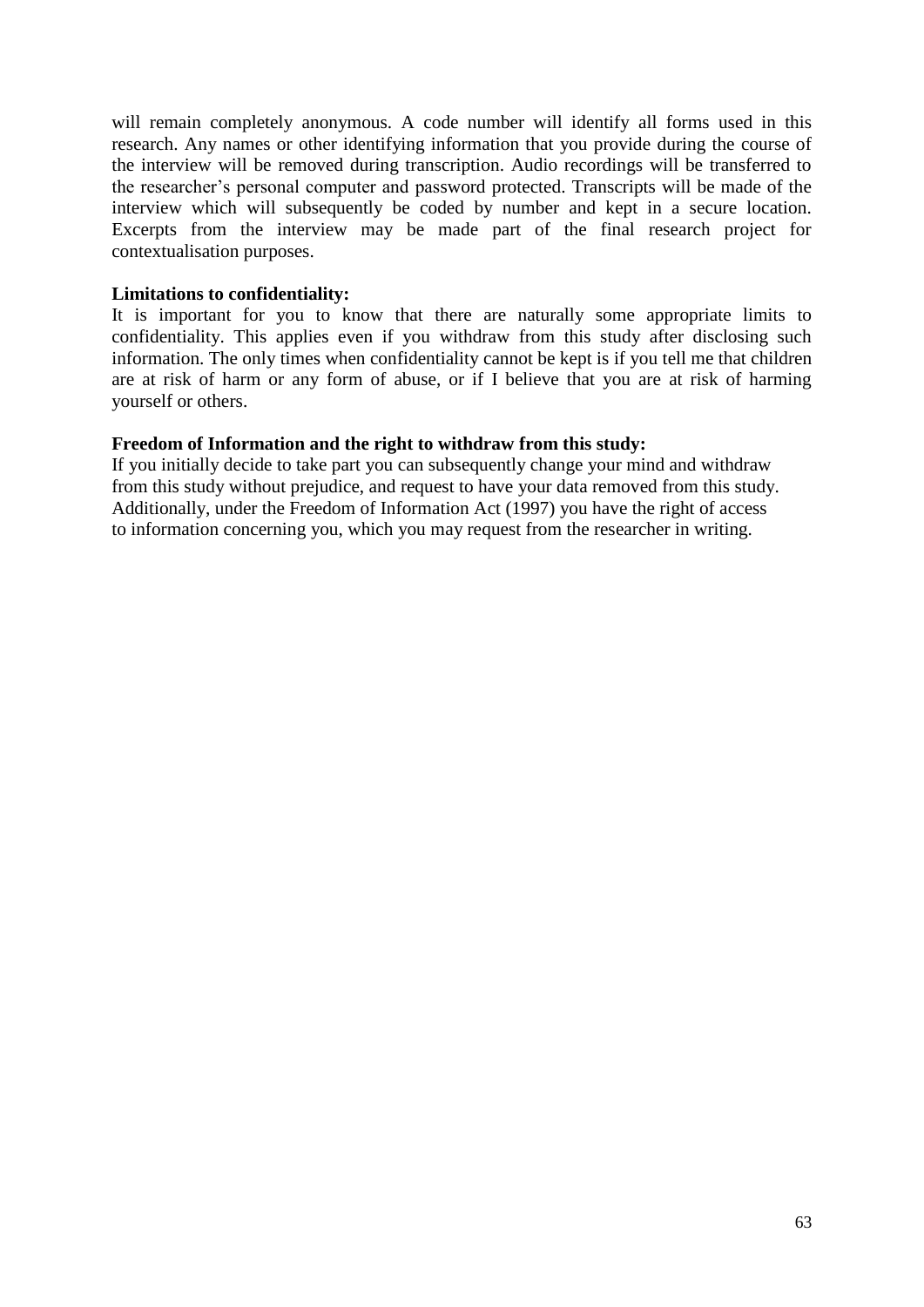will remain completely anonymous. A code number will identify all forms used in this research. Any names or other identifying information that you provide during the course of the interview will be removed during transcription. Audio recordings will be transferred to the researcher's personal computer and password protected. Transcripts will be made of the interview which will subsequently be coded by number and kept in a secure location. Excerpts from the interview may be made part of the final research project for contextualisation purposes.

**Limitations to confidentiality:**

It is important for you to know that there are naturally some appropriate limits to confidentiality. This applies even if you withdraw from this study after disclosing such information. The only times when confidentiality cannot be kept is if you tell me that children are at risk of harm or any form of abuse, or if I believe that you are at risk of harming yourself or others.

**Freedom of Information and the right to withdraw from this study:**

If you initially decide to take part you can subsequently change your mind and withdraw from this study without prejudice, and request to have your data removed from this study. Additionally, under the Freedom of Information Act (1997) you have the right of access to information concerning you, which you may request from the researcher in writing.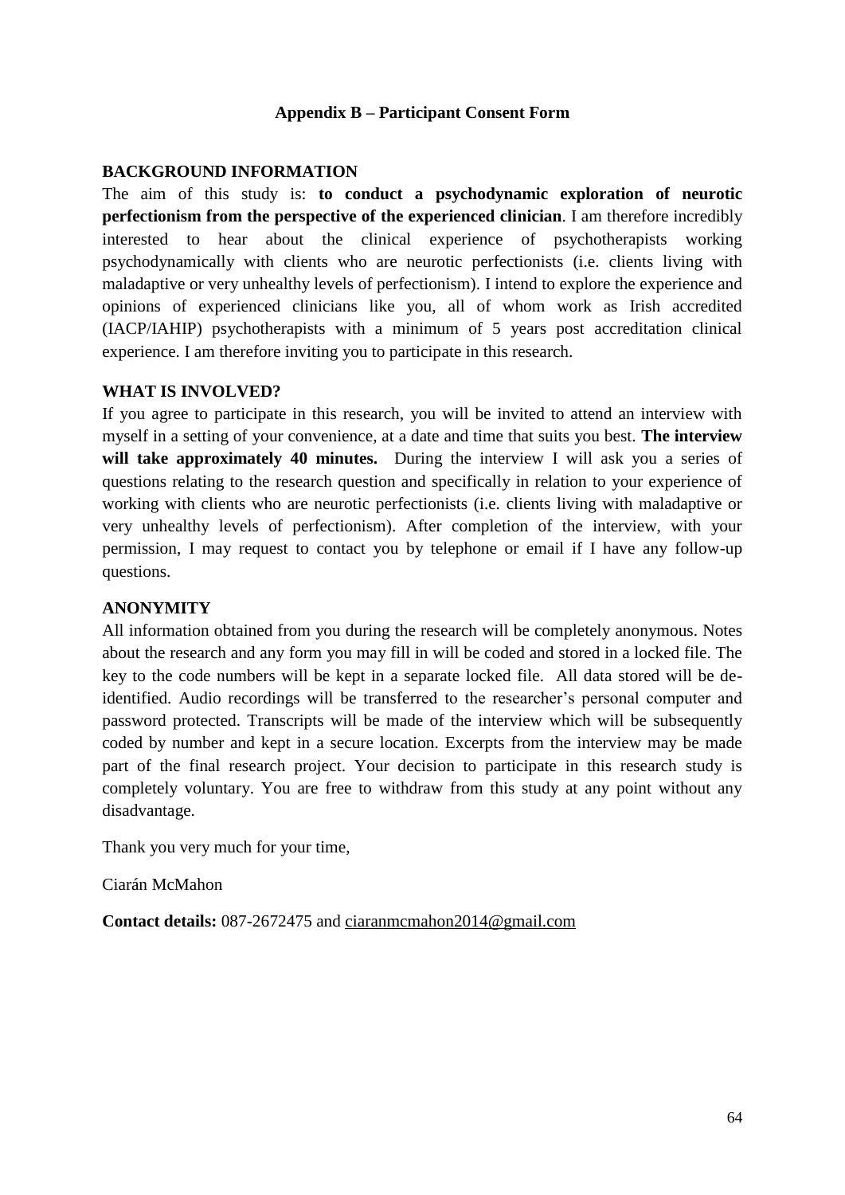## Appendix B – Participant Consent Form

**BACKGROUND INFORMATION**

The aim of this study is: **to conduct a psychodynamic exploration of neurotic perfectionism from the perspective of the experienced clinician**. I am therefore incredibly interested to hear about the clinical experience of psychotherapists working psychodynamically with clients who are neurotic perfectionists (i.e. clients living with maladaptive or very unhealthy levels of perfectionism). I intend to explore the experience and opinions of experienced clinicians like you, all of whom work as Irish accredited (IACP/IAHIP) psychotherapists with a minimum of 5 years post accreditation clinical experience. I am therefore inviting you to participate in this research.

**WHAT IS INVOLVED?**

If you agree to participate in this research, you will be invited to attend an interview with myself in a setting of your convenience, at a date and time that suits you best. **The interview will take approximately 40 minutes.** During the interview I will ask you a series of questions relating to the research question and specifically in relation to your experience of working with clients who are neurotic perfectionists (i.e. clients living with maladaptive or very unhealthy levels of perfectionism). After completion of the interview, with your permission, I may request to contact you by telephone or email if I have any follow-up questions.

**ANONYMITY**

All information obtained from you during the research will be completely anonymous. Notes about the research and any form you may fill in will be coded and stored in a locked file. The key to the code numbers will be kept in a separate locked file. All data stored will be de-identified. Audio recordings will be transferred to the researcher's personal computer and password protected. Transcripts will be made of the interview which will be subsequently coded by number and kept in a secure location. Excerpts from the interview may be made part of the final research project. Your decision to participate in this research study is completely voluntary. You are free to withdraw from this study at any point without any disadvantage.

Thank you very much for your time,

Ciarán McMahon

**Contact details:** 087-2672475 and ciaranmcmahon2014@gmail.com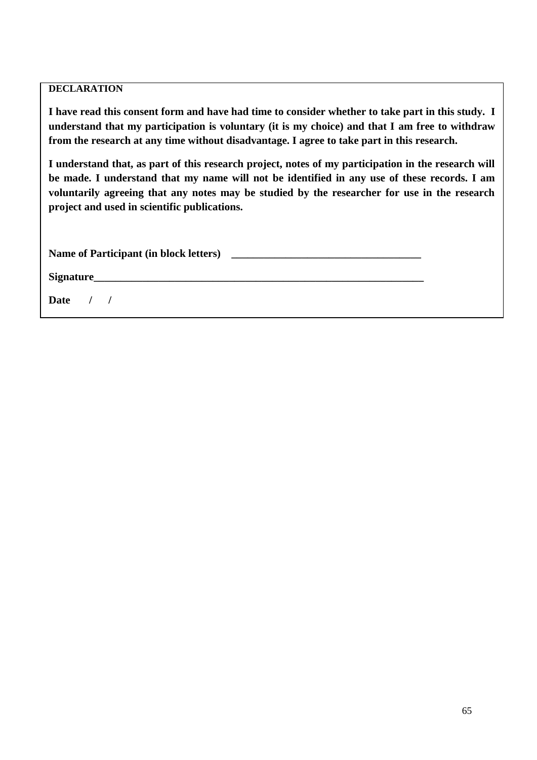**DECLARATION**

**I have read this consent form and have had time to consider whether to take part in this study. I understand that my participation is voluntary (it is my choice) and that I am free to withdraw from the research at any time without disadvantage. I agree to take part in this research.**

**I understand that, as part of this research project, notes of my participation in the research will be made. I understand that my name will not be identified in any use of these records. I am voluntarily agreeing that any notes may be studied by the researcher for use in the research project and used in scientific publications.**

**Name of Participant (in block letters)** ___________________________________

**Signature**______________________________________________________________

**Date / /**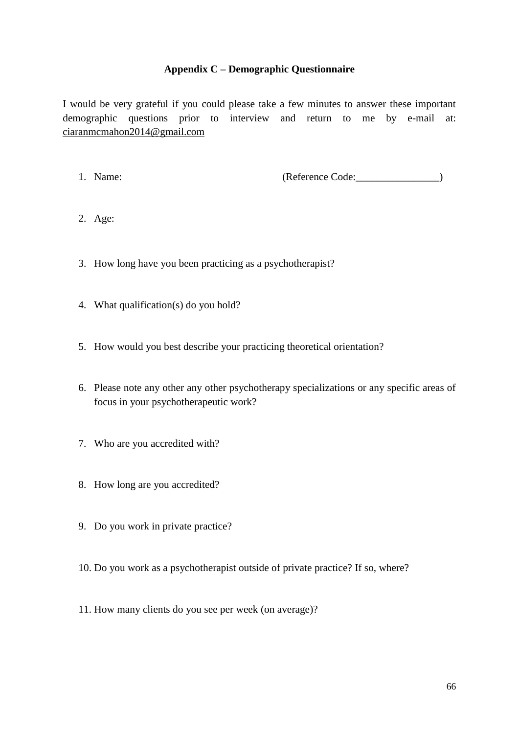**Appendix C – Demographic Questionnaire**

I would be very grateful if you could please take a few minutes to answer these important demographic questions prior to interview and return to me by e-mail at: ciaranmcmahon2014@gmail.com

1. Name: (Reference Code:________________)

2. Age:

3. How long have you been practicing as a psychotherapist?

4. What qualification(s) do you hold?

5. How would you best describe your practicing theoretical orientation?

6. Please note any other any other psychotherapy specializations or any specific areas of focus in your psychotherapeutic work?

7. Who are you accredited with?

8. How long are you accredited?

9. Do you work in private practice?

10. Do you work as a psychotherapist outside of private practice? If so, where?

11. How many clients do you see per week (on average)?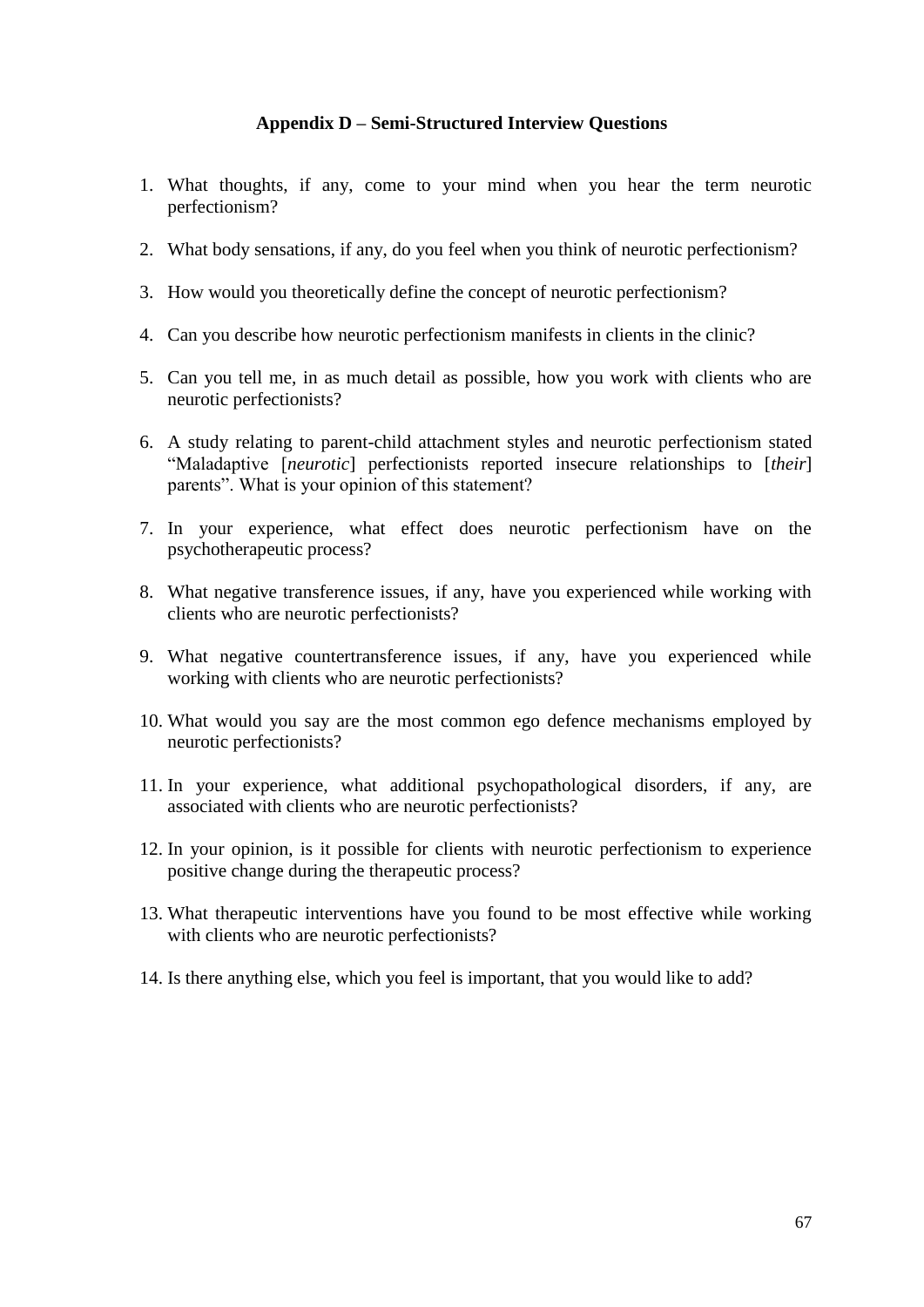## Appendix D – Semi-Structured Interview Questions

1. What thoughts, if any, come to your mind when you hear the term neurotic perfectionism?

2. What body sensations, if any, do you feel when you think of neurotic perfectionism?

3. How would you theoretically define the concept of neurotic perfectionism?

4. Can you describe how neurotic perfectionism manifests in clients in the clinic?

5. Can you tell me, in as much detail as possible, how you work with clients who are neurotic perfectionists?

6. A study relating to parent-child attachment styles and neurotic perfectionism stated "Maladaptive [*neurotic*] perfectionists reported insecure relationships to [*their*] parents". What is your opinion of this statement?

7. In your experience, what effect does neurotic perfectionism have on the psychotherapeutic process?

8. What negative transference issues, if any, have you experienced while working with clients who are neurotic perfectionists?

9. What negative countertransference issues, if any, have you experienced while working with clients who are neurotic perfectionists?

10. What would you say are the most common ego defence mechanisms employed by neurotic perfectionists?

11. In your experience, what additional psychopathological disorders, if any, are associated with clients who are neurotic perfectionists?

12. In your opinion, is it possible for clients with neurotic perfectionism to experience positive change during the therapeutic process?

13. What therapeutic interventions have you found to be most effective while working with clients who are neurotic perfectionists?

14. Is there anything else, which you feel is important, that you would like to add?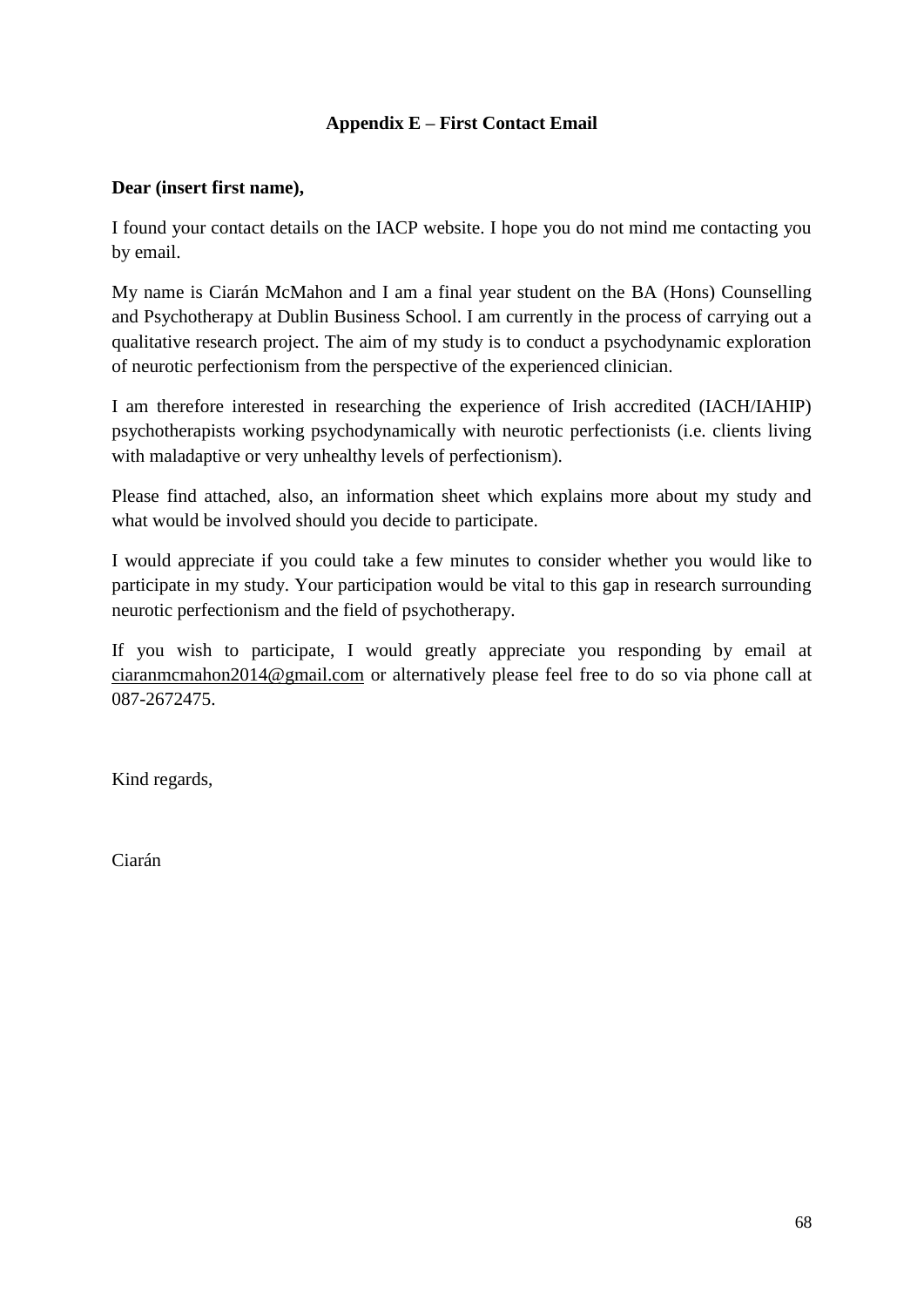## Appendix E – First Contact Email

**Dear (insert first name),**

I found your contact details on the IACP website. I hope you do not mind me contacting you by email.

My name is Ciarán McMahon and I am a final year student on the BA (Hons) Counselling and Psychotherapy at Dublin Business School. I am currently in the process of carrying out a qualitative research project. The aim of my study is to conduct a psychodynamic exploration of neurotic perfectionism from the perspective of the experienced clinician.

I am therefore interested in researching the experience of Irish accredited (IACH/IAHIP) psychotherapists working psychodynamically with neurotic perfectionists (i.e. clients living with maladaptive or very unhealthy levels of perfectionism).

Please find attached, also, an information sheet which explains more about my study and what would be involved should you decide to participate.

I would appreciate if you could take a few minutes to consider whether you would like to participate in my study. Your participation would be vital to this gap in research surrounding neurotic perfectionism and the field of psychotherapy.

If you wish to participate, I would greatly appreciate you responding by email at ciaranmcmahon2014@gmail.com or alternatively please feel free to do so via phone call at 087-2672475.

Kind regards,

Ciarán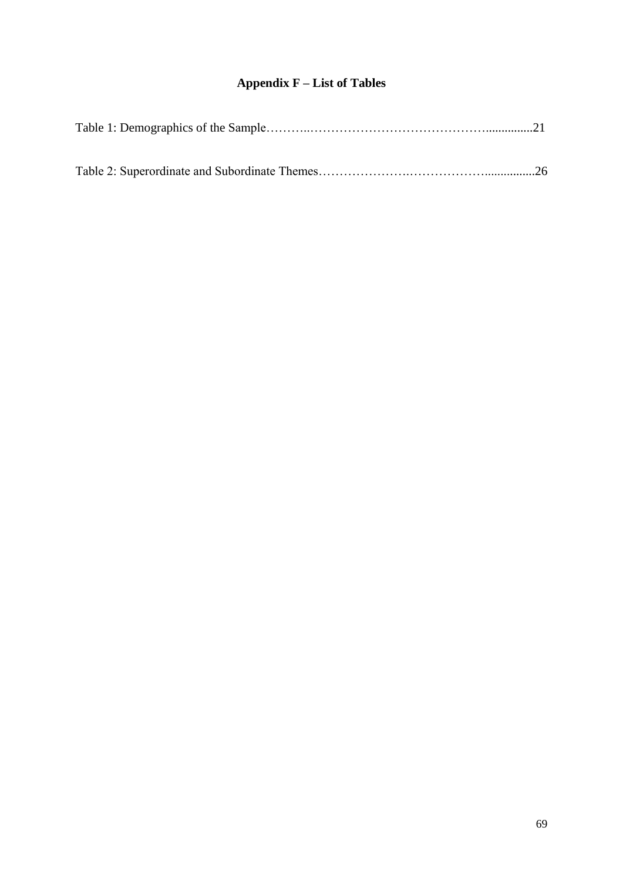# Appendix F – List of Tables

Table 1: Demographics of the Sample………..……………………………………..............21

Table 2: Superordinate and Subordinate Themes………………….………………................26